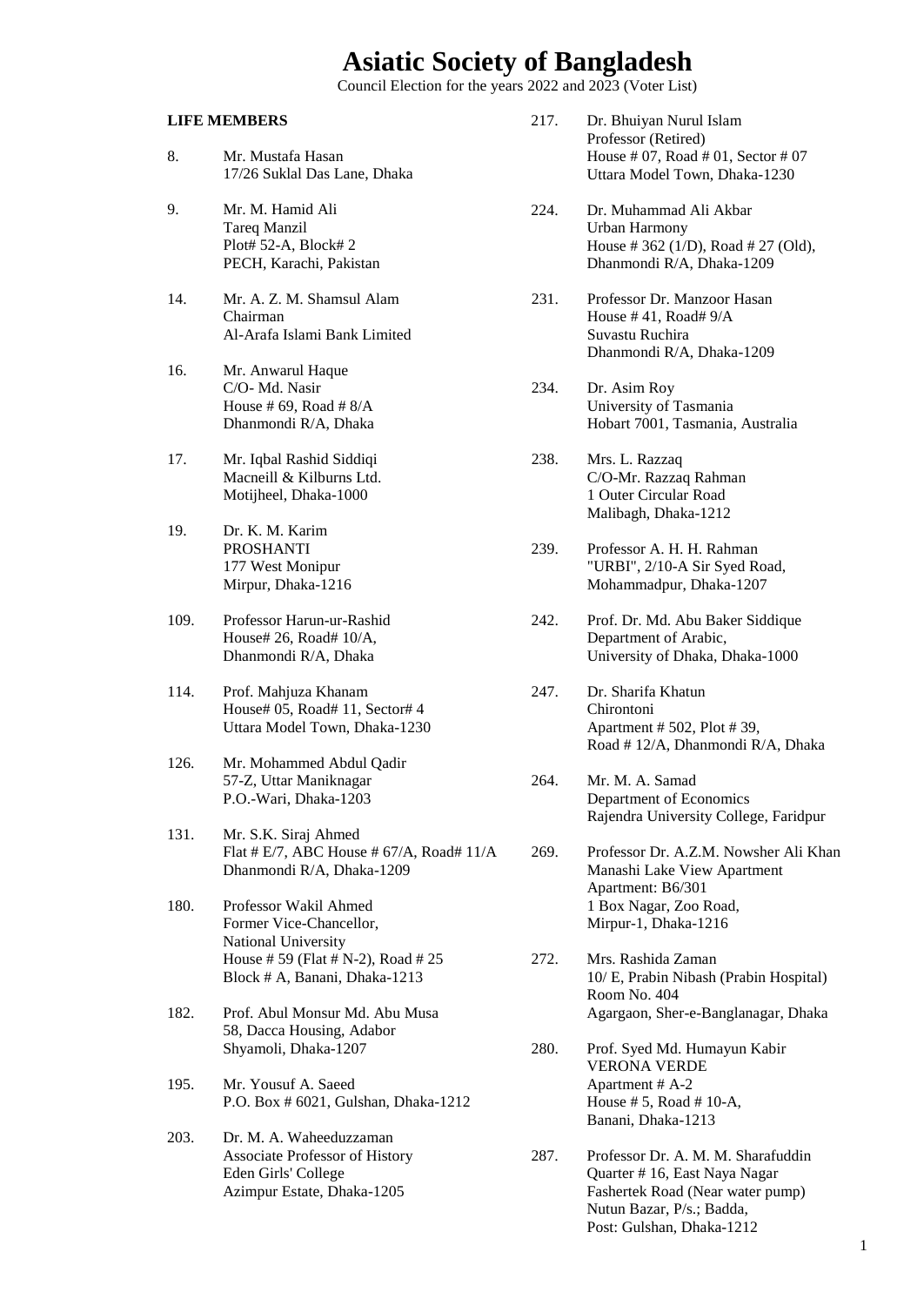# Asiatic Society of Bangladesh

Council Election for the years 2022 and 2023 (Voter List)

**LIFE MEMBERS**

8. Mr. Mustafa Hasan
17/26 Suklal Das Lane, Dhaka

9. Mr. M. Hamid Ali
Tareq Manzil
Plot# 52-A, Block# 2
PECH, Karachi, Pakistan

14. Mr. A. Z. M. Shamsul Alam
Chairman
Al-Arafa Islami Bank Limited

16. Mr. Anwarul Haque
C/O- Md. Nasir
House # 69, Road # 8/A
Dhanmondi R/A, Dhaka

17. Mr. Iqbal Rashid Siddiqi
Macneill & Kilburns Ltd.
Motijheel, Dhaka-1000

19. Dr. K. M. Karim
PROSHANTI
177 West Monipur
Mirpur, Dhaka-1216

109. Professor Harun-ur-Rashid
House# 26, Road# 10/A,
Dhanmondi R/A, Dhaka

114. Prof. Mahjuza Khanam
House# 05, Road# 11, Sector# 4
Uttara Model Town, Dhaka-1230

126. Mr. Mohammed Abdul Qadir
57-Z, Uttar Maniknagar
P.O.-Wari, Dhaka-1203

131. Mr. S.K. Siraj Ahmed
Flat # E/7, ABC House # 67/A, Road# 11/A
Dhanmondi R/A, Dhaka-1209

180. Professor Wakil Ahmed
Former Vice-Chancellor,
National University
House # 59 (Flat # N-2), Road # 25
Block # A, Banani, Dhaka-1213

182. Prof. Abul Monsur Md. Abu Musa
58, Dacca Housing, Adabor
Shyamoli, Dhaka-1207

195. Mr. Yousuf A. Saeed
P.O. Box # 6021, Gulshan, Dhaka-1212

203. Dr. M. A. Waheeduzzaman
Associate Professor of History
Eden Girls' College
Azimpur Estate, Dhaka-1205

217. Dr. Bhuiyan Nurul Islam
Professor (Retired)
House # 07, Road # 01, Sector # 07
Uttara Model Town, Dhaka-1230

224. Dr. Muhammad Ali Akbar
Urban Harmony
House # 362 (1/D), Road # 27 (Old),
Dhanmondi R/A, Dhaka-1209

231. Professor Dr. Manzoor Hasan
House # 41, Road# 9/A
Suvastu Ruchira
Dhanmondi R/A, Dhaka-1209

234. Dr. Asim Roy
University of Tasmania
Hobart 7001, Tasmania, Australia

238. Mrs. L. Razzaq
C/O-Mr. Razzaq Rahman
1 Outer Circular Road
Malibagh, Dhaka-1212

239. Professor A. H. H. Rahman
"URBI", 2/10-A Sir Syed Road,
Mohammadpur, Dhaka-1207

242. Prof. Dr. Md. Abu Baker Siddique
Department of Arabic,
University of Dhaka, Dhaka-1000

247. Dr. Sharifa Khatun
Chirontoni
Apartment # 502, Plot # 39,
Road # 12/A, Dhanmondi R/A, Dhaka

264. Mr. M. A. Samad
Department of Economics
Rajendra University College, Faridpur

269. Professor Dr. A.Z.M. Nowsher Ali Khan
Manashi Lake View Apartment
Apartment: B6/301
1 Box Nagar, Zoo Road,
Mirpur-1, Dhaka-1216

272. Mrs. Rashida Zaman
10/ E, Prabin Nibash (Prabin Hospital)
Room No. 404
Agargaon, Sher-e-Banglanagar, Dhaka

280. Prof. Syed Md. Humayun Kabir
VERONA VERDE
Apartment # A-2
House # 5, Road # 10-A,
Banani, Dhaka-1213

287. Professor Dr. A. M. M. Sharafuddin
Quarter # 16, East Naya Nagar
Fashertek Road (Near water pump)
Nutun Bazar, P/s.; Badda,
Post: Gulshan, Dhaka-1212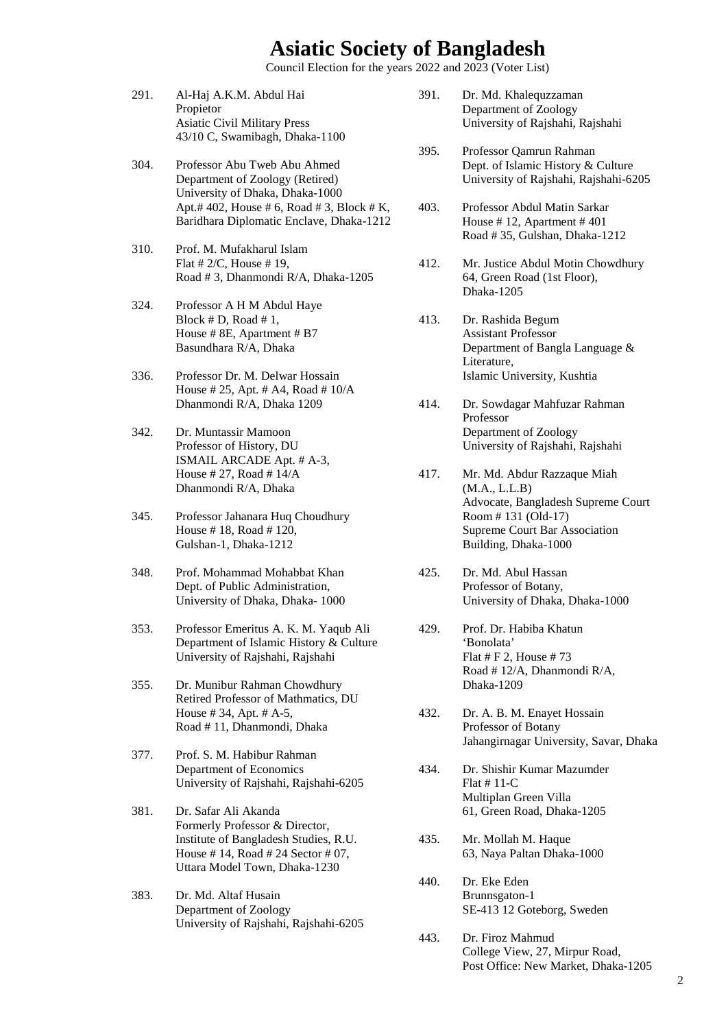# Asiatic Society of Bangladesh

Council Election for the years 2022 and 2023 (Voter List)

291. Al-Haj A.K.M. Abdul Hai
Propietor
Asiatic Civil Military Press
43/10 C, Swamibagh, Dhaka-1100

304. Professor Abu Tweb Abu Ahmed
Department of Zoology (Retired)
University of Dhaka, Dhaka-1000
Apt.# 402, House # 6, Road # 3, Block # K,
Baridhara Diplomatic Enclave, Dhaka-1212

310. Prof. M. Mufakharul Islam
Flat # 2/C, House # 19,
Road # 3, Dhanmondi R/A, Dhaka-1205

324. Professor A H M Abdul Haye
Block # D, Road # 1,
House # 8E, Apartment # B7
Basundhara R/A, Dhaka

336. Professor Dr. M. Delwar Hossain
House # 25, Apt. # A4, Road # 10/A
Dhanmondi R/A, Dhaka 1209

342. Dr. Muntassir Mamoon
Professor of History, DU
ISMAIL ARCADE Apt. # A-3,
House # 27, Road # 14/A
Dhanmondi R/A, Dhaka

345. Professor Jahanara Huq Choudhury
House # 18, Road # 120,
Gulshan-1, Dhaka-1212

348. Prof. Mohammad Mohabbat Khan
Dept. of Public Administration,
University of Dhaka, Dhaka- 1000

353. Professor Emeritus A. K. M. Yaqub Ali
Department of Islamic History & Culture
University of Rajshahi, Rajshahi

355. Dr. Munibur Rahman Chowdhury
Retired Professor of Mathmatics, DU
House # 34, Apt. # A-5,
Road # 11, Dhanmondi, Dhaka

377. Prof. S. M. Habibur Rahman
Department of Economics
University of Rajshahi, Rajshahi-6205

381. Dr. Safar Ali Akanda
Formerly Professor & Director,
Institute of Bangladesh Studies, R.U.
House # 14, Road # 24 Sector # 07,
Uttara Model Town, Dhaka-1230

383. Dr. Md. Altaf Husain
Department of Zoology
University of Rajshahi, Rajshahi-6205

391. Dr. Md. Khalequzzaman
Department of Zoology
University of Rajshahi, Rajshahi

395. Professor Qamrun Rahman
Dept. of Islamic History & Culture
University of Rajshahi, Rajshahi-6205

403. Professor Abdul Matin Sarkar
House # 12, Apartment # 401
Road # 35, Gulshan, Dhaka-1212

412. Mr. Justice Abdul Motin Chowdhury
64, Green Road (1st Floor),
Dhaka-1205

413. Dr. Rashida Begum
Assistant Professor
Department of Bangla Language &
Literature,
Islamic University, Kushtia

414. Dr. Sowdagar Mahfuzar Rahman
Professor
Department of Zoology
University of Rajshahi, Rajshahi

417. Mr. Md. Abdur Razzaque Miah
(M.A., L.L.B)
Advocate, Bangladesh Supreme Court
Room # 131 (Old-17)
Supreme Court Bar Association
Building, Dhaka-1000

425. Dr. Md. Abul Hassan
Professor of Botany,
University of Dhaka, Dhaka-1000

429. Prof. Dr. Habiba Khatun
'Bonolata'
Flat # F 2, House # 73
Road # 12/A, Dhanmondi R/A,
Dhaka-1209

432. Dr. A. B. M. Enayet Hossain
Professor of Botany
Jahangirnagar University, Savar, Dhaka

434. Dr. Shishir Kumar Mazumder
Flat # 11-C
Multiplan Green Villa
61, Green Road, Dhaka-1205

435. Mr. Mollah M. Haque
63, Naya Paltan Dhaka-1000

440. Dr. Eke Eden
Brunnsgaton-1
SE-413 12 Goteborg, Sweden

443. Dr. Firoz Mahmud
College View, 27, Mirpur Road,
Post Office: New Market, Dhaka-1205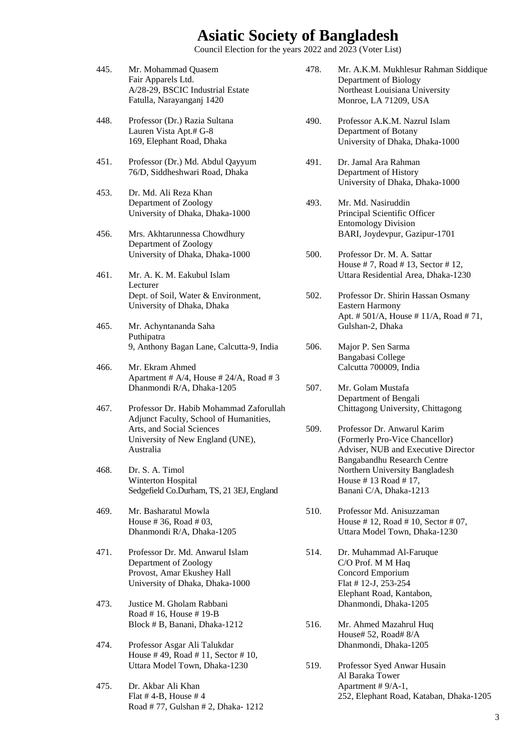# Asiatic Society of Bangladesh

Council Election for the years 2022 and 2023 (Voter List)

445. Mr. Mohammad Quasem
Fair Apparels Ltd.
A/28-29, BSCIC Industrial Estate
Fatulla, Narayanganj 1420

448. Professor (Dr.) Razia Sultana
Lauren Vista Apt.# G-8
169, Elephant Road, Dhaka

451. Professor (Dr.) Md. Abdul Qayyum
76/D, Siddheshwari Road, Dhaka

453. Dr. Md. Ali Reza Khan
Department of Zoology
University of Dhaka, Dhaka-1000

456. Mrs. Akhtarunnessa Chowdhury
Department of Zoology
University of Dhaka, Dhaka-1000

461. Mr. A. K. M. Eakubul Islam
Lecturer
Dept. of Soil, Water & Environment,
University of Dhaka, Dhaka

465. Mr. Achyntananda Saha
Puthipatra
9, Anthony Bagan Lane, Calcutta-9, India

466. Mr. Ekram Ahmed
Apartment # A/4, House # 24/A, Road # 3
Dhanmondi R/A, Dhaka-1205

467. Professor Dr. Habib Mohammad Zaforullah
Adjunct Faculty, School of Humanities,
Arts, and Social Sciences
University of New England (UNE),
Australia

468. Dr. S. A. Timol
Winterton Hospital
Sedgefield Co.Durham, TS, 21 3EJ, England

469. Mr. Basharatul Mowla
House # 36, Road # 03,
Dhanmondi R/A, Dhaka-1205

471. Professor Dr. Md. Anwarul Islam
Department of Zoology
Provost, Amar Ekushey Hall
University of Dhaka, Dhaka-1000

473. Justice M. Gholam Rabbani
Road # 16, House # 19-B
Block # B, Banani, Dhaka-1212

474. Professor Asgar Ali Talukdar
House # 49, Road # 11, Sector # 10,
Uttara Model Town, Dhaka-1230

475. Dr. Akbar Ali Khan
Flat # 4-B, House # 4
Road # 77, Gulshan # 2, Dhaka- 1212

478. Mr. A.K.M. Mukhlesur Rahman Siddique
Department of Biology
Northeast Louisiana University
Monroe, LA 71209, USA

490. Professor A.K.M. Nazrul Islam
Department of Botany
University of Dhaka, Dhaka-1000

491. Dr. Jamal Ara Rahman
Department of History
University of Dhaka, Dhaka-1000

493. Mr. Md. Nasiruddin
Principal Scientific Officer
Entomology Division
BARI, Joydevpur, Gazipur-1701

500. Professor Dr. M. A. Sattar
House # 7, Road # 13, Sector # 12,
Uttara Residential Area, Dhaka-1230

502. Professor Dr. Shirin Hassan Osmany
Eastern Harmony
Apt. # 501/A, House # 11/A, Road # 71,
Gulshan-2, Dhaka

506. Major P. Sen Sarma
Bangabasi College
Calcutta 700009, India

507. Mr. Golam Mustafa
Department of Bengali
Chittagong University, Chittagong

509. Professor Dr. Anwarul Karim
(Formerly Pro-Vice Chancellor)
Adviser, NUB and Executive Director
Bangabandhu Research Centre
Northern University Bangladesh
House # 13 Road # 17,
Banani C/A, Dhaka-1213

510. Professor Md. Anisuzzaman
House # 12, Road # 10, Sector # 07,
Uttara Model Town, Dhaka-1230

514. Dr. Muhammad Al-Faruque
C/O Prof. M M Haq
Concord Emporium
Flat # 12-J, 253-254
Elephant Road, Kantabon,
Dhanmondi, Dhaka-1205

516. Mr. Ahmed Mazahrul Huq
House# 52, Road# 8/A
Dhanmondi, Dhaka-1205

519. Professor Syed Anwar Husain
Al Baraka Tower
Apartment # 9/A-1,
252, Elephant Road, Kataban, Dhaka-1205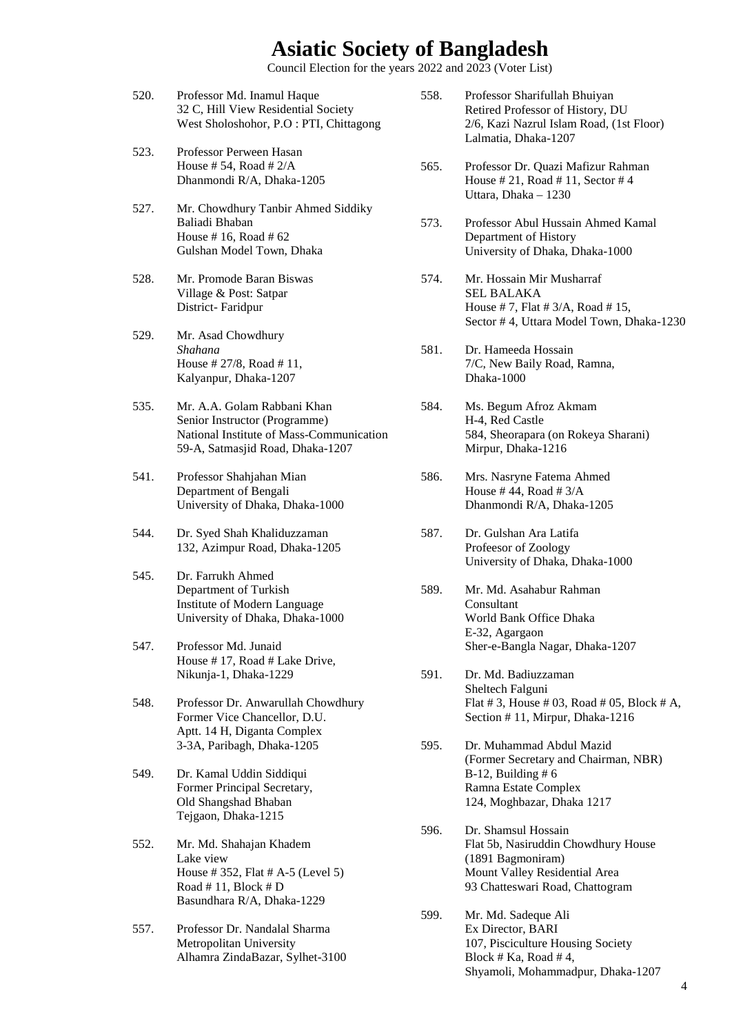# Asiatic Society of Bangladesh

Council Election for the years 2022 and 2023 (Voter List)

520. Professor Md. Inamul Haque
32 C, Hill View Residential Society
West Sholoshohor, P.O : PTI, Chittagong

523. Professor Perween Hasan
House # 54, Road # 2/A
Dhanmondi R/A, Dhaka-1205

527. Mr. Chowdhury Tanbir Ahmed Siddiky
Baliadi Bhaban
House # 16, Road # 62
Gulshan Model Town, Dhaka

528. Mr. Promode Baran Biswas
Village & Post: Satpar
District- Faridpur

529. Mr. Asad Chowdhury
*Shahana*
House # 27/8, Road # 11,
Kalyanpur, Dhaka-1207

535. Mr. A.A. Golam Rabbani Khan
Senior Instructor (Programme)
National Institute of Mass-Communication
59-A, Satmasjid Road, Dhaka-1207

541. Professor Shahjahan Mian
Department of Bengali
University of Dhaka, Dhaka-1000

544. Dr. Syed Shah Khaliduzzaman
132, Azimpur Road, Dhaka-1205

545. Dr. Farrukh Ahmed
Department of Turkish
Institute of Modern Language
University of Dhaka, Dhaka-1000

547. Professor Md. Junaid
House # 17, Road # Lake Drive,
Nikunja-1, Dhaka-1229

548. Professor Dr. Anwarullah Chowdhury
Former Vice Chancellor, D.U.
Aptt. 14 H, Diganta Complex
3-3A, Paribagh, Dhaka-1205

549. Dr. Kamal Uddin Siddiqui
Former Principal Secretary,
Old Shangshad Bhaban
Tejgaon, Dhaka-1215

552. Mr. Md. Shahajan Khadem
Lake view
House # 352, Flat # A-5 (Level 5)
Road # 11, Block # D
Basundhara R/A, Dhaka-1229

557. Professor Dr. Nandalal Sharma
Metropolitan University
Alhamra ZindaBazar, Sylhet-3100

558. Professor Sharifullah Bhuiyan
Retired Professor of History, DU
2/6, Kazi Nazrul Islam Road, (1st Floor)
Lalmatia, Dhaka-1207

565. Professor Dr. Quazi Mafizur Rahman
House # 21, Road # 11, Sector # 4
Uttara, Dhaka – 1230

573. Professor Abul Hussain Ahmed Kamal
Department of History
University of Dhaka, Dhaka-1000

574. Mr. Hossain Mir Musharraf
SEL BALAKA
House # 7, Flat # 3/A, Road # 15,
Sector # 4, Uttara Model Town, Dhaka-1230

581. Dr. Hameeda Hossain
7/C, New Baily Road, Ramna,
Dhaka-1000

584. Ms. Begum Afroz Akmam
H-4, Red Castle
584, Sheorapara (on Rokeya Sharani)
Mirpur, Dhaka-1216

586. Mrs. Nasryne Fatema Ahmed
House # 44, Road # 3/A
Dhanmondi R/A, Dhaka-1205

587. Dr. Gulshan Ara Latifa
Profeesor of Zoology
University of Dhaka, Dhaka-1000

589. Mr. Md. Asahabur Rahman
Consultant
World Bank Office Dhaka
E-32, Agargaon
Sher-e-Bangla Nagar, Dhaka-1207

591. Dr. Md. Badiuzzaman
Sheltech Falguni
Flat # 3, House # 03, Road # 05, Block # A,
Section # 11, Mirpur, Dhaka-1216

595. Dr. Muhammad Abdul Mazid
(Former Secretary and Chairman, NBR)
B-12, Building # 6
Ramna Estate Complex
124, Moghbazar, Dhaka 1217

596. Dr. Shamsul Hossain
Flat 5b, Nasiruddin Chowdhury House
(1891 Bagmoniram)
Mount Valley Residential Area
93 Chatteswari Road, Chattogram

599. Mr. Md. Sadeque Ali
Ex Director, BARI
107, Pisciculture Housing Society
Block # Ka, Road # 4,
Shyamoli, Mohammadpur, Dhaka-1207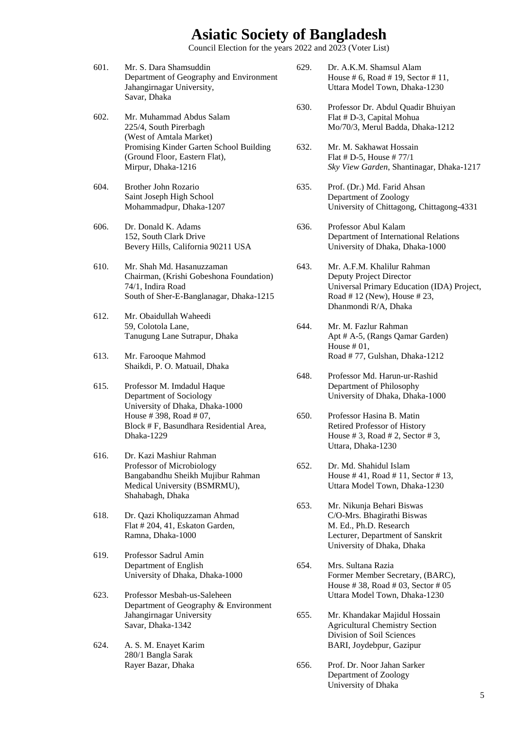# Asiatic Society of Bangladesh

Council Election for the years 2022 and 2023 (Voter List)

601. Mr. S. Dara Shamsuddin
Department of Geography and Environment
Jahangirnagar University,
Savar, Dhaka

602. Mr. Muhammad Abdus Salam
225/4, South Pirerbagh
(West of Amtala Market)
Promising Kinder Garten School Building
(Ground Floor, Eastern Flat),
Mirpur, Dhaka-1216

604. Brother John Rozario
Saint Joseph High School
Mohammadpur, Dhaka-1207

606. Dr. Donald K. Adams
152, South Clark Drive
Bevery Hills, California 90211 USA

610. Mr. Shah Md. Hasanuzzaman
Chairman, (Krishi Gobeshona Foundation)
74/1, Indira Road
South of Sher-E-Banglanagar, Dhaka-1215

612. Mr. Obaidullah Waheedi
59, Colotola Lane,
Tanugung Lane Sutrapur, Dhaka

613. Mr. Farooque Mahmod
Shaikdi, P. O. Matuail, Dhaka

615. Professor M. Imdadul Haque
Department of Sociology
University of Dhaka, Dhaka-1000
House # 398, Road # 07,
Block # F, Basundhara Residential Area,
Dhaka-1229

616. Dr. Kazi Mashiur Rahman
Professor of Microbiology
Bangabandhu Sheikh Mujibur Rahman
Medical University (BSMRMU),
Shahabagh, Dhaka

618. Dr. Qazi Kholiquzzaman Ahmad
Flat # 204, 41, Eskaton Garden,
Ramna, Dhaka-1000

619. Professor Sadrul Amin
Department of English
University of Dhaka, Dhaka-1000

623. Professor Mesbah-us-Saleheen
Department of Geography & Environment
Jahangirnagar University
Savar, Dhaka-1342

624. A. S. M. Enayet Karim
280/1 Bangla Sarak
Rayer Bazar, Dhaka

629. Dr. A.K.M. Shamsul Alam
House # 6, Road # 19, Sector # 11,
Uttara Model Town, Dhaka-1230

630. Professor Dr. Abdul Quadir Bhuiyan
Flat # D-3, Capital Mohua
Mo/70/3, Merul Badda, Dhaka-1212

632. Mr. M. Sakhawat Hossain
Flat # D-5, House # 77/1
*Sky View Garden*, Shantinagar, Dhaka-1217

635. Prof. (Dr.) Md. Farid Ahsan
Department of Zoology
University of Chittagong, Chittagong-4331

636. Professor Abul Kalam
Department of International Relations
University of Dhaka, Dhaka-1000

643. Mr. A.F.M. Khalilur Rahman
Deputy Project Director
Universal Primary Education (IDA) Project,
Road # 12 (New), House # 23,
Dhanmondi R/A, Dhaka

644. Mr. M. Fazlur Rahman
Apt # A-5, (Rangs Qamar Garden)
House # 01,
Road # 77, Gulshan, Dhaka-1212

648. Professor Md. Harun-ur-Rashid
Department of Philosophy
University of Dhaka, Dhaka-1000

650. Professor Hasina B. Matin
Retired Professor of History
House # 3, Road # 2, Sector # 3,
Uttara, Dhaka-1230

652. Dr. Md. Shahidul Islam
House # 41, Road # 11, Sector # 13,
Uttara Model Town, Dhaka-1230

653. Mr. Nikunja Behari Biswas
C/O-Mrs. Bhagirathi Biswas
M. Ed., Ph.D. Research
Lecturer, Department of Sanskrit
University of Dhaka, Dhaka

654. Mrs. Sultana Razia
Former Member Secretary, (BARC),
House # 38, Road # 03, Sector # 05
Uttara Model Town, Dhaka-1230

655. Mr. Khandakar Majidul Hossain
Agricultural Chemistry Section
Division of Soil Sciences
BARI, Joydebpur, Gazipur

656. Prof. Dr. Noor Jahan Sarker
Department of Zoology
University of Dhaka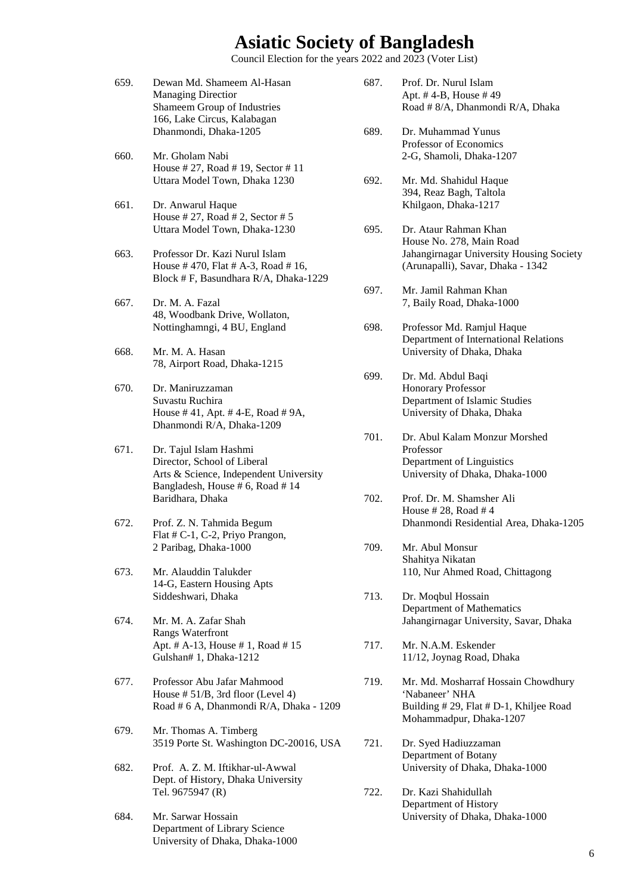# Asiatic Society of Bangladesh

Council Election for the years 2022 and 2023 (Voter List)

659. Dewan Md. Shameem Al-Hasan
Managing Directior
Shameem Group of Industries
166, Lake Circus, Kalabagan
Dhanmondi, Dhaka-1205

660. Mr. Gholam Nabi
House # 27, Road # 19, Sector # 11
Uttara Model Town, Dhaka 1230

661. Dr. Anwarul Haque
House # 27, Road # 2, Sector # 5
Uttara Model Town, Dhaka-1230

663. Professor Dr. Kazi Nurul Islam
House # 470, Flat # A-3, Road # 16,
Block # F, Basundhara R/A, Dhaka-1229

667. Dr. M. A. Fazal
48, Woodbank Drive, Wollaton,
Nottinghamngi, 4 BU, England

668. Mr. M. A. Hasan
78, Airport Road, Dhaka-1215

670. Dr. Maniruzzaman
Suvastu Ruchira
House # 41, Apt. # 4-E, Road # 9A,
Dhanmondi R/A, Dhaka-1209

671. Dr. Tajul Islam Hashmi
Director, School of Liberal
Arts & Science, Independent University
Bangladesh, House # 6, Road # 14
Baridhara, Dhaka

672. Prof. Z. N. Tahmida Begum
Flat # C-1, C-2, Priyo Prangon,
2 Paribag, Dhaka-1000

673. Mr. Alauddin Talukder
14-G, Eastern Housing Apts
Siddeshwari, Dhaka

674. Mr. M. A. Zafar Shah
Rangs Waterfront
Apt. # A-13, House # 1, Road # 15
Gulshan# 1, Dhaka-1212

677. Professor Abu Jafar Mahmood
House # 51/B, 3rd floor (Level 4)
Road # 6 A, Dhanmondi R/A, Dhaka - 1209

679. Mr. Thomas A. Timberg
3519 Porte St. Washington DC-20016, USA

682. Prof. A. Z. M. Iftikhar-ul-Awwal
Dept. of History, Dhaka University
Tel. 9675947 (R)

684. Mr. Sarwar Hossain
Department of Library Science
University of Dhaka, Dhaka-1000

687. Prof. Dr. Nurul Islam
Apt. # 4-B, House # 49
Road # 8/A, Dhanmondi R/A, Dhaka

689. Dr. Muhammad Yunus
Professor of Economics
2-G, Shamoli, Dhaka-1207

692. Mr. Md. Shahidul Haque
394, Reaz Bagh, Taltola
Khilgaon, Dhaka-1217

695. Dr. Ataur Rahman Khan
House No. 278, Main Road
Jahangirnagar University Housing Society
(Arunapalli), Savar, Dhaka - 1342

697. Mr. Jamil Rahman Khan
7, Baily Road, Dhaka-1000

698. Professor Md. Ramjul Haque
Department of International Relations
University of Dhaka, Dhaka

699. Dr. Md. Abdul Baqi
Honorary Professor
Department of Islamic Studies
University of Dhaka, Dhaka

701. Dr. Abul Kalam Monzur Morshed
Professor
Department of Linguistics
University of Dhaka, Dhaka-1000

702. Prof. Dr. M. Shamsher Ali
House # 28, Road # 4
Dhanmondi Residential Area, Dhaka-1205

709. Mr. Abul Monsur
Shahitya Nikatan
110, Nur Ahmed Road, Chittagong

713. Dr. Moqbul Hossain
Department of Mathematics
Jahangirnagar University, Savar, Dhaka

717. Mr. N.A.M. Eskender
11/12, Joynag Road, Dhaka

719. Mr. Md. Mosharraf Hossain Chowdhury
'Nabaneer' NHA
Building # 29, Flat # D-1, Khiljee Road
Mohammadpur, Dhaka-1207

721. Dr. Syed Hadiuzzaman
Department of Botany
University of Dhaka, Dhaka-1000

722. Dr. Kazi Shahidullah
Department of History
University of Dhaka, Dhaka-1000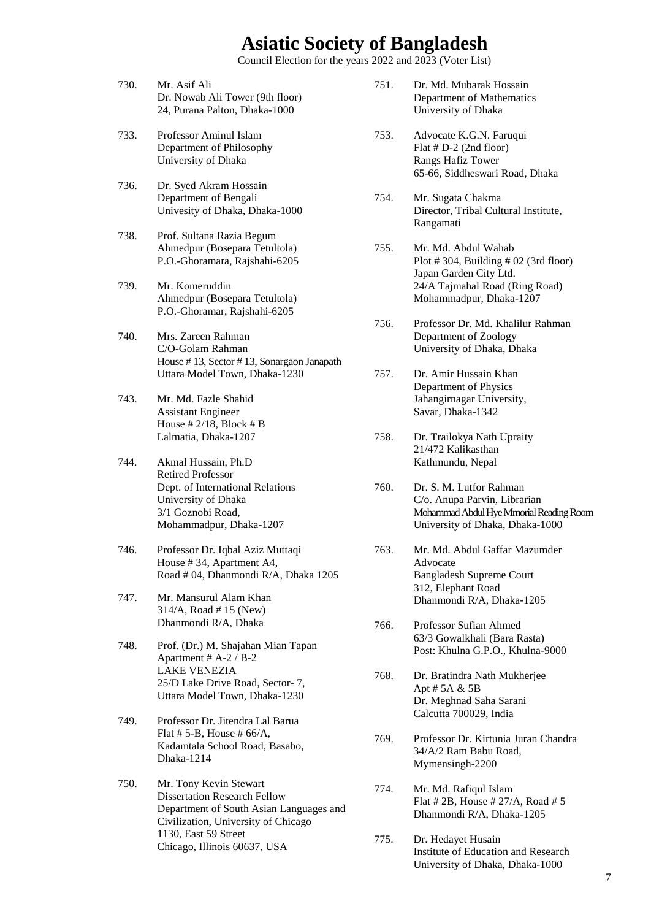# Asiatic Society of Bangladesh

Council Election for the years 2022 and 2023 (Voter List)

730. Mr. Asif Ali
Dr. Nowab Ali Tower (9th floor)
24, Purana Palton, Dhaka-1000

733. Professor Aminul Islam
Department of Philosophy
University of Dhaka

736. Dr. Syed Akram Hossain
Department of Bengali
Univesity of Dhaka, Dhaka-1000

738. Prof. Sultana Razia Begum
Ahmedpur (Bosepara Tetultola)
P.O.-Ghoramara, Rajshahi-6205

739. Mr. Komeruddin
Ahmedpur (Bosepara Tetultola)
P.O.-Ghoramar, Rajshahi-6205

740. Mrs. Zareen Rahman
C/O-Golam Rahman
House # 13, Sector # 13, Sonargaon Janapath
Uttara Model Town, Dhaka-1230

743. Mr. Md. Fazle Shahid
Assistant Engineer
House # 2/18, Block # B
Lalmatia, Dhaka-1207

744. Akmal Hussain, Ph.D
Retired Professor
Dept. of International Relations
University of Dhaka
3/1 Goznobi Road,
Mohammadpur, Dhaka-1207

746. Professor Dr. Iqbal Aziz Muttaqi
House # 34, Apartment A4,
Road # 04, Dhanmondi R/A, Dhaka 1205

747. Mr. Mansurul Alam Khan
314/A, Road # 15 (New)
Dhanmondi R/A, Dhaka

748. Prof. (Dr.) M. Shajahan Mian Tapan
Apartment # A-2 / B-2
LAKE VENEZIA
25/D Lake Drive Road, Sector- 7,
Uttara Model Town, Dhaka-1230

749. Professor Dr. Jitendra Lal Barua
Flat # 5-B, House # 66/A,
Kadamtala School Road, Basabo,
Dhaka-1214

750. Mr. Tony Kevin Stewart
Dissertation Research Fellow
Department of South Asian Languages and Civilization, University of Chicago
1130, East 59 Street
Chicago, Illinois 60637, USA

751. Dr. Md. Mubarak Hossain
Department of Mathematics
University of Dhaka

753. Advocate K.G.N. Faruqui
Flat # D-2 (2nd floor)
Rangs Hafiz Tower
65-66, Siddheswari Road, Dhaka

754. Mr. Sugata Chakma
Director, Tribal Cultural Institute,
Rangamati

755. Mr. Md. Abdul Wahab
Plot # 304, Building # 02 (3rd floor)
Japan Garden City Ltd.
24/A Tajmahal Road (Ring Road)
Mohammadpur, Dhaka-1207

756. Professor Dr. Md. Khalilur Rahman
Department of Zoology
University of Dhaka, Dhaka

757. Dr. Amir Hussain Khan
Department of Physics
Jahangirnagar University,
Savar, Dhaka-1342

758. Dr. Trailokya Nath Upraity
21/472 Kalikasthan
Kathmundu, Nepal

760. Dr. S. M. Lutfor Rahman
C/o. Anupa Parvin, Librarian
Mohammad Abdul Hye Mmorial Reading Room
University of Dhaka, Dhaka-1000

763. Mr. Md. Abdul Gaffar Mazumder
Advocate
Bangladesh Supreme Court
312, Elephant Road
Dhanmondi R/A, Dhaka-1205

766. Professor Sufian Ahmed
63/3 Gowalkhali (Bara Rasta)
Post: Khulna G.P.O., Khulna-9000

768. Dr. Bratindra Nath Mukherjee
Apt # 5A & 5B
Dr. Meghnad Saha Sarani
Calcutta 700029, India

769. Professor Dr. Kirtunia Juran Chandra
34/A/2 Ram Babu Road,
Mymensingh-2200

774. Mr. Md. Rafiqul Islam
Flat # 2B, House # 27/A, Road # 5
Dhanmondi R/A, Dhaka-1205

775. Dr. Hedayet Husain
Institute of Education and Research
University of Dhaka, Dhaka-1000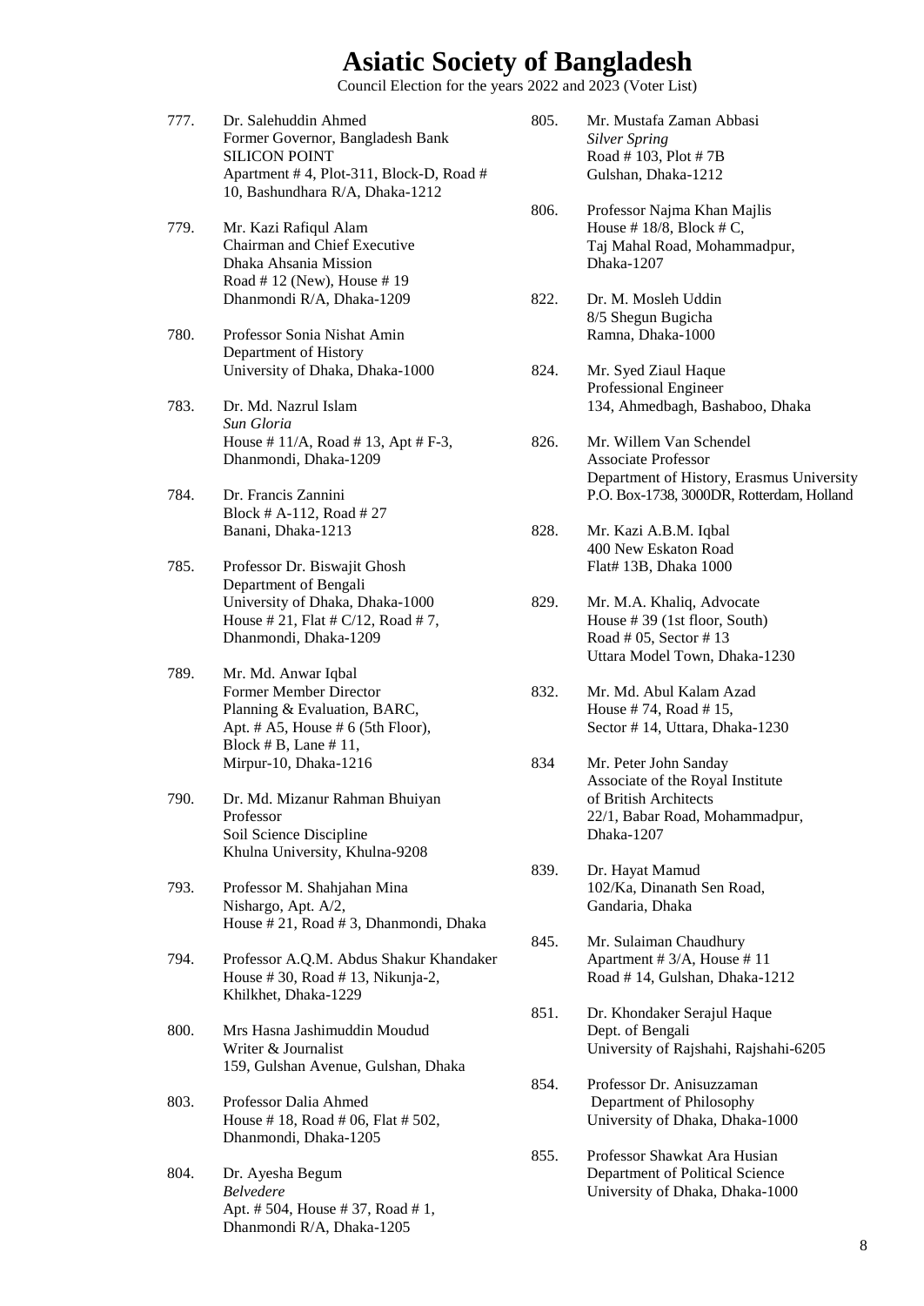# Asiatic Society of Bangladesh

Council Election for the years 2022 and 2023 (Voter List)

777. Dr. Salehuddin Ahmed
Former Governor, Bangladesh Bank
SILICON POINT
Apartment # 4, Plot-311, Block-D, Road # 10, Bashundhara R/A, Dhaka-1212

779. Mr. Kazi Rafiqul Alam
Chairman and Chief Executive
Dhaka Ahsania Mission
Road # 12 (New), House # 19
Dhanmondi R/A, Dhaka-1209

780. Professor Sonia Nishat Amin
Department of History
University of Dhaka, Dhaka-1000

783. Dr. Md. Nazrul Islam
*Sun Gloria*
House # 11/A, Road # 13, Apt # F-3,
Dhanmondi, Dhaka-1209

784. Dr. Francis Zannini
Block # A-112, Road # 27
Banani, Dhaka-1213

785. Professor Dr. Biswajit Ghosh
Department of Bengali
University of Dhaka, Dhaka-1000
House # 21, Flat # C/12, Road # 7,
Dhanmondi, Dhaka-1209

789. Mr. Md. Anwar Iqbal
Former Member Director
Planning & Evaluation, BARC,
Apt. # A5, House # 6 (5th Floor),
Block # B, Lane # 11,
Mirpur-10, Dhaka-1216

790. Dr. Md. Mizanur Rahman Bhuiyan
Professor
Soil Science Discipline
Khulna University, Khulna-9208

793. Professor M. Shahjahan Mina
Nishargo, Apt. A/2,
House # 21, Road # 3, Dhanmondi, Dhaka

794. Professor A.Q.M. Abdus Shakur Khandaker
House # 30, Road # 13, Nikunja-2,
Khilkhet, Dhaka-1229

800. Mrs Hasna Jashimuddin Moudud
Writer & Journalist
159, Gulshan Avenue, Gulshan, Dhaka

803. Professor Dalia Ahmed
House # 18, Road # 06, Flat # 502,
Dhanmondi, Dhaka-1205

804. Dr. Ayesha Begum
*Belvedere*
Apt. # 504, House # 37, Road # 1,
Dhanmondi R/A, Dhaka-1205

805. Mr. Mustafa Zaman Abbasi
*Silver Spring*
Road # 103, Plot # 7B
Gulshan, Dhaka-1212

806. Professor Najma Khan Majlis
House # 18/8, Block # C,
Taj Mahal Road, Mohammadpur,
Dhaka-1207

822. Dr. M. Mosleh Uddin
8/5 Shegun Bugicha
Ramna, Dhaka-1000

824. Mr. Syed Ziaul Haque
Professional Engineer
134, Ahmedbagh, Bashaboo, Dhaka

826. Mr. Willem Van Schendel
Associate Professor
Department of History, Erasmus University
P.O. Box-1738, 3000DR, Rotterdam, Holland

828. Mr. Kazi A.B.M. Iqbal
400 New Eskaton Road
Flat# 13B, Dhaka 1000

829. Mr. M.A. Khaliq, Advocate
House # 39 (1st floor, South)
Road # 05, Sector # 13
Uttara Model Town, Dhaka-1230

832. Mr. Md. Abul Kalam Azad
House # 74, Road # 15,
Sector # 14, Uttara, Dhaka-1230

834 Mr. Peter John Sanday
Associate of the Royal Institute
of British Architects
22/1, Babar Road, Mohammadpur,
Dhaka-1207

839. Dr. Hayat Mamud
102/Ka, Dinanath Sen Road,
Gandaria, Dhaka

845. Mr. Sulaiman Chaudhury
Apartment # 3/A, House # 11
Road # 14, Gulshan, Dhaka-1212

851. Dr. Khondaker Serajul Haque
Dept. of Bengali
University of Rajshahi, Rajshahi-6205

854. Professor Dr. Anisuzzaman
Department of Philosophy
University of Dhaka, Dhaka-1000

855. Professor Shawkat Ara Husian
Department of Political Science
University of Dhaka, Dhaka-1000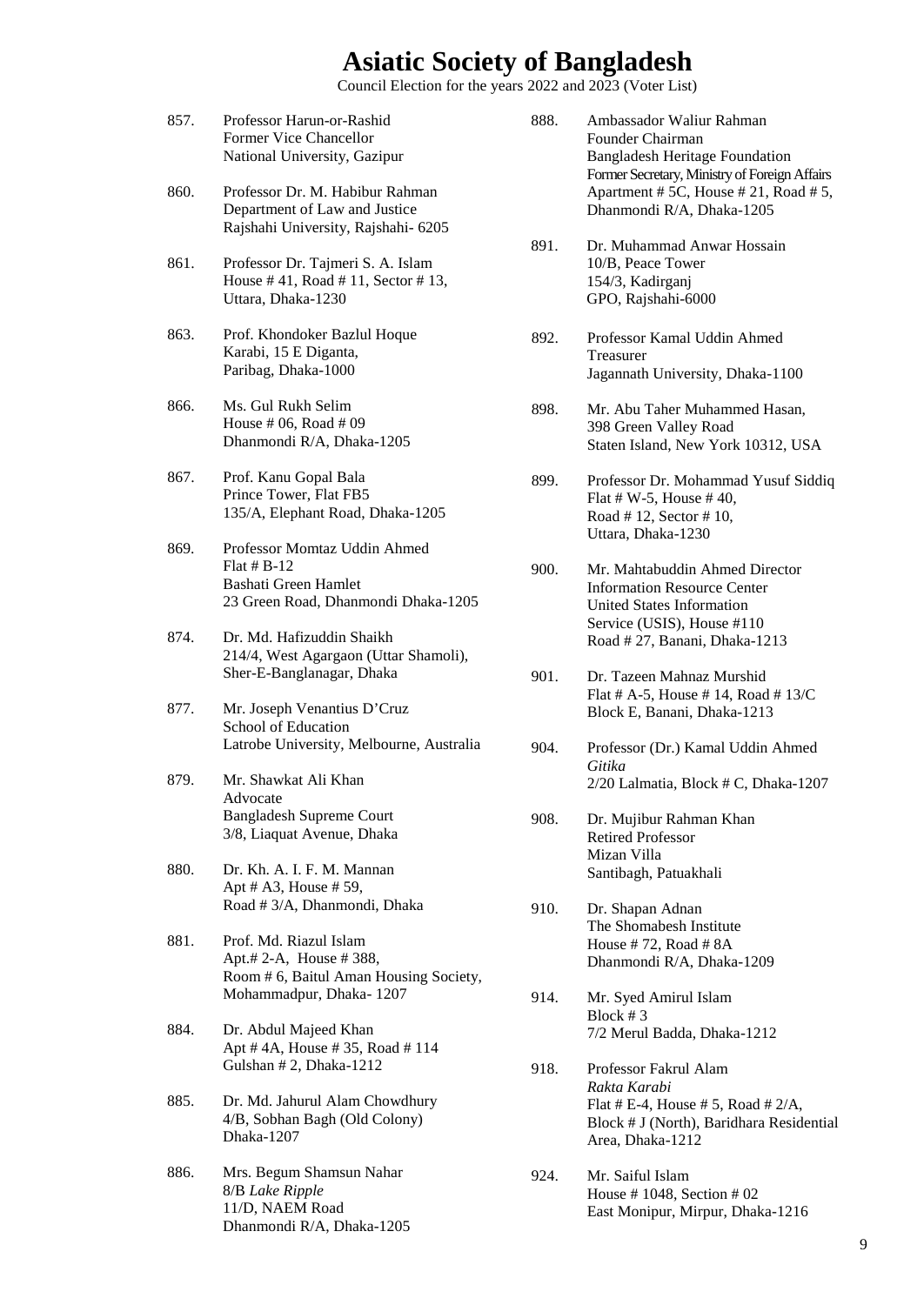# Asiatic Society of Bangladesh

Council Election for the years 2022 and 2023 (Voter List)

857. Professor Harun-or-Rashid
Former Vice Chancellor
National University, Gazipur

860. Professor Dr. M. Habibur Rahman
Department of Law and Justice
Rajshahi University, Rajshahi- 6205

861. Professor Dr. Tajmeri S. A. Islam
House # 41, Road # 11, Sector # 13,
Uttara, Dhaka-1230

863. Prof. Khondoker Bazlul Hoque
Karabi, 15 E Diganta,
Paribag, Dhaka-1000

866. Ms. Gul Rukh Selim
House # 06, Road # 09
Dhanmondi R/A, Dhaka-1205

867. Prof. Kanu Gopal Bala
Prince Tower, Flat FB5
135/A, Elephant Road, Dhaka-1205

869. Professor Momtaz Uddin Ahmed
Flat # B-12
Bashati Green Hamlet
23 Green Road, Dhanmondi Dhaka-1205

874. Dr. Md. Hafizuddin Shaikh
214/4, West Agargaon (Uttar Shamoli),
Sher-E-Banglanagar, Dhaka

877. Mr. Joseph Venantius D'Cruz
School of Education
Latrobe University, Melbourne, Australia

879. Mr. Shawkat Ali Khan
Advocate
Bangladesh Supreme Court
3/8, Liaquat Avenue, Dhaka

880. Dr. Kh. A. I. F. M. Mannan
Apt # A3, House # 59,
Road # 3/A, Dhanmondi, Dhaka

881. Prof. Md. Riazul Islam
Apt.# 2-A, House # 388,
Room # 6, Baitul Aman Housing Society,
Mohammadpur, Dhaka- 1207

884. Dr. Abdul Majeed Khan
Apt # 4A, House # 35, Road # 114
Gulshan # 2, Dhaka-1212

885. Dr. Md. Jahurul Alam Chowdhury
4/B, Sobhan Bagh (Old Colony)
Dhaka-1207

886. Mrs. Begum Shamsun Nahar
8/B *Lake Ripple*
11/D, NAEM Road
Dhanmondi R/A, Dhaka-1205

888. Ambassador Waliur Rahman
Founder Chairman
Bangladesh Heritage Foundation
Former Secretary, Ministry of Foreign Affairs
Apartment # 5C, House # 21, Road # 5,
Dhanmondi R/A, Dhaka-1205

891. Dr. Muhammad Anwar Hossain
10/B, Peace Tower
154/3, Kadirganj
GPO, Rajshahi-6000

892. Professor Kamal Uddin Ahmed
Treasurer
Jagannath University, Dhaka-1100

898. Mr. Abu Taher Muhammed Hasan,
398 Green Valley Road
Staten Island, New York 10312, USA

899. Professor Dr. Mohammad Yusuf Siddiq
Flat # W-5, House # 40,
Road # 12, Sector # 10,
Uttara, Dhaka-1230

900. Mr. Mahtabuddin Ahmed Director
Information Resource Center
United States Information
Service (USIS), House #110
Road # 27, Banani, Dhaka-1213

901. Dr. Tazeen Mahnaz Murshid
Flat # A-5, House # 14, Road # 13/C
Block E, Banani, Dhaka-1213

904. Professor (Dr.) Kamal Uddin Ahmed
*Gitika*
2/20 Lalmatia, Block # C, Dhaka-1207

908. Dr. Mujibur Rahman Khan
Retired Professor
Mizan Villa
Santibagh, Patuakhali

910. Dr. Shapan Adnan
The Shomabesh Institute
House # 72, Road # 8A
Dhanmondi R/A, Dhaka-1209

914. Mr. Syed Amirul Islam
Block # 3
7/2 Merul Badda, Dhaka-1212

918. Professor Fakrul Alam
*Rakta Karabi*
Flat # E-4, House # 5, Road # 2/A,
Block # J (North), Baridhara Residential
Area, Dhaka-1212

924. Mr. Saiful Islam
House # 1048, Section # 02
East Monipur, Mirpur, Dhaka-1216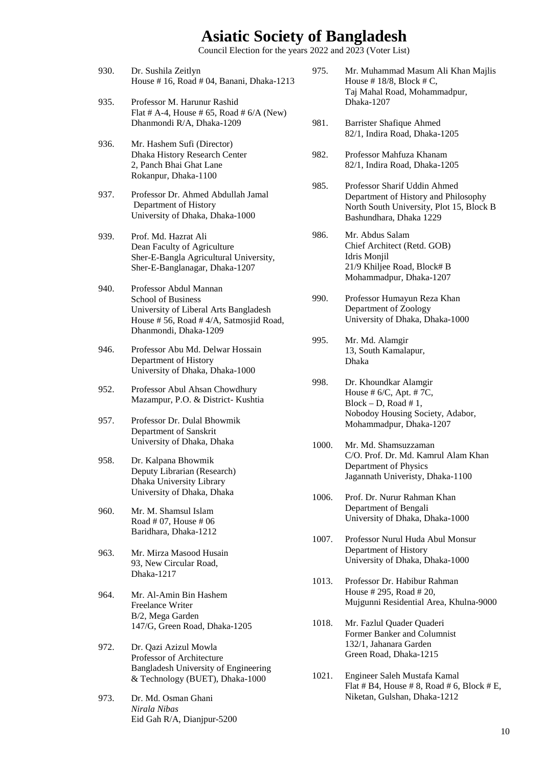# Asiatic Society of Bangladesh

Council Election for the years 2022 and 2023 (Voter List)

930. Dr. Sushila Zeitlyn
House # 16, Road # 04, Banani, Dhaka-1213

935. Professor M. Harunur Rashid
Flat # A-4, House # 65, Road # 6/A (New)
Dhanmondi R/A, Dhaka-1209

936. Mr. Hashem Sufi (Director)
Dhaka History Research Center
2, Panch Bhai Ghat Lane
Rokanpur, Dhaka-1100

937. Professor Dr. Ahmed Abdullah Jamal
Department of History
University of Dhaka, Dhaka-1000

939. Prof. Md. Hazrat Ali
Dean Faculty of Agriculture
Sher-E-Bangla Agricultural University,
Sher-E-Banglanagar, Dhaka-1207

940. Professor Abdul Mannan
School of Business
University of Liberal Arts Bangladesh
House # 56, Road # 4/A, Satmosjid Road,
Dhanmondi, Dhaka-1209

946. Professor Abu Md. Delwar Hossain
Department of History
University of Dhaka, Dhaka-1000

952. Professor Abul Ahsan Chowdhury
Mazampur, P.O. & District- Kushtia

957. Professor Dr. Dulal Bhowmik
Department of Sanskrit
University of Dhaka, Dhaka

958. Dr. Kalpana Bhowmik
Deputy Librarian (Research)
Dhaka University Library
University of Dhaka, Dhaka

960. Mr. M. Shamsul Islam
Road # 07, House # 06
Baridhara, Dhaka-1212

963. Mr. Mirza Masood Husain
93, New Circular Road,
Dhaka-1217

964. Mr. Al-Amin Bin Hashem
Freelance Writer
B/2, Mega Garden
147/G, Green Road, Dhaka-1205

972. Dr. Qazi Azizul Mowla
Professor of Architecture
Bangladesh University of Engineering
& Technology (BUET), Dhaka-1000

973. Dr. Md. Osman Ghani
*Nirala Nibas*
Eid Gah R/A, Dianjpur-5200

975. Mr. Muhammad Masum Ali Khan Majlis
House # 18/8, Block # C,
Taj Mahal Road, Mohammadpur,
Dhaka-1207

981. Barrister Shafique Ahmed
82/1, Indira Road, Dhaka-1205

982. Professor Mahfuza Khanam
82/1, Indira Road, Dhaka-1205

985. Professor Sharif Uddin Ahmed
Department of History and Philosophy
North South University, Plot 15, Block B
Bashundhara, Dhaka 1229

986. Mr. Abdus Salam
Chief Architect (Retd. GOB)
Idris Monjil
21/9 Khiljee Road, Block# B
Mohammadpur, Dhaka-1207

990. Professor Humayun Reza Khan
Department of Zoology
University of Dhaka, Dhaka-1000

995. Mr. Md. Alamgir
13, South Kamalapur,
Dhaka

998. Dr. Khoundkar Alamgir
House # 6/C, Apt. # 7C,
Block – D, Road # 1,
Nobodoy Housing Society, Adabor,
Mohammadpur, Dhaka-1207

1000. Mr. Md. Shamsuzzaman
C/O. Prof. Dr. Md. Kamrul Alam Khan
Department of Physics
Jagannath Univeristy, Dhaka-1100

1006. Prof. Dr. Nurur Rahman Khan
Department of Bengali
University of Dhaka, Dhaka-1000

1007. Professor Nurul Huda Abul Monsur
Department of History
University of Dhaka, Dhaka-1000

1013. Professor Dr. Habibur Rahman
House # 295, Road # 20,
Mujgunni Residential Area, Khulna-9000

1018. Mr. Fazlul Quader Quaderi
Former Banker and Columnist
132/1, Jahanara Garden
Green Road, Dhaka-1215

1021. Engineer Saleh Mustafa Kamal
Flat # B4, House # 8, Road # 6, Block # E,
Niketan, Gulshan, Dhaka-1212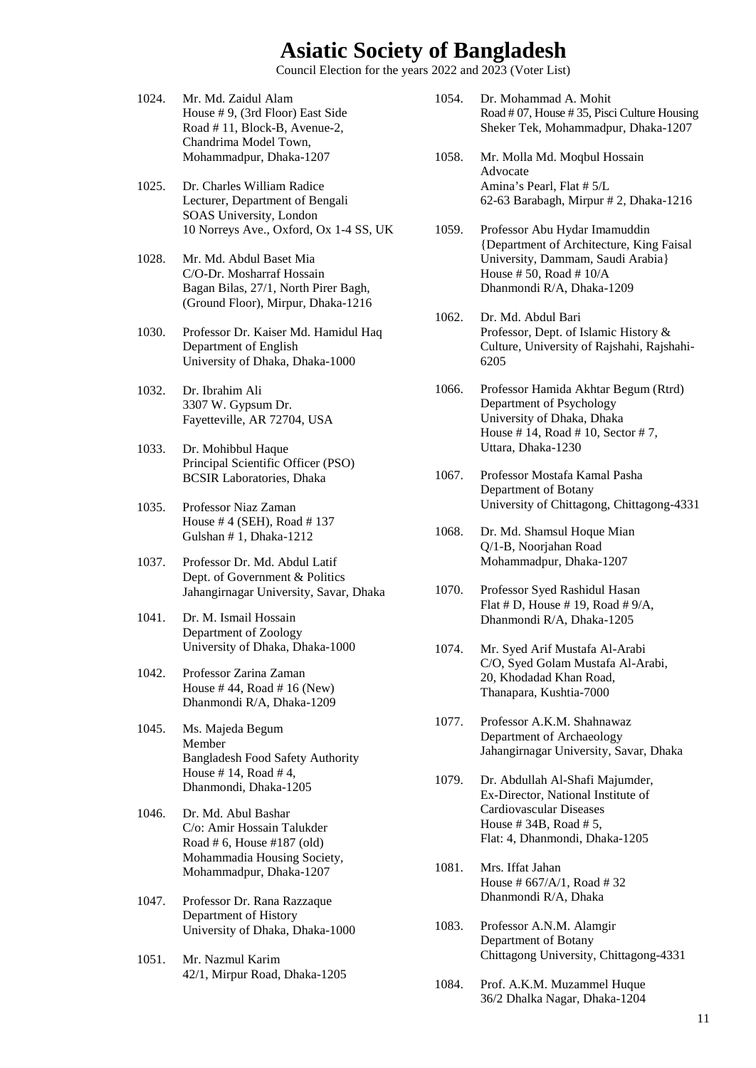# Asiatic Society of Bangladesh

Council Election for the years 2022 and 2023 (Voter List)

1024. Mr. Md. Zaidul Alam
House # 9, (3rd Floor) East Side
Road # 11, Block-B, Avenue-2,
Chandrima Model Town,
Mohammadpur, Dhaka-1207

1025. Dr. Charles William Radice
Lecturer, Department of Bengali
SOAS University, London
10 Norreys Ave., Oxford, Ox 1-4 SS, UK

1028. Mr. Md. Abdul Baset Mia
C/O-Dr. Mosharraf Hossain
Bagan Bilas, 27/1, North Pirer Bagh,
(Ground Floor), Mirpur, Dhaka-1216

1030. Professor Dr. Kaiser Md. Hamidul Haq
Department of English
University of Dhaka, Dhaka-1000

1032. Dr. Ibrahim Ali
3307 W. Gypsum Dr.
Fayetteville, AR 72704, USA

1033. Dr. Mohibbul Haque
Principal Scientific Officer (PSO)
BCSIR Laboratories, Dhaka

1035. Professor Niaz Zaman
House # 4 (SEH), Road # 137
Gulshan # 1, Dhaka-1212

1037. Professor Dr. Md. Abdul Latif
Dept. of Government & Politics
Jahangirnagar University, Savar, Dhaka

1041. Dr. M. Ismail Hossain
Department of Zoology
University of Dhaka, Dhaka-1000

1042. Professor Zarina Zaman
House # 44, Road # 16 (New)
Dhanmondi R/A, Dhaka-1209

1045. Ms. Majeda Begum
Member
Bangladesh Food Safety Authority
House # 14, Road # 4,
Dhanmondi, Dhaka-1205

1046. Dr. Md. Abul Bashar
C/o: Amir Hossain Talukder
Road # 6, House #187 (old)
Mohammadia Housing Society,
Mohammadpur, Dhaka-1207

1047. Professor Dr. Rana Razzaque
Department of History
University of Dhaka, Dhaka-1000

1051. Mr. Nazmul Karim
42/1, Mirpur Road, Dhaka-1205

1054. Dr. Mohammad A. Mohit
Road # 07, House # 35, Pisci Culture Housing
Sheker Tek, Mohammadpur, Dhaka-1207

1058. Mr. Molla Md. Moqbul Hossain
Advocate
Amina's Pearl, Flat # 5/L
62-63 Barabagh, Mirpur # 2, Dhaka-1216

1059. Professor Abu Hydar Imamuddin
{Department of Architecture, King Faisal University, Dammam, Saudi Arabia}
House # 50, Road # 10/A
Dhanmondi R/A, Dhaka-1209

1062. Dr. Md. Abdul Bari
Professor, Dept. of Islamic History & Culture, University of Rajshahi, Rajshahi-6205

1066. Professor Hamida Akhtar Begum (Rtrd)
Department of Psychology
University of Dhaka, Dhaka
House # 14, Road # 10, Sector # 7,
Uttara, Dhaka-1230

1067. Professor Mostafa Kamal Pasha
Department of Botany
University of Chittagong, Chittagong-4331

1068. Dr. Md. Shamsul Hoque Mian
Q/1-B, Noorjahan Road
Mohammadpur, Dhaka-1207

1070. Professor Syed Rashidul Hasan
Flat # D, House # 19, Road # 9/A,
Dhanmondi R/A, Dhaka-1205

1074. Mr. Syed Arif Mustafa Al-Arabi
C/O, Syed Golam Mustafa Al-Arabi,
20, Khodadad Khan Road,
Thanapara, Kushtia-7000

1077. Professor A.K.M. Shahnawaz
Department of Archaeology
Jahangirnagar University, Savar, Dhaka

1079. Dr. Abdullah Al-Shafi Majumder,
Ex-Director, National Institute of Cardiovascular Diseases
House # 34B, Road # 5,
Flat: 4, Dhanmondi, Dhaka-1205

1081. Mrs. Iffat Jahan
House # 667/A/1, Road # 32
Dhanmondi R/A, Dhaka

1083. Professor A.N.M. Alamgir
Department of Botany
Chittagong University, Chittagong-4331

1084. Prof. A.K.M. Muzammel Huque
36/2 Dhalka Nagar, Dhaka-1204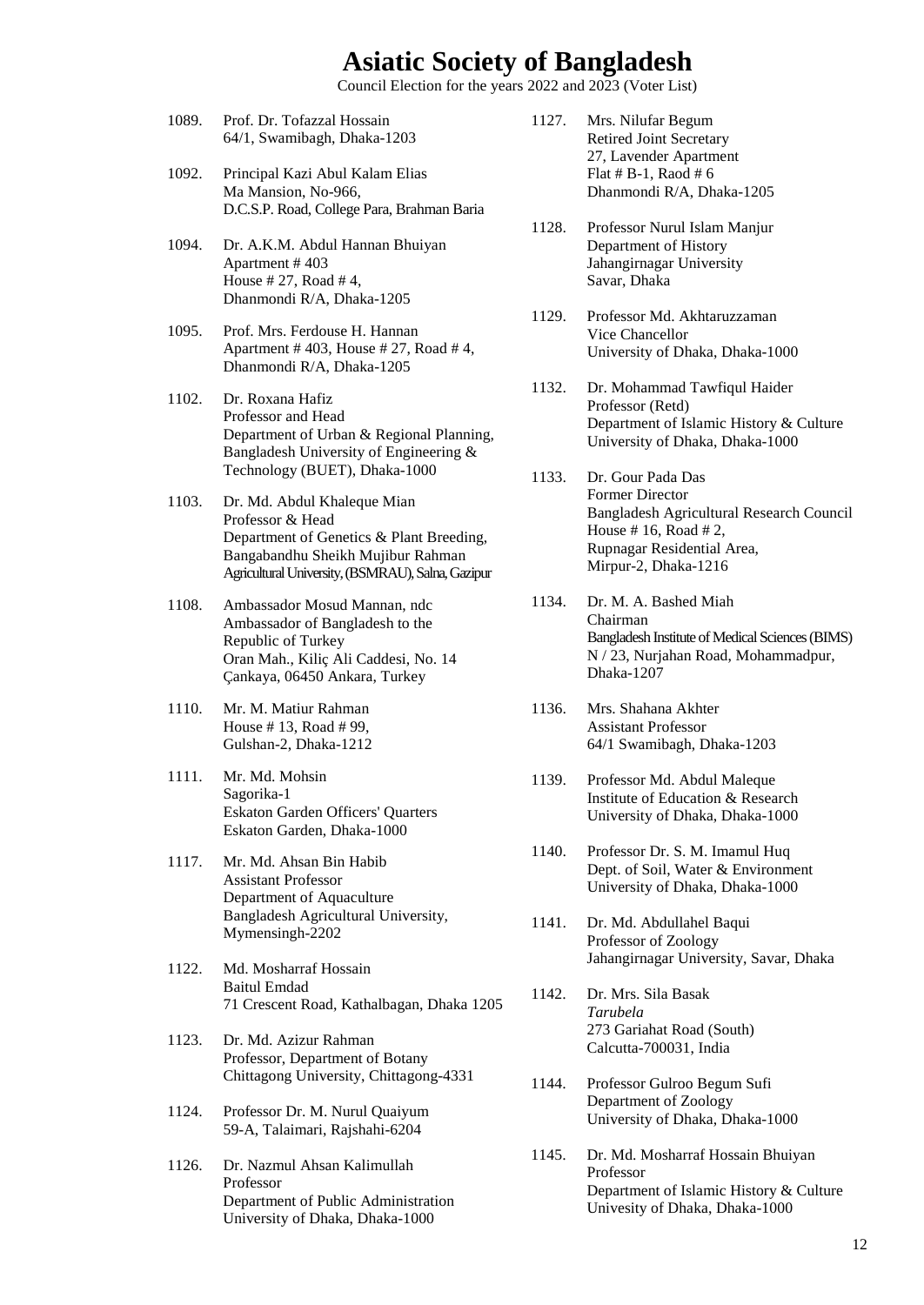# Asiatic Society of Bangladesh

Council Election for the years 2022 and 2023 (Voter List)

1089. Prof. Dr. Tofazzal Hossain
64/1, Swamibagh, Dhaka-1203

1092. Principal Kazi Abul Kalam Elias
Ma Mansion, No-966,
D.C.S.P. Road, College Para, Brahman Baria

1094. Dr. A.K.M. Abdul Hannan Bhuiyan
Apartment # 403
House # 27, Road # 4,
Dhanmondi R/A, Dhaka-1205

1095. Prof. Mrs. Ferdouse H. Hannan
Apartment # 403, House # 27, Road # 4,
Dhanmondi R/A, Dhaka-1205

1102. Dr. Roxana Hafiz
Professor and Head
Department of Urban & Regional Planning,
Bangladesh University of Engineering &
Technology (BUET), Dhaka-1000

1103. Dr. Md. Abdul Khaleque Mian
Professor & Head
Department of Genetics & Plant Breeding,
Bangabandhu Sheikh Mujibur Rahman
Agricultural University, (BSMRAU), Salna, Gazipur

1108. Ambassador Mosud Mannan, ndc
Ambassador of Bangladesh to the
Republic of Turkey
Oran Mah., Kiliç Ali Caddesi, No. 14
Çankaya, 06450 Ankara, Turkey

1110. Mr. M. Matiur Rahman
House # 13, Road # 99,
Gulshan-2, Dhaka-1212

1111. Mr. Md. Mohsin
Sagorika-1
Eskaton Garden Officers' Quarters
Eskaton Garden, Dhaka-1000

1117. Mr. Md. Ahsan Bin Habib
Assistant Professor
Department of Aquaculture
Bangladesh Agricultural University,
Mymensingh-2202

1122. Md. Mosharraf Hossain
Baitul Emdad
71 Crescent Road, Kathalbagan, Dhaka 1205

1123. Dr. Md. Azizur Rahman
Professor, Department of Botany
Chittagong University, Chittagong-4331

1124. Professor Dr. M. Nurul Quaiyum
59-A, Talaimari, Rajshahi-6204

1126. Dr. Nazmul Ahsan Kalimullah
Professor
Department of Public Administration
University of Dhaka, Dhaka-1000

1127. Mrs. Nilufar Begum
Retired Joint Secretary
27, Lavender Apartment
Flat # B-1, Raod # 6
Dhanmondi R/A, Dhaka-1205

1128. Professor Nurul Islam Manjur
Department of History
Jahangirnagar University
Savar, Dhaka

1129. Professor Md. Akhtaruzzaman
Vice Chancellor
University of Dhaka, Dhaka-1000

1132. Dr. Mohammad Tawfiqul Haider
Professor (Retd)
Department of Islamic History & Culture
University of Dhaka, Dhaka-1000

1133. Dr. Gour Pada Das
Former Director
Bangladesh Agricultural Research Council
House # 16, Road # 2,
Rupnagar Residential Area,
Mirpur-2, Dhaka-1216

1134. Dr. M. A. Bashed Miah
Chairman
Bangladesh Institute of Medical Sciences (BIMS)
N / 23, Nurjahan Road, Mohammadpur,
Dhaka-1207

1136. Mrs. Shahana Akhter
Assistant Professor
64/1 Swamibagh, Dhaka-1203

1139. Professor Md. Abdul Maleque
Institute of Education & Research
University of Dhaka, Dhaka-1000

1140. Professor Dr. S. M. Imamul Huq
Dept. of Soil, Water & Environment
University of Dhaka, Dhaka-1000

1141. Dr. Md. Abdullahel Baqui
Professor of Zoology
Jahangirnagar University, Savar, Dhaka

1142. Dr. Mrs. Sila Basak
*Tarubela*
273 Gariahat Road (South)
Calcutta-700031, India

1144. Professor Gulroo Begum Sufi
Department of Zoology
University of Dhaka, Dhaka-1000

1145. Dr. Md. Mosharraf Hossain Bhuiyan
Professor
Department of Islamic History & Culture
Univesity of Dhaka, Dhaka-1000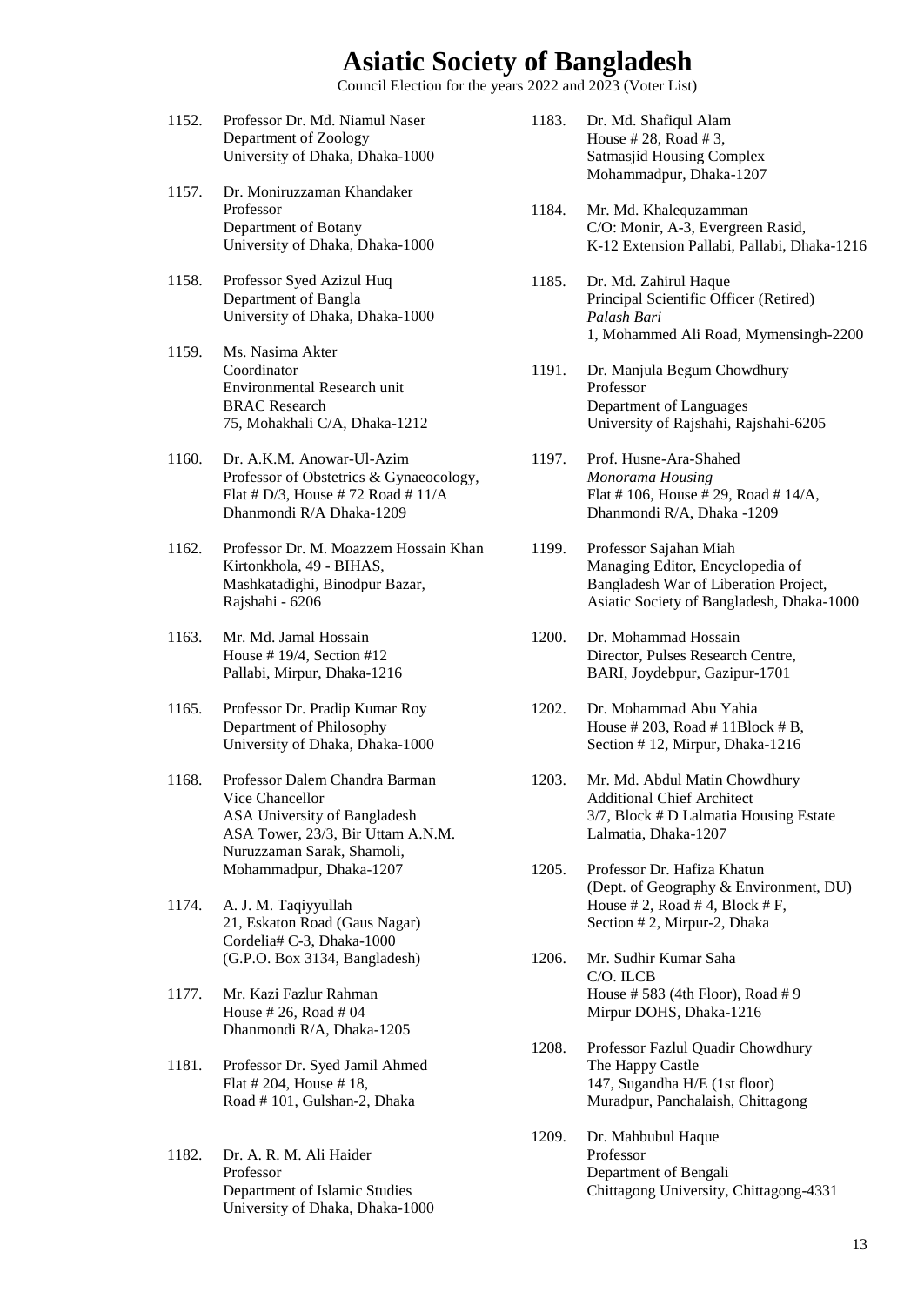# Asiatic Society of Bangladesh

Council Election for the years 2022 and 2023 (Voter List)

1152. Professor Dr. Md. Niamul Naser
Department of Zoology
University of Dhaka, Dhaka-1000

1157. Dr. Moniruzzaman Khandaker
Professor
Department of Botany
University of Dhaka, Dhaka-1000

1158. Professor Syed Azizul Huq
Department of Bangla
University of Dhaka, Dhaka-1000

1159. Ms. Nasima Akter
Coordinator
Environmental Research unit
BRAC Research
75, Mohakhali C/A, Dhaka-1212

1160. Dr. A.K.M. Anowar-Ul-Azim
Professor of Obstetrics & Gynaeocology,
Flat # D/3, House # 72 Road # 11/A
Dhanmondi R/A Dhaka-1209

1162. Professor Dr. M. Moazzem Hossain Khan
Kirtonkhola, 49 - BIHAS,
Mashkatadighi, Binodpur Bazar,
Rajshahi - 6206

1163. Mr. Md. Jamal Hossain
House # 19/4, Section #12
Pallabi, Mirpur, Dhaka-1216

1165. Professor Dr. Pradip Kumar Roy
Department of Philosophy
University of Dhaka, Dhaka-1000

1168. Professor Dalem Chandra Barman
Vice Chancellor
ASA University of Bangladesh
ASA Tower, 23/3, Bir Uttam A.N.M.
Nuruzzaman Sarak, Shamoli,
Mohammadpur, Dhaka-1207

1174. A. J. M. Taqiyyullah
21, Eskaton Road (Gaus Nagar)
Cordelia# C-3, Dhaka-1000
(G.P.O. Box 3134, Bangladesh)

1177. Mr. Kazi Fazlur Rahman
House # 26, Road # 04
Dhanmondi R/A, Dhaka-1205

1181. Professor Dr. Syed Jamil Ahmed
Flat # 204, House # 18,
Road # 101, Gulshan-2, Dhaka

1182. Dr. A. R. M. Ali Haider
Professor
Department of Islamic Studies
University of Dhaka, Dhaka-1000

1183. Dr. Md. Shafiqul Alam
House # 28, Road # 3,
Satmasjid Housing Complex
Mohammadpur, Dhaka-1207

1184. Mr. Md. Khalequzamman
C/O: Monir, A-3, Evergreen Rasid,
K-12 Extension Pallabi, Pallabi, Dhaka-1216

1185. Dr. Md. Zahirul Haque
Principal Scientific Officer (Retired)
*Palash Bari*
1, Mohammed Ali Road, Mymensingh-2200

1191. Dr. Manjula Begum Chowdhury
Professor
Department of Languages
University of Rajshahi, Rajshahi-6205

1197. Prof. Husne-Ara-Shahed
*Monorama Housing*
Flat # 106, House # 29, Road # 14/A,
Dhanmondi R/A, Dhaka -1209

1199. Professor Sajahan Miah
Managing Editor, Encyclopedia of
Bangladesh War of Liberation Project,
Asiatic Society of Bangladesh, Dhaka-1000

1200. Dr. Mohammad Hossain
Director, Pulses Research Centre,
BARI, Joydebpur, Gazipur-1701

1202. Dr. Mohammad Abu Yahia
House # 203, Road # 11Block # B,
Section # 12, Mirpur, Dhaka-1216

1203. Mr. Md. Abdul Matin Chowdhury
Additional Chief Architect
3/7, Block # D Lalmatia Housing Estate
Lalmatia, Dhaka-1207

1205. Professor Dr. Hafiza Khatun
(Dept. of Geography & Environment, DU)
House # 2, Road # 4, Block # F,
Section # 2, Mirpur-2, Dhaka

1206. Mr. Sudhir Kumar Saha
C/O. ILCB
House # 583 (4th Floor), Road # 9
Mirpur DOHS, Dhaka-1216

1208. Professor Fazlul Quadir Chowdhury
The Happy Castle
147, Sugandha H/E (1st floor)
Muradpur, Panchalaish, Chittagong

1209. Dr. Mahbubul Haque
Professor
Department of Bengali
Chittagong University, Chittagong-4331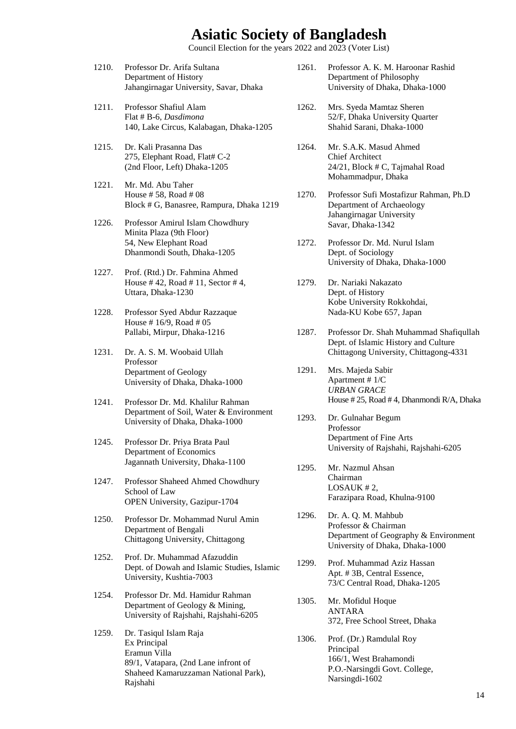# Asiatic Society of Bangladesh

Council Election for the years 2022 and 2023 (Voter List)

1210. Professor Dr. Arifa Sultana
Department of History
Jahangirnagar University, Savar, Dhaka

1211. Professor Shafiul Alam
Flat # B-6, *Dasdimona*
140, Lake Circus, Kalabagan, Dhaka-1205

1215. Dr. Kali Prasanna Das
275, Elephant Road, Flat# C-2
(2nd Floor, Left) Dhaka-1205

1221. Mr. Md. Abu Taher
House # 58, Road # 08
Block # G, Banasree, Rampura, Dhaka 1219

1226. Professor Amirul Islam Chowdhury
Minita Plaza (9th Floor)
54, New Elephant Road
Dhanmondi South, Dhaka-1205

1227. Prof. (Rtd.) Dr. Fahmina Ahmed
House # 42, Road # 11, Sector # 4,
Uttara, Dhaka-1230

1228. Professor Syed Abdur Razzaque
House # 16/9, Road # 05
Pallabi, Mirpur, Dhaka-1216

1231. Dr. A. S. M. Woobaid Ullah
Professor
Department of Geology
University of Dhaka, Dhaka-1000

1241. Professor Dr. Md. Khalilur Rahman
Department of Soil, Water & Environment
University of Dhaka, Dhaka-1000

1245. Professor Dr. Priya Brata Paul
Department of Economics
Jagannath University, Dhaka-1100

1247. Professor Shaheed Ahmed Chowdhury
School of Law
OPEN University, Gazipur-1704

1250. Professor Dr. Mohammad Nurul Amin
Department of Bengali
Chittagong University, Chittagong

1252. Prof. Dr. Muhammad Afazuddin
Dept. of Dowah and Islamic Studies, Islamic University, Kushtia-7003

1254. Professor Dr. Md. Hamidur Rahman
Department of Geology & Mining,
University of Rajshahi, Rajshahi-6205

1259. Dr. Tasiqul Islam Raja
Ex Principal
Eramun Villa
89/1, Vatapara, (2nd Lane infront of Shaheed Kamaruzzaman National Park), Rajshahi

1261. Professor A. K. M. Haroonar Rashid
Department of Philosophy
University of Dhaka, Dhaka-1000

1262. Mrs. Syeda Mamtaz Sheren
52/F, Dhaka University Quarter
Shahid Sarani, Dhaka-1000

1264. Mr. S.A.K. Masud Ahmed
Chief Architect
24/21, Block # C, Tajmahal Road
Mohammadpur, Dhaka

1270. Professor Sufi Mostafizur Rahman, Ph.D
Department of Archaeology
Jahangirnagar University
Savar, Dhaka-1342

1272. Professor Dr. Md. Nurul Islam
Dept. of Sociology
University of Dhaka, Dhaka-1000

1279. Dr. Nariaki Nakazato
Dept. of History
Kobe University Rokkohdai,
Nada-KU Kobe 657, Japan

1287. Professor Dr. Shah Muhammad Shafiqullah
Dept. of Islamic History and Culture
Chittagong University, Chittagong-4331

1291. Mrs. Majeda Sabir
Apartment # 1/C
*URBAN GRACE*
House # 25, Road # 4, Dhanmondi R/A, Dhaka

1293. Dr. Gulnahar Begum
Professor
Department of Fine Arts
University of Rajshahi, Rajshahi-6205

1295. Mr. Nazmul Ahsan
Chairman
LOSAUK # 2,
Farazipara Road, Khulna-9100

1296. Dr. A. Q. M. Mahbub
Professor & Chairman
Department of Geography & Environment
University of Dhaka, Dhaka-1000

1299. Prof. Muhammad Aziz Hassan
Apt. # 3B, Central Essence,
73/C Central Road, Dhaka-1205

1305. Mr. Mofidul Hoque
ANTARA
372, Free School Street, Dhaka

1306. Prof. (Dr.) Ramdulal Roy
Principal
166/1, West Brahamondi
P.O.-Narsingdi Govt. College,
Narsingdi-1602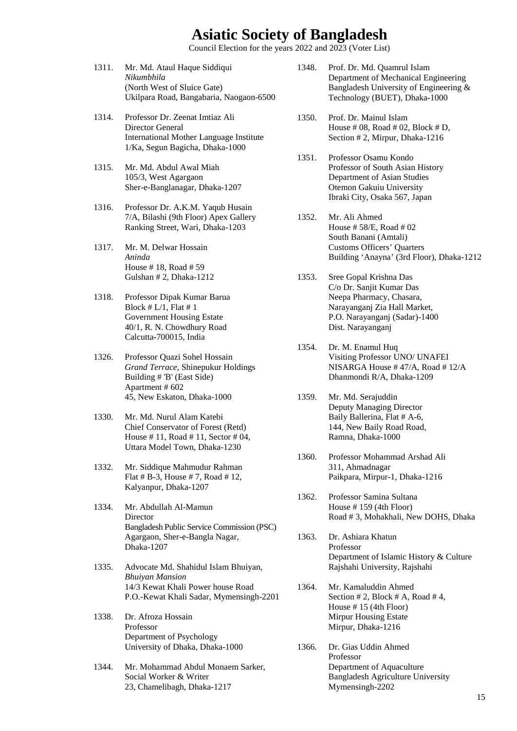# Asiatic Society of Bangladesh

Council Election for the years 2022 and 2023 (Voter List)

1311. Mr. Md. Ataul Haque Siddiqui
*Nikumbhila*
(North West of Sluice Gate)
Ukilpara Road, Bangabaria, Naogaon-6500

1314. Professor Dr. Zeenat Imtiaz Ali
Director General
International Mother Language Institute
1/Ka, Segun Bagicha, Dhaka-1000

1315. Mr. Md. Abdul Awal Miah
105/3, West Agargaon
Sher-e-Banglanagar, Dhaka-1207

1316. Professor Dr. A.K.M. Yaqub Husain
7/A, Bilashi (9th Floor) Apex Gallery
Ranking Street, Wari, Dhaka-1203

1317. Mr. M. Delwar Hossain
*Aninda*
House # 18, Road # 59
Gulshan # 2, Dhaka-1212

1318. Professor Dipak Kumar Barua
Block # L/1, Flat # 1
Government Housing Estate
40/1, R. N. Chowdhury Road
Calcutta-700015, India

1326. Professor Quazi Sohel Hossain
*Grand Terrace*, Shinepukur Holdings
Building # 'B' (East Side)
Apartment # 602
45, New Eskaton, Dhaka-1000

1330. Mr. Md. Nurul Alam Katebi
Chief Conservator of Forest (Retd)
House # 11, Road # 11, Sector # 04,
Uttara Model Town, Dhaka-1230

1332. Mr. Siddique Mahmudur Rahman
Flat # B-3, House # 7, Road # 12,
Kalyanpur, Dhaka-1207

1334. Mr. Abdullah Al-Mamun
Director
Bangladesh Public Service Commission (PSC)
Agargaon, Sher-e-Bangla Nagar,
Dhaka-1207

1335. Advocate Md. Shahidul Islam Bhuiyan,
*Bhuiyan Mansion*
14/3 Kewat Khali Power house Road
P.O.-Kewat Khali Sadar, Mymensingh-2201

1338. Dr. Afroza Hossain
Professor
Department of Psychology
University of Dhaka, Dhaka-1000

1344. Mr. Mohammad Abdul Monaem Sarker,
Social Worker & Writer
23, Chamelibagh, Dhaka-1217

1348. Prof. Dr. Md. Quamrul Islam
Department of Mechanical Engineering
Bangladesh University of Engineering &
Technology (BUET), Dhaka-1000

1350. Prof. Dr. Mainul Islam
House # 08, Road # 02, Block # D,
Section # 2, Mirpur, Dhaka-1216

1351. Professor Osamu Kondo
Professor of South Asian History
Department of Asian Studies
Otemon Gakuiu University
Ibraki City, Osaka 567, Japan

1352. Mr. Ali Ahmed
House # 58/E, Road # 02
South Banani (Amtali)
Customs Officers' Quarters
Building 'Anayna' (3rd Floor), Dhaka-1212

1353. Sree Gopal Krishna Das
C/o Dr. Sanjit Kumar Das
Neepa Pharmacy, Chasara,
Narayanganj Zia Hall Market,
P.O. Narayanganj (Sadar)-1400
Dist. Narayanganj

1354. Dr. M. Enamul Huq
Visiting Professor UNO/ UNAFEI
NISARGA House # 47/A, Road # 12/A
Dhanmondi R/A, Dhaka-1209

1359. Mr. Md. Serajuddin
Deputy Managing Director
Baily Ballerina, Flat # A-6,
144, New Baily Road Road,
Ramna, Dhaka-1000

1360. Professor Mohammad Arshad Ali
311, Ahmadnagar
Paikpara, Mirpur-1, Dhaka-1216

1362. Professor Samina Sultana
House # 159 (4th Floor)
Road # 3, Mohakhali, New DOHS, Dhaka

1363. Dr. Ashiara Khatun
Professor
Department of Islamic History & Culture
Rajshahi University, Rajshahi

1364. Mr. Kamaluddin Ahmed
Section # 2, Block # A, Road # 4,
House # 15 (4th Floor)
Mirpur Housing Estate
Mirpur, Dhaka-1216

1366. Dr. Gias Uddin Ahmed
Professor
Department of Aquaculture
Bangladesh Agriculture University
Mymensingh-2202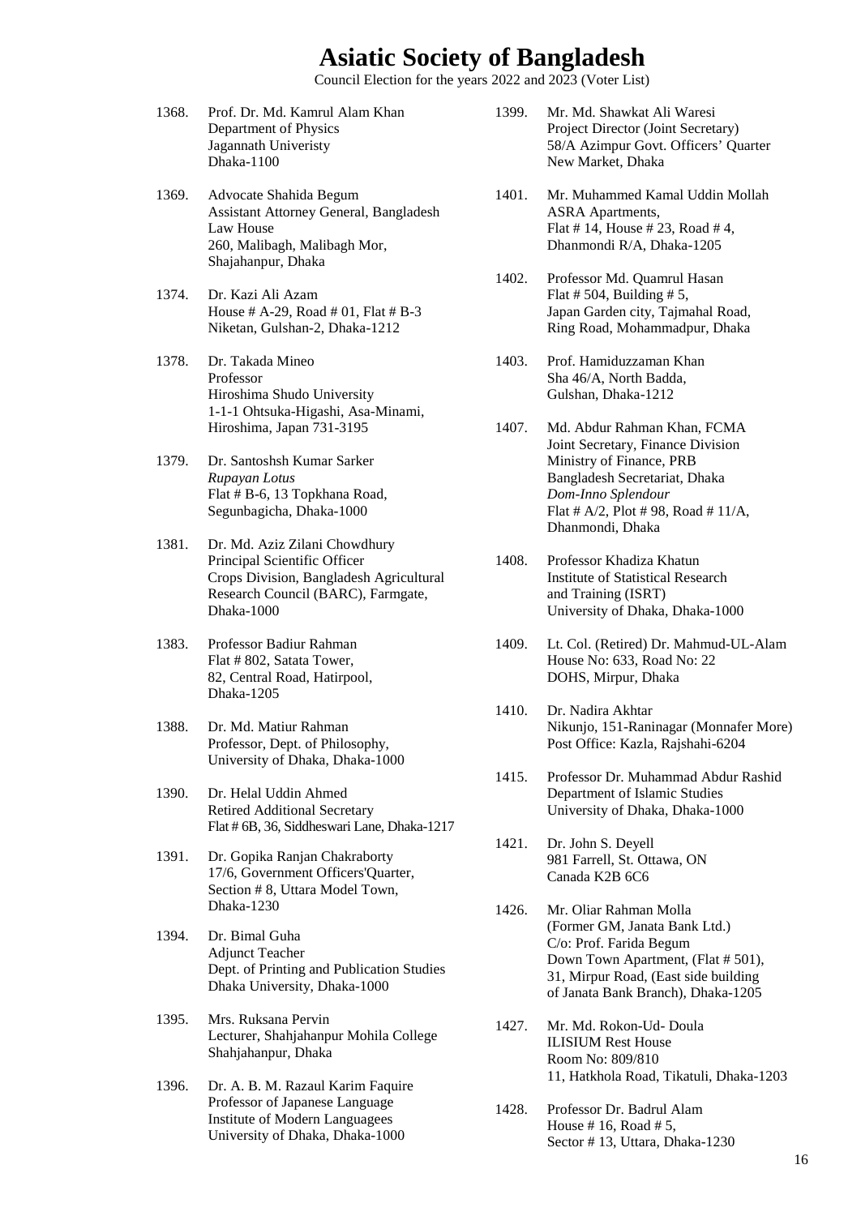# Asiatic Society of Bangladesh

Council Election for the years 2022 and 2023 (Voter List)

1368. Prof. Dr. Md. Kamrul Alam Khan
Department of Physics
Jagannath Univeristy
Dhaka-1100

1369. Advocate Shahida Begum
Assistant Attorney General, Bangladesh
Law House
260, Malibagh, Malibagh Mor,
Shajahanpur, Dhaka

1374. Dr. Kazi Ali Azam
House # A-29, Road # 01, Flat # B-3
Niketan, Gulshan-2, Dhaka-1212

1378. Dr. Takada Mineo
Professor
Hiroshima Shudo University
1-1-1 Ohtsuka-Higashi, Asa-Minami,
Hiroshima, Japan 731-3195

1379. Dr. Santoshsh Kumar Sarker
*Rupayan Lotus*
Flat # B-6, 13 Topkhana Road,
Segunbagicha, Dhaka-1000

1381. Dr. Md. Aziz Zilani Chowdhury
Principal Scientific Officer
Crops Division, Bangladesh Agricultural
Research Council (BARC), Farmgate,
Dhaka-1000

1383. Professor Badiur Rahman
Flat # 802, Satata Tower,
82, Central Road, Hatirpool,
Dhaka-1205

1388. Dr. Md. Matiur Rahman
Professor, Dept. of Philosophy,
University of Dhaka, Dhaka-1000

1390. Dr. Helal Uddin Ahmed
Retired Additional Secretary
Flat # 6B, 36, Siddheswari Lane, Dhaka-1217

1391. Dr. Gopika Ranjan Chakraborty
17/6, Government Officers'Quarter,
Section # 8, Uttara Model Town,
Dhaka-1230

1394. Dr. Bimal Guha
Adjunct Teacher
Dept. of Printing and Publication Studies
Dhaka University, Dhaka-1000

1395. Mrs. Ruksana Pervin
Lecturer, Shahjahanpur Mohila College
Shahjahanpur, Dhaka

1396. Dr. A. B. M. Razaul Karim Faquire
Professor of Japanese Language
Institute of Modern Languagees
University of Dhaka, Dhaka-1000

1399. Mr. Md. Shawkat Ali Waresi
Project Director (Joint Secretary)
58/A Azimpur Govt. Officers' Quarter
New Market, Dhaka

1401. Mr. Muhammed Kamal Uddin Mollah
ASRA Apartments,
Flat # 14, House # 23, Road # 4,
Dhanmondi R/A, Dhaka-1205

1402. Professor Md. Quamrul Hasan
Flat # 504, Building # 5,
Japan Garden city, Tajmahal Road,
Ring Road, Mohammadpur, Dhaka

1403. Prof. Hamiduzzaman Khan
Sha 46/A, North Badda,
Gulshan, Dhaka-1212

1407. Md. Abdur Rahman Khan, FCMA
Joint Secretary, Finance Division
Ministry of Finance, PRB
Bangladesh Secretariat, Dhaka
*Dom-Inno Splendour*
Flat # A/2, Plot # 98, Road # 11/A,
Dhanmondi, Dhaka

1408. Professor Khadiza Khatun
Institute of Statistical Research
and Training (ISRT)
University of Dhaka, Dhaka-1000

1409. Lt. Col. (Retired) Dr. Mahmud-UL-Alam
House No: 633, Road No: 22
DOHS, Mirpur, Dhaka

1410. Dr. Nadira Akhtar
Nikunjo, 151-Raninagar (Monnafer More)
Post Office: Kazla, Rajshahi-6204

1415. Professor Dr. Muhammad Abdur Rashid
Department of Islamic Studies
University of Dhaka, Dhaka-1000

1421. Dr. John S. Deyell
981 Farrell, St. Ottawa, ON
Canada K2B 6C6

1426. Mr. Oliar Rahman Molla
(Former GM, Janata Bank Ltd.)
C/o: Prof. Farida Begum
Down Town Apartment, (Flat # 501),
31, Mirpur Road, (East side building
of Janata Bank Branch), Dhaka-1205

1427. Mr. Md. Rokon-Ud- Doula
ILISIUM Rest House
Room No: 809/810
11, Hatkhola Road, Tikatuli, Dhaka-1203

1428. Professor Dr. Badrul Alam
House # 16, Road # 5,
Sector # 13, Uttara, Dhaka-1230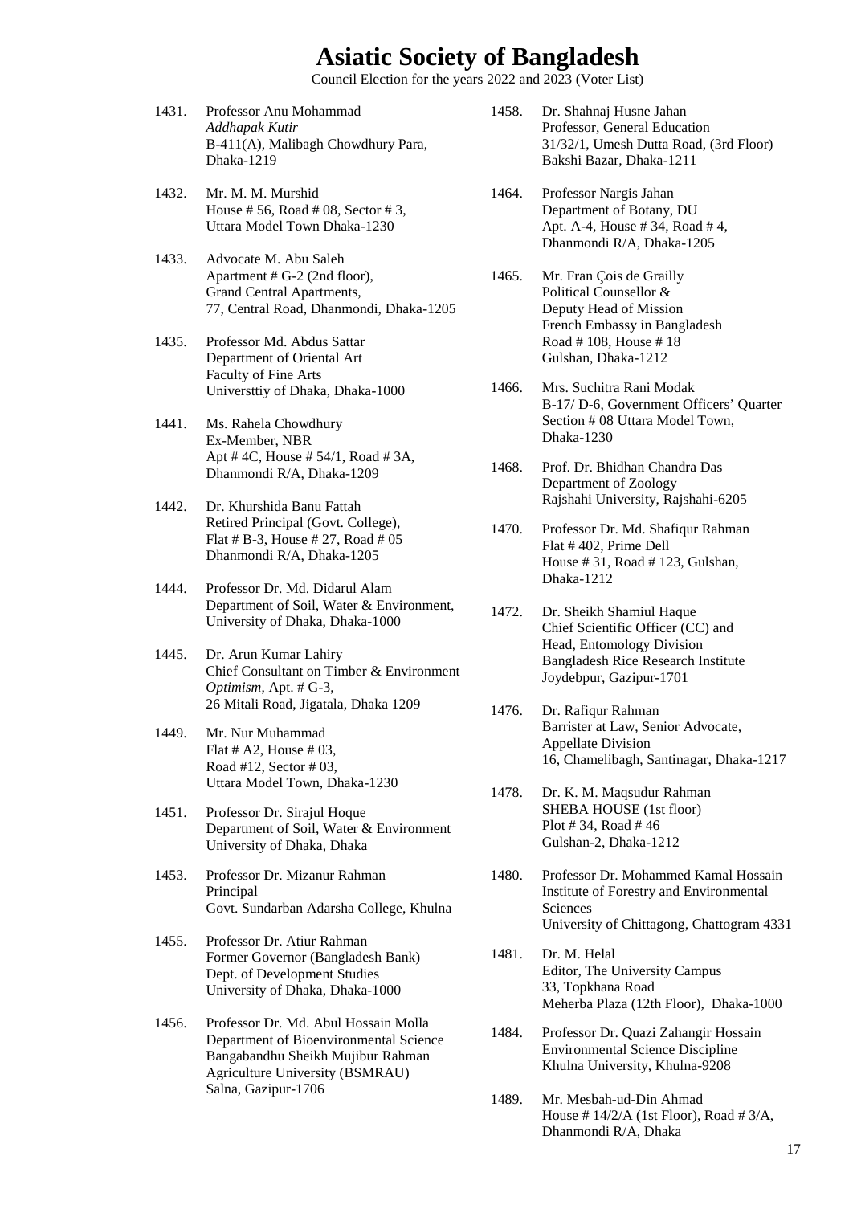# Asiatic Society of Bangladesh

Council Election for the years 2022 and 2023 (Voter List)

1431. Professor Anu Mohammad
*Addhapak Kutir*
B-411(A), Malibagh Chowdhury Para,
Dhaka-1219

1432. Mr. M. M. Murshid
House # 56, Road # 08, Sector # 3,
Uttara Model Town Dhaka-1230

1433. Advocate M. Abu Saleh
Apartment # G-2 (2nd floor),
Grand Central Apartments,
77, Central Road, Dhanmondi, Dhaka-1205

1435. Professor Md. Abdus Sattar
Department of Oriental Art
Faculty of Fine Arts
Universttiy of Dhaka, Dhaka-1000

1441. Ms. Rahela Chowdhury
Ex-Member, NBR
Apt # 4C, House # 54/1, Road # 3A,
Dhanmondi R/A, Dhaka-1209

1442. Dr. Khurshida Banu Fattah
Retired Principal (Govt. College),
Flat # B-3, House # 27, Road # 05
Dhanmondi R/A, Dhaka-1205

1444. Professor Dr. Md. Didarul Alam
Department of Soil, Water & Environment,
University of Dhaka, Dhaka-1000

1445. Dr. Arun Kumar Lahiry
Chief Consultant on Timber & Environment
*Optimism*, Apt. # G-3,
26 Mitali Road, Jigatala, Dhaka 1209

1449. Mr. Nur Muhammad
Flat # A2, House # 03,
Road #12, Sector # 03,
Uttara Model Town, Dhaka-1230

1451. Professor Dr. Sirajul Hoque
Department of Soil, Water & Environment
University of Dhaka, Dhaka

1453. Professor Dr. Mizanur Rahman
Principal
Govt. Sundarban Adarsha College, Khulna

1455. Professor Dr. Atiur Rahman
Former Governor (Bangladesh Bank)
Dept. of Development Studies
University of Dhaka, Dhaka-1000

1456. Professor Dr. Md. Abul Hossain Molla
Department of Bioenvironmental Science
Bangabandhu Sheikh Mujibur Rahman
Agriculture University (BSMRAU)
Salna, Gazipur-1706

1458. Dr. Shahnaj Husne Jahan
Professor, General Education
31/32/1, Umesh Dutta Road, (3rd Floor)
Bakshi Bazar, Dhaka-1211

1464. Professor Nargis Jahan
Department of Botany, DU
Apt. A-4, House # 34, Road # 4,
Dhanmondi R/A, Dhaka-1205

1465. Mr. Fran Çois de Grailly
Political Counsellor &
Deputy Head of Mission
French Embassy in Bangladesh
Road # 108, House # 18
Gulshan, Dhaka-1212

1466. Mrs. Suchitra Rani Modak
B-17/ D-6, Government Officers' Quarter
Section # 08 Uttara Model Town,
Dhaka-1230

1468. Prof. Dr. Bhidhan Chandra Das
Department of Zoology
Rajshahi University, Rajshahi-6205

1470. Professor Dr. Md. Shafiqur Rahman
Flat # 402, Prime Dell
House # 31, Road # 123, Gulshan,
Dhaka-1212

1472. Dr. Sheikh Shamiul Haque
Chief Scientific Officer (CC) and
Head, Entomology Division
Bangladesh Rice Research Institute
Joydebpur, Gazipur-1701

1476. Dr. Rafiqur Rahman
Barrister at Law, Senior Advocate,
Appellate Division
16, Chamelibagh, Santinagar, Dhaka-1217

1478. Dr. K. M. Maqsudur Rahman
SHEBA HOUSE (1st floor)
Plot # 34, Road # 46
Gulshan-2, Dhaka-1212

1480. Professor Dr. Mohammed Kamal Hossain
Institute of Forestry and Environmental
Sciences
University of Chittagong, Chattogram 4331

1481. Dr. M. Helal
Editor, The University Campus
33, Topkhana Road
Meherba Plaza (12th Floor), Dhaka-1000

1484. Professor Dr. Quazi Zahangir Hossain
Environmental Science Discipline
Khulna University, Khulna-9208

1489. Mr. Mesbah-ud-Din Ahmad
House # 14/2/A (1st Floor), Road # 3/A,
Dhanmondi R/A, Dhaka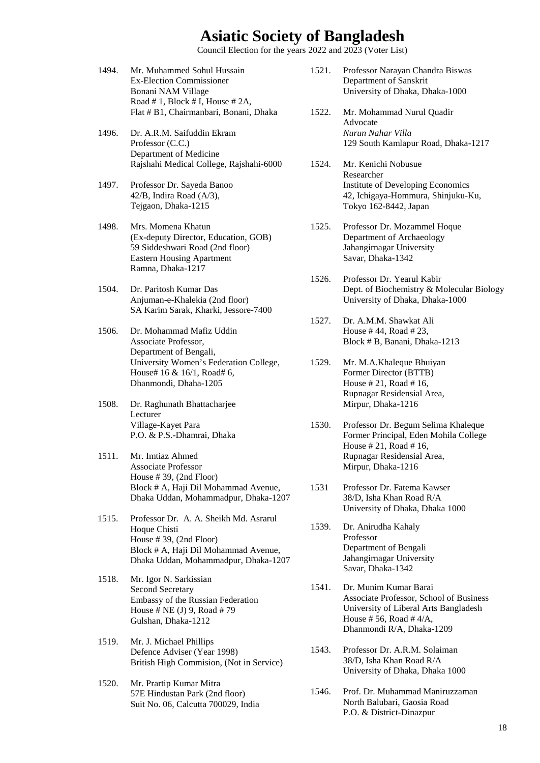# Asiatic Society of Bangladesh

Council Election for the years 2022 and 2023 (Voter List)

1494. Mr. Muhammed Sohul Hussain
Ex-Election Commissioner
Bonani NAM Village
Road # 1, Block # I, House # 2A,
Flat # B1, Chairmanbari, Bonani, Dhaka

1496. Dr. A.R.M. Saifuddin Ekram
Professor (C.C.)
Department of Medicine
Rajshahi Medical College, Rajshahi-6000

1497. Professor Dr. Sayeda Banoo
42/B, Indira Road (A/3),
Tejgaon, Dhaka-1215

1498. Mrs. Momena Khatun
(Ex-deputy Director, Education, GOB)
59 Siddeshwari Road (2nd floor)
Eastern Housing Apartment
Ramna, Dhaka-1217

1504. Dr. Paritosh Kumar Das
Anjuman-e-Khalekia (2nd floor)
SA Karim Sarak, Kharki, Jessore-7400

1506. Dr. Mohammad Mafiz Uddin
Associate Professor,
Department of Bengali,
University Women's Federation College,
House# 16 & 16/1, Road# 6,
Dhanmondi, Dhaha-1205

1508. Dr. Raghunath Bhattacharjee
Lecturer
Village-Kayet Para
P.O. & P.S.-Dhamrai, Dhaka

1511. Mr. Imtiaz Ahmed
Associate Professor
House # 39, (2nd Floor)
Block # A, Haji Dil Mohammad Avenue,
Dhaka Uddan, Mohammadpur, Dhaka-1207

1515. Professor Dr. A. A. Sheikh Md. Asrarul Hoque Chisti
House # 39, (2nd Floor)
Block # A, Haji Dil Mohammad Avenue,
Dhaka Uddan, Mohammadpur, Dhaka-1207

1518. Mr. Igor N. Sarkissian
Second Secretary
Embassy of the Russian Federation
House # NE (J) 9, Road # 79
Gulshan, Dhaka-1212

1519. Mr. J. Michael Phillips
Defence Adviser (Year 1998)
British High Commision, (Not in Service)

1520. Mr. Prartip Kumar Mitra
57E Hindustan Park (2nd floor)
Suit No. 06, Calcutta 700029, India

1521. Professor Narayan Chandra Biswas
Department of Sanskrit
University of Dhaka, Dhaka-1000

1522. Mr. Mohammad Nurul Quadir
Advocate
*Nurun Nahar Villa*
129 South Kamlapur Road, Dhaka-1217

1524. Mr. Kenichi Nobusue
Researcher
Institute of Developing Economics
42, Ichigaya-Hommura, Shinjuku-Ku,
Tokyo 162-8442, Japan

1525. Professor Dr. Mozammel Hoque
Department of Archaeology
Jahangirnagar University
Savar, Dhaka-1342

1526. Professor Dr. Yearul Kabir
Dept. of Biochemistry & Molecular Biology
University of Dhaka, Dhaka-1000

1527. Dr. A.M.M. Shawkat Ali
House # 44, Road # 23,
Block # B, Banani, Dhaka-1213

1529. Mr. M.A.Khaleque Bhuiyan
Former Director (BTTB)
House # 21, Road # 16,
Rupnagar Residensial Area,
Mirpur, Dhaka-1216

1530. Professor Dr. Begum Selima Khaleque
Former Principal, Eden Mohila College
House # 21, Road # 16,
Rupnagar Residensial Area,
Mirpur, Dhaka-1216

1531 Professor Dr. Fatema Kawser
38/D, Isha Khan Road R/A
University of Dhaka, Dhaka 1000

1539. Dr. Anirudha Kahaly
Professor
Department of Bengali
Jahangirnagar University
Savar, Dhaka-1342

1541. Dr. Munim Kumar Barai
Associate Professor, School of Business
University of Liberal Arts Bangladesh
House # 56, Road # 4/A,
Dhanmondi R/A, Dhaka-1209

1543. Professor Dr. A.R.M. Solaiman
38/D, Isha Khan Road R/A
University of Dhaka, Dhaka 1000

1546. Prof. Dr. Muhammad Maniruzzaman
North Balubari, Gaosia Road
P.O. & District-Dinazpur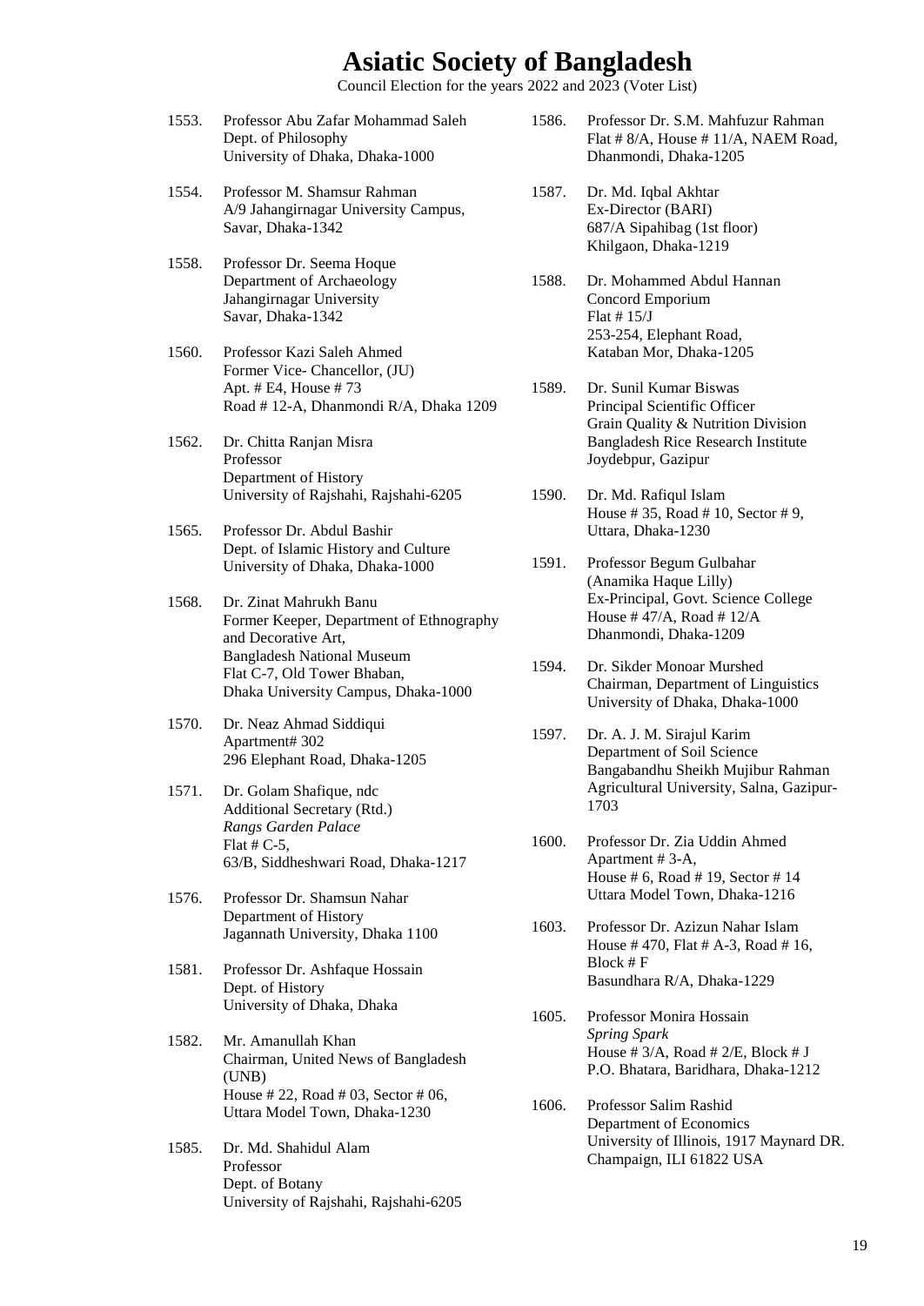# Asiatic Society of Bangladesh

Council Election for the years 2022 and 2023 (Voter List)

1553. Professor Abu Zafar Mohammad Saleh
Dept. of Philosophy
University of Dhaka, Dhaka-1000

1554. Professor M. Shamsur Rahman
A/9 Jahangirnagar University Campus,
Savar, Dhaka-1342

1558. Professor Dr. Seema Hoque
Department of Archaeology
Jahangirnagar University
Savar, Dhaka-1342

1560. Professor Kazi Saleh Ahmed
Former Vice- Chancellor, (JU)
Apt. # E4, House # 73
Road # 12-A, Dhanmondi R/A, Dhaka 1209

1562. Dr. Chitta Ranjan Misra
Professor
Department of History
University of Rajshahi, Rajshahi-6205

1565. Professor Dr. Abdul Bashir
Dept. of Islamic History and Culture
University of Dhaka, Dhaka-1000

1568. Dr. Zinat Mahrukh Banu
Former Keeper, Department of Ethnography and Decorative Art,
Bangladesh National Museum
Flat C-7, Old Tower Bhaban,
Dhaka University Campus, Dhaka-1000

1570. Dr. Neaz Ahmad Siddiqui
Apartment# 302
296 Elephant Road, Dhaka-1205

1571. Dr. Golam Shafique, ndc
Additional Secretary (Rtd.)
*Rangs Garden Palace*
Flat # C-5,
63/B, Siddheshwari Road, Dhaka-1217

1576. Professor Dr. Shamsun Nahar
Department of History
Jagannath University, Dhaka 1100

1581. Professor Dr. Ashfaque Hossain
Dept. of History
University of Dhaka, Dhaka

1582. Mr. Amanullah Khan
Chairman, United News of Bangladesh (UNB)
House # 22, Road # 03, Sector # 06,
Uttara Model Town, Dhaka-1230

1585. Dr. Md. Shahidul Alam
Professor
Dept. of Botany
University of Rajshahi, Rajshahi-6205

1586. Professor Dr. S.M. Mahfuzur Rahman
Flat # 8/A, House # 11/A, NAEM Road,
Dhanmondi, Dhaka-1205

1587. Dr. Md. Iqbal Akhtar
Ex-Director (BARI)
687/A Sipahibag (1st floor)
Khilgaon, Dhaka-1219

1588. Dr. Mohammed Abdul Hannan
Concord Emporium
Flat # 15/J
253-254, Elephant Road,
Kataban Mor, Dhaka-1205

1589. Dr. Sunil Kumar Biswas
Principal Scientific Officer
Grain Quality & Nutrition Division
Bangladesh Rice Research Institute
Joydebpur, Gazipur

1590. Dr. Md. Rafiqul Islam
House # 35, Road # 10, Sector # 9,
Uttara, Dhaka-1230

1591. Professor Begum Gulbahar
(Anamika Haque Lilly)
Ex-Principal, Govt. Science College
House # 47/A, Road # 12/A
Dhanmondi, Dhaka-1209

1594. Dr. Sikder Monoar Murshed
Chairman, Department of Linguistics
University of Dhaka, Dhaka-1000

1597. Dr. A. J. M. Sirajul Karim
Department of Soil Science
Bangabandhu Sheikh Mujibur Rahman Agricultural University, Salna, Gazipur-1703

1600. Professor Dr. Zia Uddin Ahmed
Apartment # 3-A,
House # 6, Road # 19, Sector # 14
Uttara Model Town, Dhaka-1216

1603. Professor Dr. Azizun Nahar Islam
House # 470, Flat # A-3, Road # 16,
Block # F
Basundhara R/A, Dhaka-1229

1605. Professor Monira Hossain
*Spring Spark*
House # 3/A, Road # 2/E, Block # J
P.O. Bhatara, Baridhara, Dhaka-1212

1606. Professor Salim Rashid
Department of Economics
University of Illinois, 1917 Maynard DR.
Champaign, ILI 61822 USA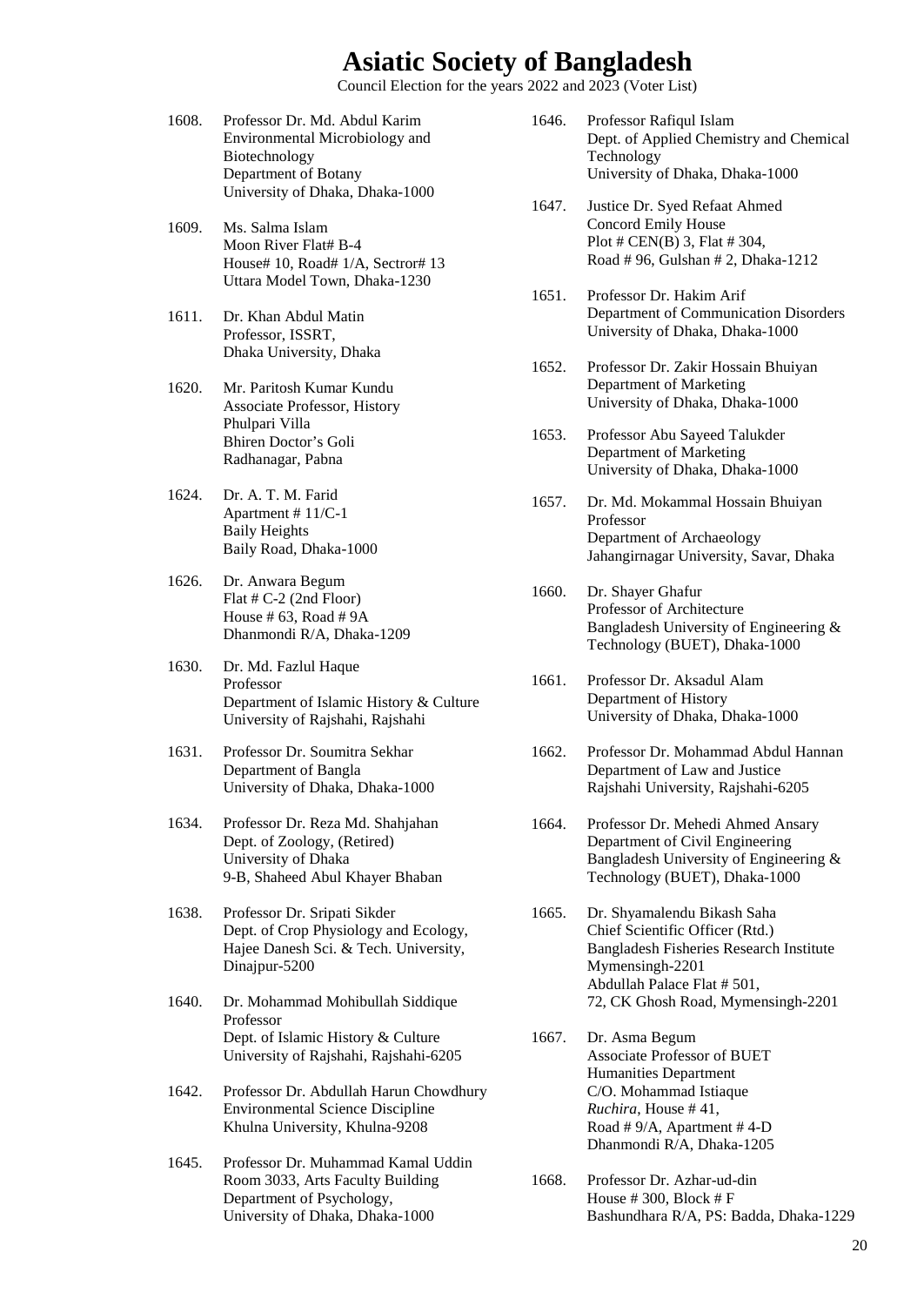# Asiatic Society of Bangladesh

Council Election for the years 2022 and 2023 (Voter List)

1608. Professor Dr. Md. Abdul Karim
Environmental Microbiology and Biotechnology
Department of Botany
University of Dhaka, Dhaka-1000

1609. Ms. Salma Islam
Moon River Flat# B-4
House# 10, Road# 1/A, Sectror# 13
Uttara Model Town, Dhaka-1230

1611. Dr. Khan Abdul Matin
Professor, ISSRT,
Dhaka University, Dhaka

1620. Mr. Paritosh Kumar Kundu
Associate Professor, History
Phulpari Villa
Bhiren Doctor's Goli
Radhanagar, Pabna

1624. Dr. A. T. M. Farid
Apartment # 11/C-1
Baily Heights
Baily Road, Dhaka-1000

1626. Dr. Anwara Begum
Flat # C-2 (2nd Floor)
House # 63, Road # 9A
Dhanmondi R/A, Dhaka-1209

1630. Dr. Md. Fazlul Haque
Professor
Department of Islamic History & Culture
University of Rajshahi, Rajshahi

1631. Professor Dr. Soumitra Sekhar
Department of Bangla
University of Dhaka, Dhaka-1000

1634. Professor Dr. Reza Md. Shahjahan
Dept. of Zoology, (Retired)
University of Dhaka
9-B, Shaheed Abul Khayer Bhaban

1638. Professor Dr. Sripati Sikder
Dept. of Crop Physiology and Ecology,
Hajee Danesh Sci. & Tech. University,
Dinajpur-5200

1640. Dr. Mohammad Mohibullah Siddique
Professor
Dept. of Islamic History & Culture
University of Rajshahi, Rajshahi-6205

1642. Professor Dr. Abdullah Harun Chowdhury
Environmental Science Discipline
Khulna University, Khulna-9208

1645. Professor Dr. Muhammad Kamal Uddin
Room 3033, Arts Faculty Building
Department of Psychology,
University of Dhaka, Dhaka-1000

1646. Professor Rafiqul Islam
Dept. of Applied Chemistry and Chemical Technology
University of Dhaka, Dhaka-1000

1647. Justice Dr. Syed Refaat Ahmed
Concord Emily House
Plot # CEN(B) 3, Flat # 304,
Road # 96, Gulshan # 2, Dhaka-1212

1651. Professor Dr. Hakim Arif
Department of Communication Disorders
University of Dhaka, Dhaka-1000

1652. Professor Dr. Zakir Hossain Bhuiyan
Department of Marketing
University of Dhaka, Dhaka-1000

1653. Professor Abu Sayeed Talukder
Department of Marketing
University of Dhaka, Dhaka-1000

1657. Dr. Md. Mokammal Hossain Bhuiyan
Professor
Department of Archaeology
Jahangirnagar University, Savar, Dhaka

1660. Dr. Shayer Ghafur
Professor of Architecture
Bangladesh University of Engineering & Technology (BUET), Dhaka-1000

1661. Professor Dr. Aksadul Alam
Department of History
University of Dhaka, Dhaka-1000

1662. Professor Dr. Mohammad Abdul Hannan
Department of Law and Justice
Rajshahi University, Rajshahi-6205

1664. Professor Dr. Mehedi Ahmed Ansary
Department of Civil Engineering
Bangladesh University of Engineering & Technology (BUET), Dhaka-1000

1665. Dr. Shyamalendu Bikash Saha
Chief Scientific Officer (Rtd.)
Bangladesh Fisheries Research Institute
Mymensingh-2201
Abdullah Palace Flat # 501,
72, CK Ghosh Road, Mymensingh-2201

1667. Dr. Asma Begum
Associate Professor of BUET
Humanities Department
C/O. Mohammad Istiaque
*Ruchira*, House # 41,
Road # 9/A, Apartment # 4-D
Dhanmondi R/A, Dhaka-1205

1668. Professor Dr. Azhar-ud-din
House # 300, Block # F
Bashundhara R/A, PS: Badda, Dhaka-1229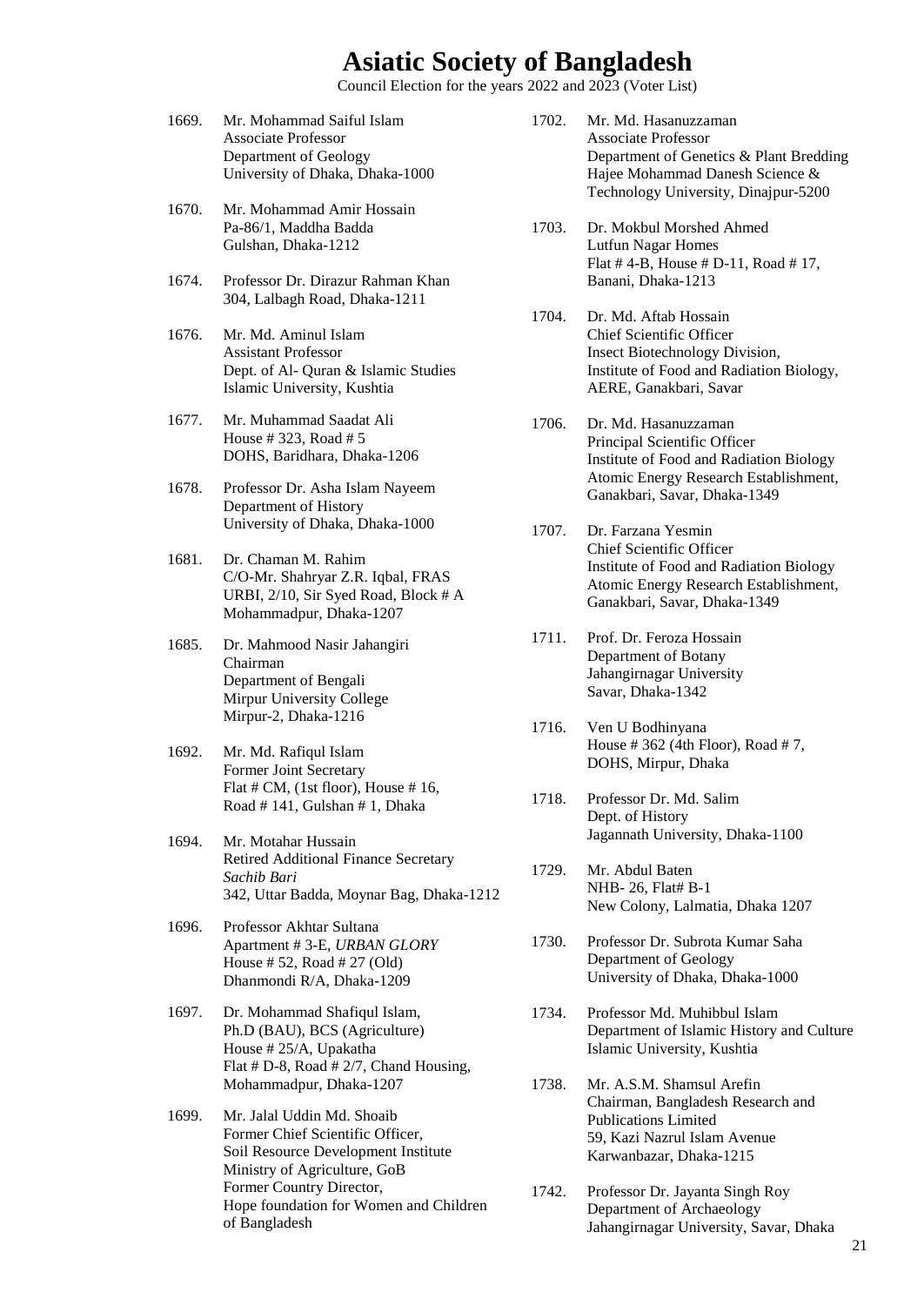# Asiatic Society of Bangladesh

Council Election for the years 2022 and 2023 (Voter List)

1669. Mr. Mohammad Saiful Islam
Associate Professor
Department of Geology
University of Dhaka, Dhaka-1000

1670. Mr. Mohammad Amir Hossain
Pa-86/1, Maddha Badda
Gulshan, Dhaka-1212

1674. Professor Dr. Dirazur Rahman Khan
304, Lalbagh Road, Dhaka-1211

1676. Mr. Md. Aminul Islam
Assistant Professor
Dept. of Al- Quran & Islamic Studies
Islamic University, Kushtia

1677. Mr. Muhammad Saadat Ali
House # 323, Road # 5
DOHS, Baridhara, Dhaka-1206

1678. Professor Dr. Asha Islam Nayeem
Department of History
University of Dhaka, Dhaka-1000

1681. Dr. Chaman M. Rahim
C/O-Mr. Shahryar Z.R. Iqbal, FRAS
URBI, 2/10, Sir Syed Road, Block # A
Mohammadpur, Dhaka-1207

1685. Dr. Mahmood Nasir Jahangiri
Chairman
Department of Bengali
Mirpur University College
Mirpur-2, Dhaka-1216

1692. Mr. Md. Rafiqul Islam
Former Joint Secretary
Flat # CM, (1st floor), House # 16,
Road # 141, Gulshan # 1, Dhaka

1694. Mr. Motahar Hussain
Retired Additional Finance Secretary
*Sachib Bari*
342, Uttar Badda, Moynar Bag, Dhaka-1212

1696. Professor Akhtar Sultana
Apartment # 3-E, *URBAN GLORY*
House # 52, Road # 27 (Old)
Dhanmondi R/A, Dhaka-1209

1697. Dr. Mohammad Shafiqul Islam,
Ph.D (BAU), BCS (Agriculture)
House # 25/A, Upakatha
Flat # D-8, Road # 2/7, Chand Housing,
Mohammadpur, Dhaka-1207

1699. Mr. Jalal Uddin Md. Shoaib
Former Chief Scientific Officer,
Soil Resource Development Institute
Ministry of Agriculture, GoB
Former Country Director,
Hope foundation for Women and Children
of Bangladesh

1702. Mr. Md. Hasanuzzaman
Associate Professor
Department of Genetics & Plant Bredding
Hajee Mohammad Danesh Science &
Technology University, Dinajpur-5200

1703. Dr. Mokbul Morshed Ahmed
Lutfun Nagar Homes
Flat # 4-B, House # D-11, Road # 17,
Banani, Dhaka-1213

1704. Dr. Md. Aftab Hossain
Chief Scientific Officer
Insect Biotechnology Division,
Institute of Food and Radiation Biology,
AERE, Ganakbari, Savar

1706. Dr. Md. Hasanuzzaman
Principal Scientific Officer
Institute of Food and Radiation Biology
Atomic Energy Research Establishment,
Ganakbari, Savar, Dhaka-1349

1707. Dr. Farzana Yesmin
Chief Scientific Officer
Institute of Food and Radiation Biology
Atomic Energy Research Establishment,
Ganakbari, Savar, Dhaka-1349

1711. Prof. Dr. Feroza Hossain
Department of Botany
Jahangirnagar University
Savar, Dhaka-1342

1716. Ven U Bodhinyana
House # 362 (4th Floor), Road # 7,
DOHS, Mirpur, Dhaka

1718. Professor Dr. Md. Salim
Dept. of History
Jagannath University, Dhaka-1100

1729. Mr. Abdul Baten
NHB- 26, Flat# B-1
New Colony, Lalmatia, Dhaka 1207

1730. Professor Dr. Subrota Kumar Saha
Department of Geology
University of Dhaka, Dhaka-1000

1734. Professor Md. Muhibbul Islam
Department of Islamic History and Culture
Islamic University, Kushtia

1738. Mr. A.S.M. Shamsul Arefin
Chairman, Bangladesh Research and
Publications Limited
59, Kazi Nazrul Islam Avenue
Karwanbazar, Dhaka-1215

1742. Professor Dr. Jayanta Singh Roy
Department of Archaeology
Jahangirnagar University, Savar, Dhaka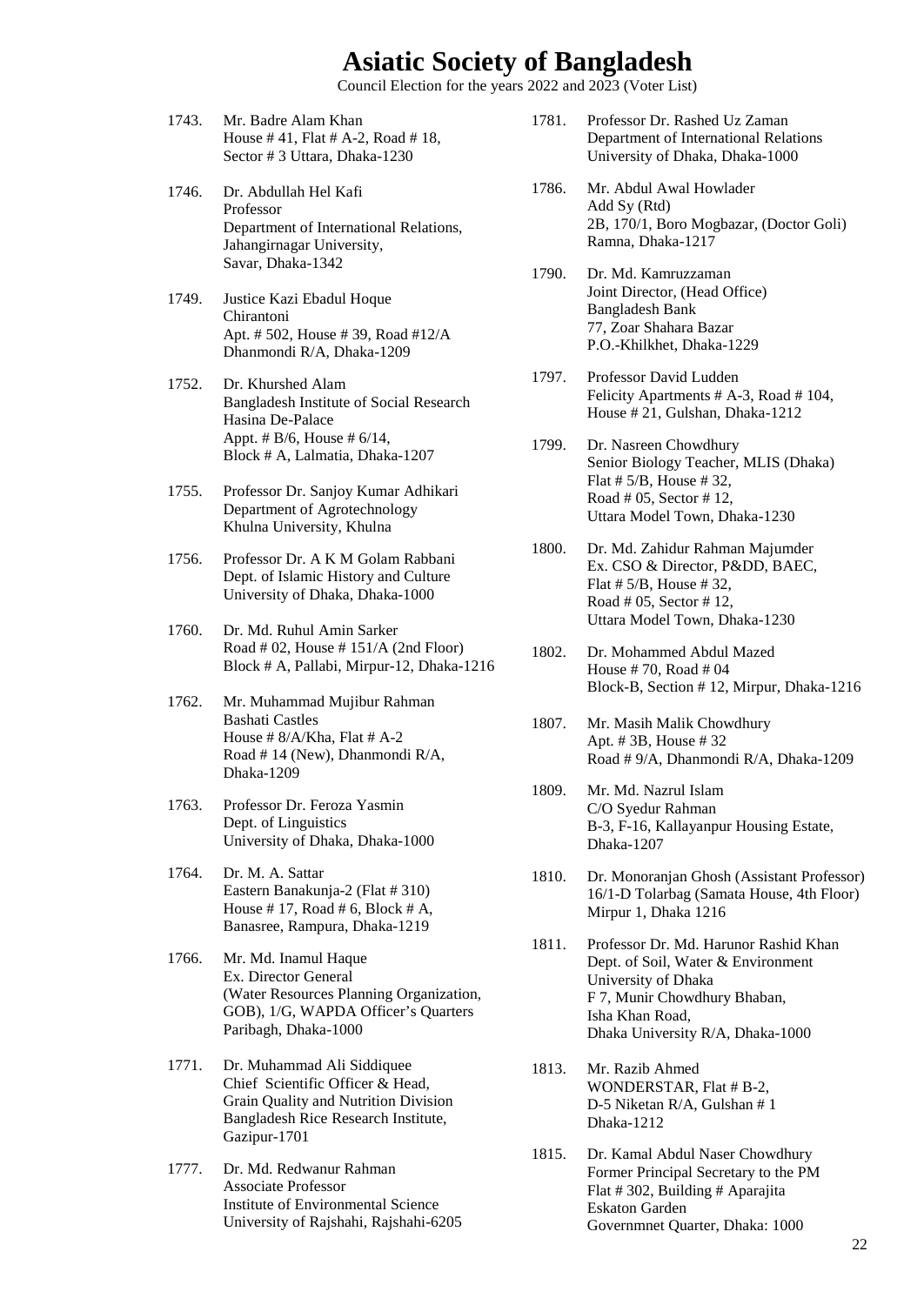# Asiatic Society of Bangladesh

Council Election for the years 2022 and 2023 (Voter List)

1743. Mr. Badre Alam Khan
House # 41, Flat # A-2, Road # 18,
Sector # 3 Uttara, Dhaka-1230

1746. Dr. Abdullah Hel Kafi
Professor
Department of International Relations,
Jahangirnagar University,
Savar, Dhaka-1342

1749. Justice Kazi Ebadul Hoque
Chirantoni
Apt. # 502, House # 39, Road #12/A
Dhanmondi R/A, Dhaka-1209

1752. Dr. Khurshed Alam
Bangladesh Institute of Social Research
Hasina De-Palace
Appt. # B/6, House # 6/14,
Block # A, Lalmatia, Dhaka-1207

1755. Professor Dr. Sanjoy Kumar Adhikari
Department of Agrotechnology
Khulna University, Khulna

1756. Professor Dr. A K M Golam Rabbani
Dept. of Islamic History and Culture
University of Dhaka, Dhaka-1000

1760. Dr. Md. Ruhul Amin Sarker
Road # 02, House # 151/A (2nd Floor)
Block # A, Pallabi, Mirpur-12, Dhaka-1216

1762. Mr. Muhammad Mujibur Rahman
Bashati Castles
House # 8/A/Kha, Flat # A-2
Road # 14 (New), Dhanmondi R/A,
Dhaka-1209

1763. Professor Dr. Feroza Yasmin
Dept. of Linguistics
University of Dhaka, Dhaka-1000

1764. Dr. M. A. Sattar
Eastern Banakunja-2 (Flat # 310)
House # 17, Road # 6, Block # A,
Banasree, Rampura, Dhaka-1219

1766. Mr. Md. Inamul Haque
Ex. Director General
(Water Resources Planning Organization,
GOB), 1/G, WAPDA Officer's Quarters
Paribagh, Dhaka-1000

1771. Dr. Muhammad Ali Siddiquee
Chief Scientific Officer & Head,
Grain Quality and Nutrition Division
Bangladesh Rice Research Institute,
Gazipur-1701

1777. Dr. Md. Redwanur Rahman
Associate Professor
Institute of Environmental Science
University of Rajshahi, Rajshahi-6205

1781. Professor Dr. Rashed Uz Zaman
Department of International Relations
University of Dhaka, Dhaka-1000

1786. Mr. Abdul Awal Howlader
Add Sy (Rtd)
2B, 170/1, Boro Mogbazar, (Doctor Goli)
Ramna, Dhaka-1217

1790. Dr. Md. Kamruzzaman
Joint Director, (Head Office)
Bangladesh Bank
77, Zoar Shahara Bazar
P.O.-Khilkhet, Dhaka-1229

1797. Professor David Ludden
Felicity Apartments # A-3, Road # 104,
House # 21, Gulshan, Dhaka-1212

1799. Dr. Nasreen Chowdhury
Senior Biology Teacher, MLIS (Dhaka)
Flat # 5/B, House # 32,
Road # 05, Sector # 12,
Uttara Model Town, Dhaka-1230

1800. Dr. Md. Zahidur Rahman Majumder
Ex. CSO & Director, P&DD, BAEC,
Flat # 5/B, House # 32,
Road # 05, Sector # 12,
Uttara Model Town, Dhaka-1230

1802. Dr. Mohammed Abdul Mazed
House # 70, Road # 04
Block-B, Section # 12, Mirpur, Dhaka-1216

1807. Mr. Masih Malik Chowdhury
Apt. # 3B, House # 32
Road # 9/A, Dhanmondi R/A, Dhaka-1209

1809. Mr. Md. Nazrul Islam
C/O Syedur Rahman
B-3, F-16, Kallayanpur Housing Estate,
Dhaka-1207

1810. Dr. Monoranjan Ghosh (Assistant Professor)
16/1-D Tolarbag (Samata House, 4th Floor)
Mirpur 1, Dhaka 1216

1811. Professor Dr. Md. Harunor Rashid Khan
Dept. of Soil, Water & Environment
University of Dhaka
F 7, Munir Chowdhury Bhaban,
Isha Khan Road,
Dhaka University R/A, Dhaka-1000

1813. Mr. Razib Ahmed
WONDERSTAR, Flat # B-2,
D-5 Niketan R/A, Gulshan # 1
Dhaka-1212

1815. Dr. Kamal Abdul Naser Chowdhury
Former Principal Secretary to the PM
Flat # 302, Building # Aparajita
Eskaton Garden
Governmnet Quarter, Dhaka: 1000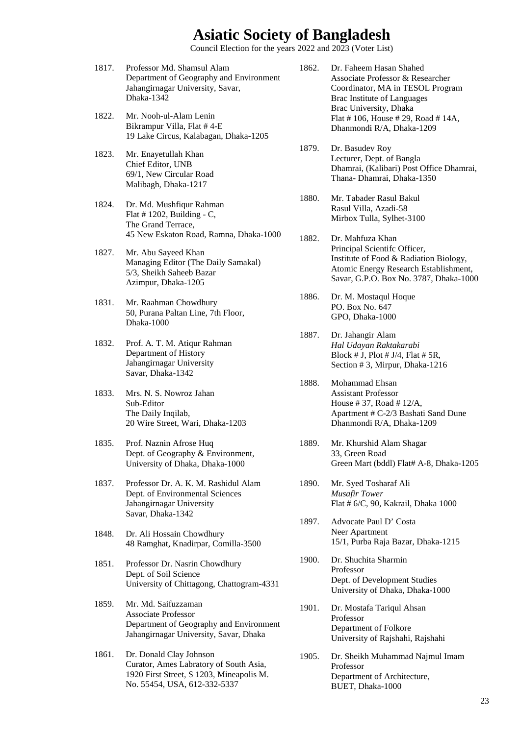# Asiatic Society of Bangladesh

Council Election for the years 2022 and 2023 (Voter List)

1817. Professor Md. Shamsul Alam
Department of Geography and Environment
Jahangirnagar University, Savar,
Dhaka-1342

1822. Mr. Nooh-ul-Alam Lenin
Bikrampur Villa, Flat # 4-E
19 Lake Circus, Kalabagan, Dhaka-1205

1823. Mr. Enayetullah Khan
Chief Editor, UNB
69/1, New Circular Road
Malibagh, Dhaka-1217

1824. Dr. Md. Mushfiqur Rahman
Flat # 1202, Building - C,
The Grand Terrace,
45 New Eskaton Road, Ramna, Dhaka-1000

1827. Mr. Abu Sayeed Khan
Managing Editor (The Daily Samakal)
5/3, Sheikh Saheeb Bazar
Azimpur, Dhaka-1205

1831. Mr. Raahman Chowdhury
50, Purana Paltan Line, 7th Floor,
Dhaka-1000

1832. Prof. A. T. M. Atiqur Rahman
Department of History
Jahangirnagar University
Savar, Dhaka-1342

1833. Mrs. N. S. Nowroz Jahan
Sub-Editor
The Daily Inqilab,
20 Wire Street, Wari, Dhaka-1203

1835. Prof. Naznin Afrose Huq
Dept. of Geography & Environment,
University of Dhaka, Dhaka-1000

1837. Professor Dr. A. K. M. Rashidul Alam
Dept. of Environmental Sciences
Jahangirnagar University
Savar, Dhaka-1342

1848. Dr. Ali Hossain Chowdhury
48 Ramghat, Knadirpar, Comilla-3500

1851. Professor Dr. Nasrin Chowdhury
Dept. of Soil Science
University of Chittagong, Chattogram-4331

1859. Mr. Md. Saifuzzaman
Associate Professor
Department of Geography and Environment
Jahangirnagar University, Savar, Dhaka

1861. Dr. Donald Clay Johnson
Curator, Ames Labratory of South Asia,
1920 First Street, S 1203, Mineapolis M.
No. 55454, USA, 612-332-5337

1862. Dr. Faheem Hasan Shahed
Associate Professor & Researcher
Coordinator, MA in TESOL Program
Brac Institute of Languages
Brac University, Dhaka
Flat # 106, House # 29, Road # 14A,
Dhanmondi R/A, Dhaka-1209

1879. Dr. Basudev Roy
Lecturer, Dept. of Bangla
Dhamrai, (Kalibari) Post Office Dhamrai,
Thana- Dhamrai, Dhaka-1350

1880. Mr. Tabader Rasul Bakul
Rasul Villa, Azadi-58
Mirbox Tulla, Sylhet-3100

1882. Dr. Mahfuza Khan
Principal Scientifc Officer,
Institute of Food & Radiation Biology,
Atomic Energy Research Establishment,
Savar, G.P.O. Box No. 3787, Dhaka-1000

1886. Dr. M. Mostaqul Hoque
PO. Box No. 647
GPO, Dhaka-1000

1887. Dr. Jahangir Alam
*Hal Udayan Raktakarabi*
Block # J, Plot # J/4, Flat # 5R,
Section # 3, Mirpur, Dhaka-1216

1888. Mohammad Ehsan
Assistant Professor
House # 37, Road # 12/A,
Apartment # C-2/3 Bashati Sand Dune
Dhanmondi R/A, Dhaka-1209

1889. Mr. Khurshid Alam Shagar
33, Green Road
Green Mart (bddl) Flat# A-8, Dhaka-1205

1890. Mr. Syed Tosharaf Ali
*Musafir Tower*
Flat # 6/C, 90, Kakrail, Dhaka 1000

1897. Advocate Paul D' Costa
Neer Apartment
15/1, Purba Raja Bazar, Dhaka-1215

1900. Dr. Shuchita Sharmin
Professor
Dept. of Development Studies
University of Dhaka, Dhaka-1000

1901. Dr. Mostafa Tariqul Ahsan
Professor
Department of Folkore
University of Rajshahi, Rajshahi

1905. Dr. Sheikh Muhammad Najmul Imam
Professor
Department of Architecture,
BUET, Dhaka-1000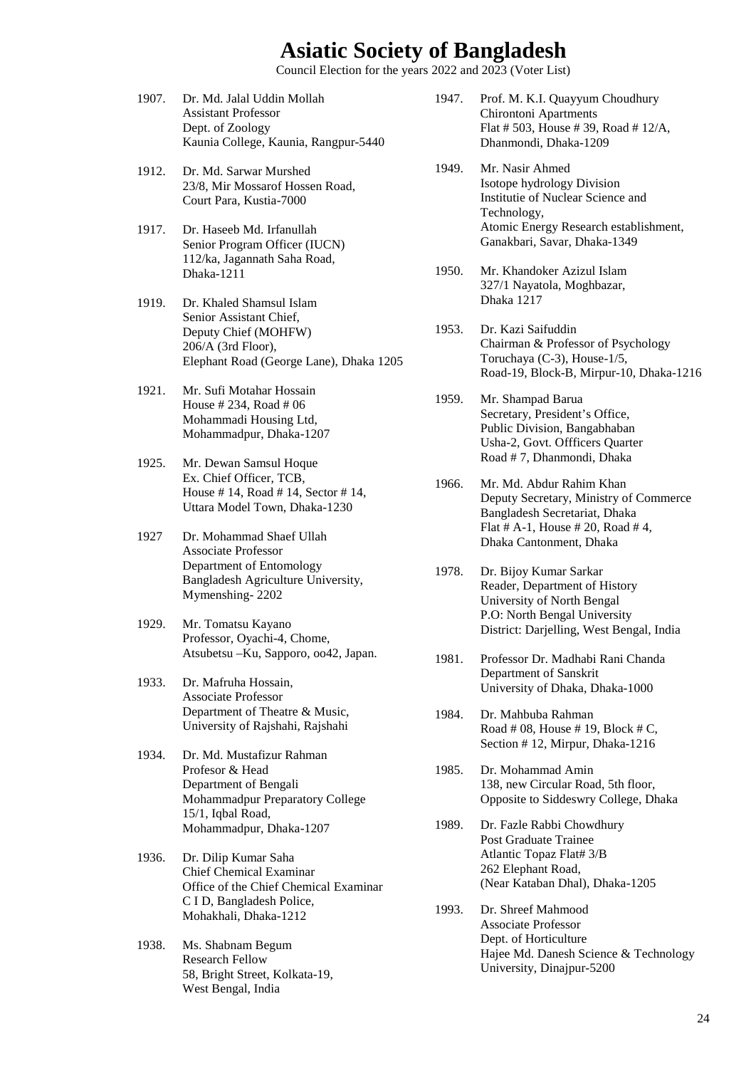# Asiatic Society of Bangladesh

Council Election for the years 2022 and 2023 (Voter List)

1907. Dr. Md. Jalal Uddin Mollah
Assistant Professor
Dept. of Zoology
Kaunia College, Kaunia, Rangpur-5440

1912. Dr. Md. Sarwar Murshed
23/8, Mir Mossarof Hossen Road,
Court Para, Kustia-7000

1917. Dr. Haseeb Md. Irfanullah
Senior Program Officer (IUCN)
112/ka, Jagannath Saha Road,
Dhaka-1211

1919. Dr. Khaled Shamsul Islam
Senior Assistant Chief,
Deputy Chief (MOHFW)
206/A (3rd Floor),
Elephant Road (George Lane), Dhaka 1205

1921. Mr. Sufi Motahar Hossain
House # 234, Road # 06
Mohammadi Housing Ltd,
Mohammadpur, Dhaka-1207

1925. Mr. Dewan Samsul Hoque
Ex. Chief Officer, TCB,
House # 14, Road # 14, Sector # 14,
Uttara Model Town, Dhaka-1230

1927 Dr. Mohammad Shaef Ullah
Associate Professor
Department of Entomology
Bangladesh Agriculture University,
Mymenshing- 2202

1929. Mr. Tomatsu Kayano
Professor, Oyachi-4, Chome,
Atsubetsu –Ku, Sapporo, oo42, Japan.

1933. Dr. Mafruha Hossain,
Associate Professor
Department of Theatre & Music,
University of Rajshahi, Rajshahi

1934. Dr. Md. Mustafizur Rahman
Profesor & Head
Department of Bengali
Mohammadpur Preparatory College
15/1, Iqbal Road,
Mohammadpur, Dhaka-1207

1936. Dr. Dilip Kumar Saha
Chief Chemical Examinar
Office of the Chief Chemical Examinar
C I D, Bangladesh Police,
Mohakhali, Dhaka-1212

1938. Ms. Shabnam Begum
Research Fellow
58, Bright Street, Kolkata-19,
West Bengal, India

1947. Prof. M. K.I. Quayyum Choudhury
Chirontoni Apartments
Flat # 503, House # 39, Road # 12/A,
Dhanmondi, Dhaka-1209

1949. Mr. Nasir Ahmed
Isotope hydrology Division
Institutie of Nuclear Science and
Technology,
Atomic Energy Research establishment,
Ganakbari, Savar, Dhaka-1349

1950. Mr. Khandoker Azizul Islam
327/1 Nayatola, Moghbazar,
Dhaka 1217

1953. Dr. Kazi Saifuddin
Chairman & Professor of Psychology
Toruchaya (C-3), House-1/5,
Road-19, Block-B, Mirpur-10, Dhaka-1216

1959. Mr. Shampad Barua
Secretary, President's Office,
Public Division, Bangabhaban
Usha-2, Govt. Offficers Quarter
Road # 7, Dhanmondi, Dhaka

1966. Mr. Md. Abdur Rahim Khan
Deputy Secretary, Ministry of Commerce
Bangladesh Secretariat, Dhaka
Flat # A-1, House # 20, Road # 4,
Dhaka Cantonment, Dhaka

1978. Dr. Bijoy Kumar Sarkar
Reader, Department of History
University of North Bengal
P.O: North Bengal University
District: Darjelling, West Bengal, India

1981. Professor Dr. Madhabi Rani Chanda
Department of Sanskrit
University of Dhaka, Dhaka-1000

1984. Dr. Mahbuba Rahman
Road # 08, House # 19, Block # C,
Section # 12, Mirpur, Dhaka-1216

1985. Dr. Mohammad Amin
138, new Circular Road, 5th floor,
Opposite to Siddeswry College, Dhaka

1989. Dr. Fazle Rabbi Chowdhury
Post Graduate Trainee
Atlantic Topaz Flat# 3/B
262 Elephant Road,
(Near Kataban Dhal), Dhaka-1205

1993. Dr. Shreef Mahmood
Associate Professor
Dept. of Horticulture
Hajee Md. Danesh Science & Technology
University, Dinajpur-5200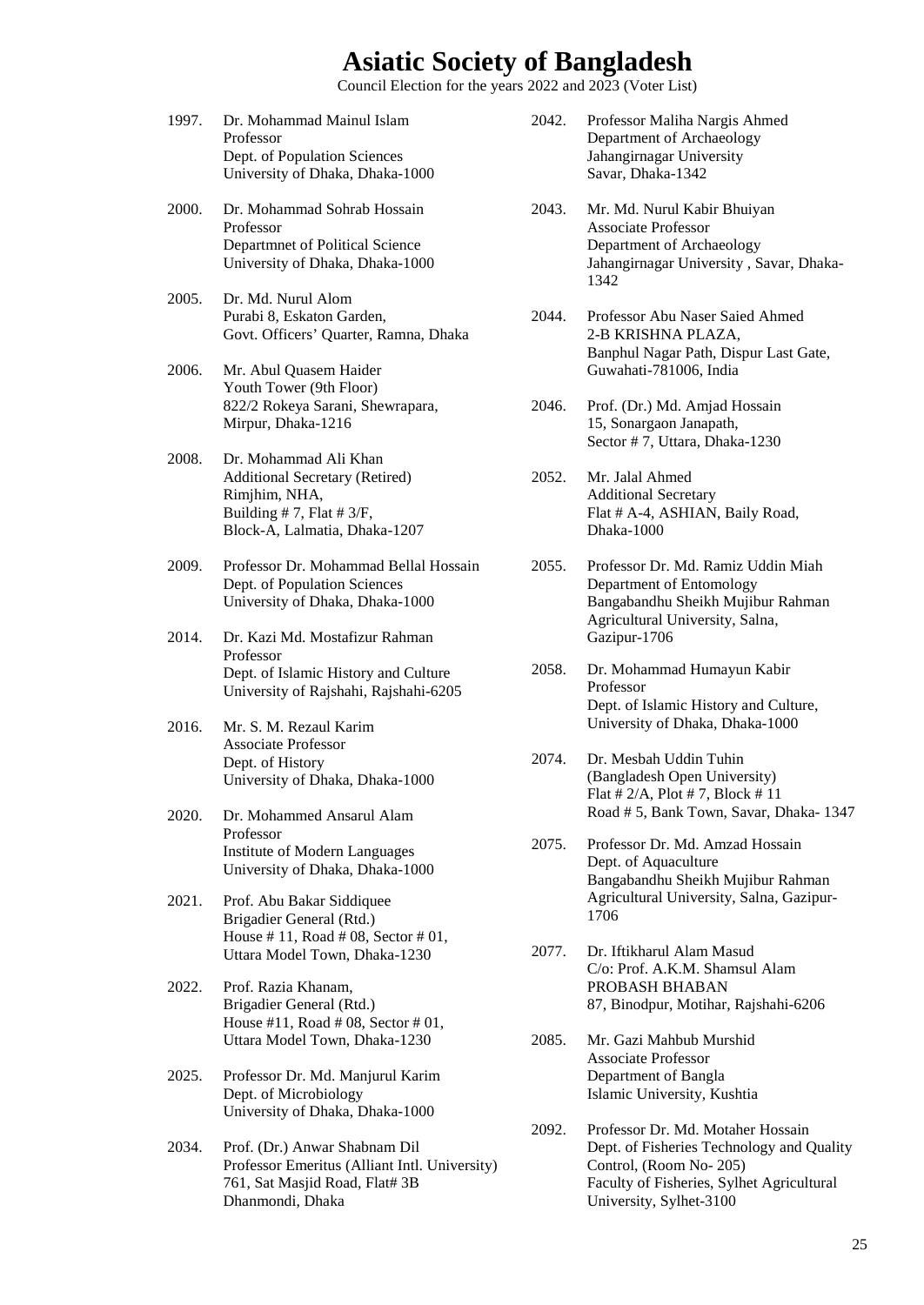# Asiatic Society of Bangladesh

Council Election for the years 2022 and 2023 (Voter List)

1997. Dr. Mohammad Mainul Islam
Professor
Dept. of Population Sciences
University of Dhaka, Dhaka-1000

2000. Dr. Mohammad Sohrab Hossain
Professor
Departmnet of Political Science
University of Dhaka, Dhaka-1000

2005. Dr. Md. Nurul Alom
Purabi 8, Eskaton Garden,
Govt. Officers' Quarter, Ramna, Dhaka

2006. Mr. Abul Quasem Haider
Youth Tower (9th Floor)
822/2 Rokeya Sarani, Shewrapara,
Mirpur, Dhaka-1216

2008. Dr. Mohammad Ali Khan
Additional Secretary (Retired)
Rimjhim, NHA,
Building # 7, Flat # 3/F,
Block-A, Lalmatia, Dhaka-1207

2009. Professor Dr. Mohammad Bellal Hossain
Dept. of Population Sciences
University of Dhaka, Dhaka-1000

2014. Dr. Kazi Md. Mostafizur Rahman
Professor
Dept. of Islamic History and Culture
University of Rajshahi, Rajshahi-6205

2016. Mr. S. M. Rezaul Karim
Associate Professor
Dept. of History
University of Dhaka, Dhaka-1000

2020. Dr. Mohammed Ansarul Alam
Professor
Institute of Modern Languages
University of Dhaka, Dhaka-1000

2021. Prof. Abu Bakar Siddiquee
Brigadier General (Rtd.)
House # 11, Road # 08, Sector # 01,
Uttara Model Town, Dhaka-1230

2022. Prof. Razia Khanam,
Brigadier General (Rtd.)
House #11, Road # 08, Sector # 01,
Uttara Model Town, Dhaka-1230

2025. Professor Dr. Md. Manjurul Karim
Dept. of Microbiology
University of Dhaka, Dhaka-1000

2034. Prof. (Dr.) Anwar Shabnam Dil
Professor Emeritus (Alliant Intl. University)
761, Sat Masjid Road, Flat# 3B
Dhanmondi, Dhaka

2042. Professor Maliha Nargis Ahmed
Department of Archaeology
Jahangirnagar University
Savar, Dhaka-1342

2043. Mr. Md. Nurul Kabir Bhuiyan
Associate Professor
Department of Archaeology
Jahangirnagar University , Savar, Dhaka-1342

2044. Professor Abu Naser Saied Ahmed
2-B KRISHNA PLAZA,
Banphul Nagar Path, Dispur Last Gate,
Guwahati-781006, India

2046. Prof. (Dr.) Md. Amjad Hossain
15, Sonargaon Janapath,
Sector # 7, Uttara, Dhaka-1230

2052. Mr. Jalal Ahmed
Additional Secretary
Flat # A-4, ASHIAN, Baily Road,
Dhaka-1000

2055. Professor Dr. Md. Ramiz Uddin Miah
Department of Entomology
Bangabandhu Sheikh Mujibur Rahman
Agricultural University, Salna,
Gazipur-1706

2058. Dr. Mohammad Humayun Kabir
Professor
Dept. of Islamic History and Culture,
University of Dhaka, Dhaka-1000

2074. Dr. Mesbah Uddin Tuhin
(Bangladesh Open University)
Flat # 2/A, Plot # 7, Block # 11
Road # 5, Bank Town, Savar, Dhaka- 1347

2075. Professor Dr. Md. Amzad Hossain
Dept. of Aquaculture
Bangabandhu Sheikh Mujibur Rahman
Agricultural University, Salna, Gazipur-1706

2077. Dr. Iftikharul Alam Masud
C/o: Prof. A.K.M. Shamsul Alam
PROBASH BHABAN
87, Binodpur, Motihar, Rajshahi-6206

2085. Mr. Gazi Mahbub Murshid
Associate Professor
Department of Bangla
Islamic University, Kushtia

2092. Professor Dr. Md. Motaher Hossain
Dept. of Fisheries Technology and Quality
Control, (Room No- 205)
Faculty of Fisheries, Sylhet Agricultural
University, Sylhet-3100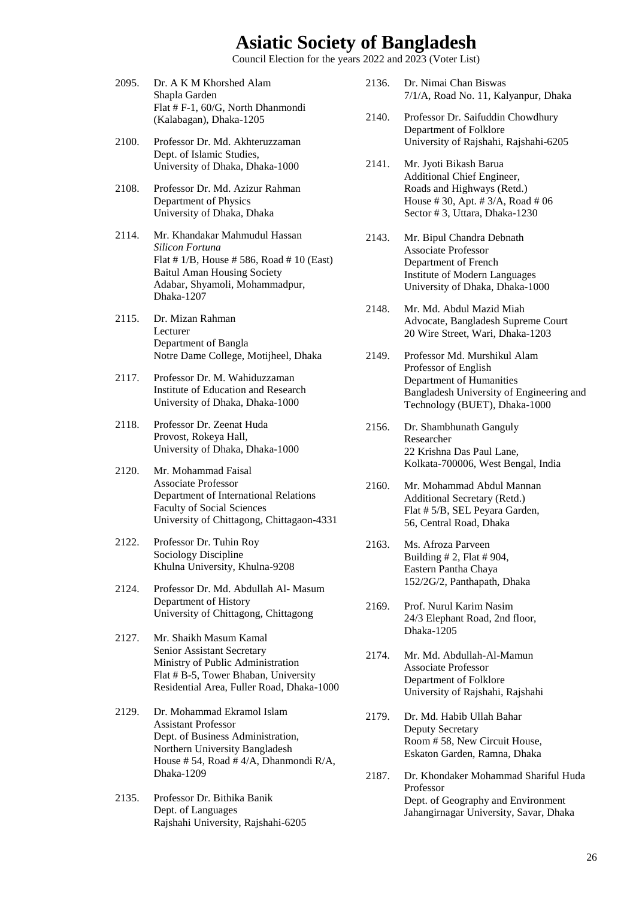# Asiatic Society of Bangladesh

Council Election for the years 2022 and 2023 (Voter List)

2095. Dr. A K M Khorshed Alam
Shapla Garden
Flat # F-1, 60/G, North Dhanmondi
(Kalabagan), Dhaka-1205

2100. Professor Dr. Md. Akhteruzzaman
Dept. of Islamic Studies,
University of Dhaka, Dhaka-1000

2108. Professor Dr. Md. Azizur Rahman
Department of Physics
University of Dhaka, Dhaka

2114. Mr. Khandakar Mahmudul Hassan
*Silicon Fortuna*
Flat # 1/B, House # 586, Road # 10 (East)
Baitul Aman Housing Society
Adabar, Shyamoli, Mohammadpur,
Dhaka-1207

2115. Dr. Mizan Rahman
Lecturer
Department of Bangla
Notre Dame College, Motijheel, Dhaka

2117. Professor Dr. M. Wahiduzzaman
Institute of Education and Research
University of Dhaka, Dhaka-1000

2118. Professor Dr. Zeenat Huda
Provost, Rokeya Hall,
University of Dhaka, Dhaka-1000

2120. Mr. Mohammad Faisal
Associate Professor
Department of International Relations
Faculty of Social Sciences
University of Chittagong, Chittagaon-4331

2122. Professor Dr. Tuhin Roy
Sociology Discipline
Khulna University, Khulna-9208

2124. Professor Dr. Md. Abdullah Al- Masum
Department of History
University of Chittagong, Chittagong

2127. Mr. Shaikh Masum Kamal
Senior Assistant Secretary
Ministry of Public Administration
Flat # B-5, Tower Bhaban, University
Residential Area, Fuller Road, Dhaka-1000

2129. Dr. Mohammad Ekramol Islam
Assistant Professor
Dept. of Business Administration,
Northern University Bangladesh
House # 54, Road # 4/A, Dhanmondi R/A,
Dhaka-1209

2135. Professor Dr. Bithika Banik
Dept. of Languages
Rajshahi University, Rajshahi-6205

2136. Dr. Nimai Chan Biswas
7/1/A, Road No. 11, Kalyanpur, Dhaka

2140. Professor Dr. Saifuddin Chowdhury
Department of Folklore
University of Rajshahi, Rajshahi-6205

2141. Mr. Jyoti Bikash Barua
Additional Chief Engineer,
Roads and Highways (Retd.)
House # 30, Apt. # 3/A, Road # 06
Sector # 3, Uttara, Dhaka-1230

2143. Mr. Bipul Chandra Debnath
Associate Professor
Department of French
Institute of Modern Languages
University of Dhaka, Dhaka-1000

2148. Mr. Md. Abdul Mazid Miah
Advocate, Bangladesh Supreme Court
20 Wire Street, Wari, Dhaka-1203

2149. Professor Md. Murshikul Alam
Professor of English
Department of Humanities
Bangladesh University of Engineering and
Technology (BUET), Dhaka-1000

2156. Dr. Shambhunath Ganguly
Researcher
22 Krishna Das Paul Lane,
Kolkata-700006, West Bengal, India

2160. Mr. Mohammad Abdul Mannan
Additional Secretary (Retd.)
Flat # 5/B, SEL Peyara Garden,
56, Central Road, Dhaka

2163. Ms. Afroza Parveen
Building # 2, Flat # 904,
Eastern Pantha Chaya
152/2G/2, Panthapath, Dhaka

2169. Prof. Nurul Karim Nasim
24/3 Elephant Road, 2nd floor,
Dhaka-1205

2174. Mr. Md. Abdullah-Al-Mamun
Associate Professor
Department of Folklore
University of Rajshahi, Rajshahi

2179. Dr. Md. Habib Ullah Bahar
Deputy Secretary
Room # 58, New Circuit House,
Eskaton Garden, Ramna, Dhaka

2187. Dr. Khondaker Mohammad Shariful Huda
Professor
Dept. of Geography and Environment
Jahangirnagar University, Savar, Dhaka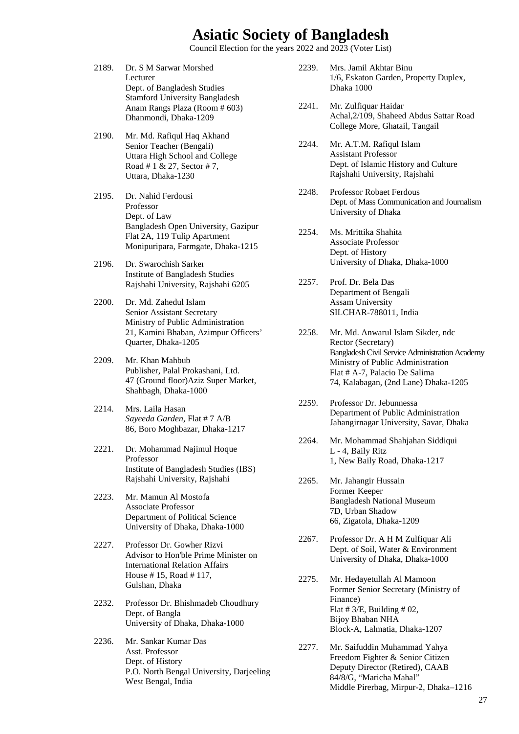# Asiatic Society of Bangladesh

Council Election for the years 2022 and 2023 (Voter List)

2189. Dr. S M Sarwar Morshed
Lecturer
Dept. of Bangladesh Studies
Stamford University Bangladesh
Anam Rangs Plaza (Room # 603)
Dhanmondi, Dhaka-1209

2190. Mr. Md. Rafiqul Haq Akhand
Senior Teacher (Bengali)
Uttara High School and College
Road # 1 & 27, Sector # 7,
Uttara, Dhaka-1230

2195. Dr. Nahid Ferdousi
Professor
Dept. of Law
Bangladesh Open University, Gazipur
Flat 2A, 119 Tulip Apartment
Monipuripara, Farmgate, Dhaka-1215

2196. Dr. Swarochish Sarker
Institute of Bangladesh Studies
Rajshahi University, Rajshahi 6205

2200. Dr. Md. Zahedul Islam
Senior Assistant Secretary
Ministry of Public Administration
21, Kamini Bhaban, Azimpur Officers' Quarter, Dhaka-1205

2209. Mr. Khan Mahbub
Publisher, Palal Prokashani, Ltd.
47 (Ground floor)Aziz Super Market,
Shahbagh, Dhaka-1000

2214. Mrs. Laila Hasan
*Sayeeda Garden*, Flat # 7 A/B
86, Boro Moghbazar, Dhaka-1217

2221. Dr. Mohammad Najimul Hoque
Professor
Institute of Bangladesh Studies (IBS)
Rajshahi University, Rajshahi

2223. Mr. Mamun Al Mostofa
Associate Professor
Department of Political Science
University of Dhaka, Dhaka-1000

2227. Professor Dr. Gowher Rizvi
Advisor to Hon'ble Prime Minister on International Relation Affairs
House # 15, Road # 117,
Gulshan, Dhaka

2232. Professor Dr. Bhishmadeb Choudhury
Dept. of Bangla
University of Dhaka, Dhaka-1000

2236. Mr. Sankar Kumar Das
Asst. Professor
Dept. of History
P.O. North Bengal University, Darjeeling
West Bengal, India

2239. Mrs. Jamil Akhtar Binu
1/6, Eskaton Garden, Property Duplex,
Dhaka 1000

2241. Mr. Zulfiquar Haidar
Achal,2/109, Shaheed Abdus Sattar Road
College More, Ghatail, Tangail

2244. Mr. A.T.M. Rafiqul Islam
Assistant Professor
Dept. of Islamic History and Culture
Rajshahi University, Rajshahi

2248. Professor Robaet Ferdous
Dept. of Mass Communication and Journalism
University of Dhaka

2254. Ms. Mrittika Shahita
Associate Professor
Dept. of History
University of Dhaka, Dhaka-1000

2257. Prof. Dr. Bela Das
Department of Bengali
Assam University
SILCHAR-788011, India

2258. Mr. Md. Anwarul Islam Sikder, ndc
Rector (Secretary)
Bangladesh Civil Service Administration Academy
Ministry of Public Administration
Flat # A-7, Palacio De Salima
74, Kalabagan, (2nd Lane) Dhaka-1205

2259. Professor Dr. Jebunnessa
Department of Public Administration
Jahangirnagar University, Savar, Dhaka

2264. Mr. Mohammad Shahjahan Siddiqui
L - 4, Baily Ritz
1, New Baily Road, Dhaka-1217

2265. Mr. Jahangir Hussain
Former Keeper
Bangladesh National Museum
7D, Urban Shadow
66, Zigatola, Dhaka-1209

2267. Professor Dr. A H M Zulfiquar Ali
Dept. of Soil, Water & Environment
University of Dhaka, Dhaka-1000

2275. Mr. Hedayetullah Al Mamoon
Former Senior Secretary (Ministry of Finance)
Flat # 3/E, Building # 02,
Bijoy Bhaban NHA
Block-A, Lalmatia, Dhaka-1207

2277. Mr. Saifuddin Muhammad Yahya
Freedom Fighter & Senior Citizen
Deputy Director (Retired), CAAB
84/8/G, "Maricha Mahal"
Middle Pirerbag, Mirpur-2, Dhaka–1216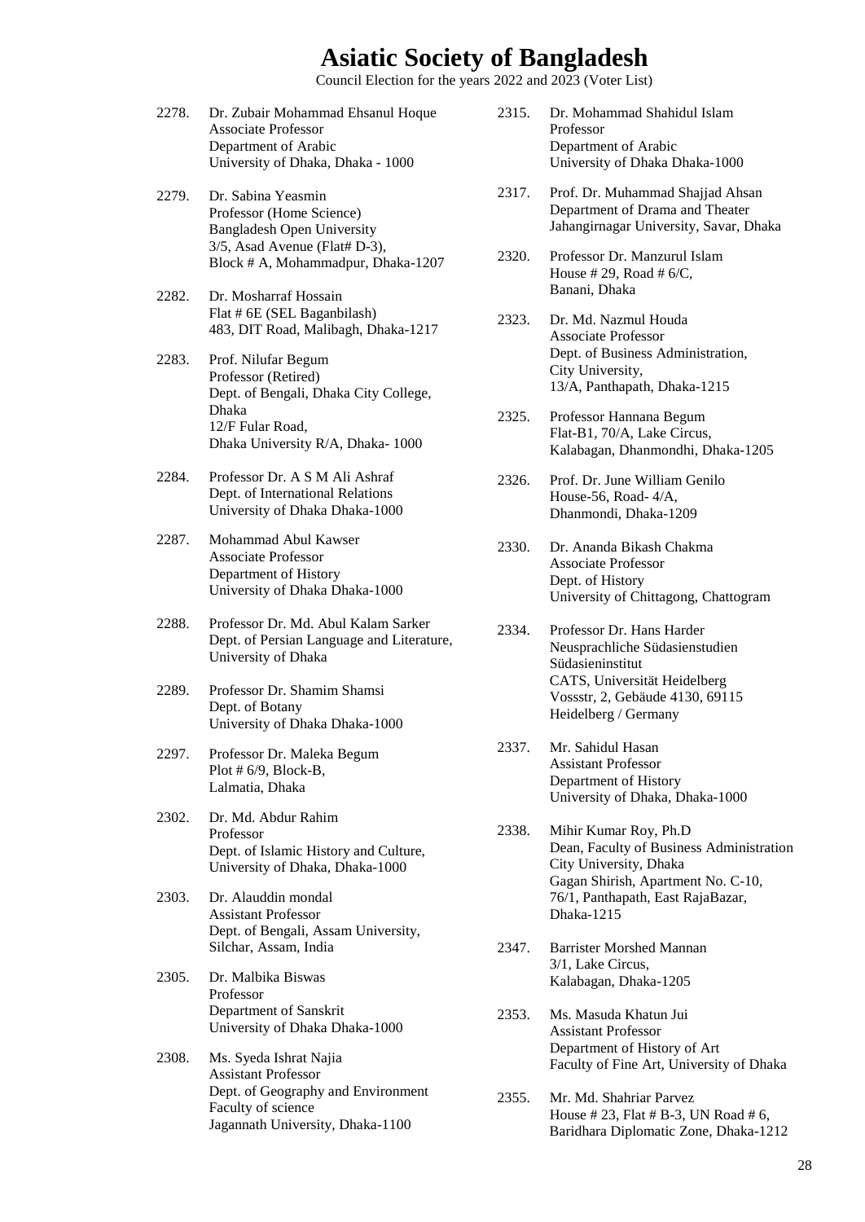# Asiatic Society of Bangladesh

Council Election for the years 2022 and 2023 (Voter List)

2278. Dr. Zubair Mohammad Ehsanul Hoque
Associate Professor
Department of Arabic
University of Dhaka, Dhaka - 1000

2279. Dr. Sabina Yeasmin
Professor (Home Science)
Bangladesh Open University
3/5, Asad Avenue (Flat# D-3),
Block # A, Mohammadpur, Dhaka-1207

2282. Dr. Mosharraf Hossain
Flat # 6E (SEL Baganbilash)
483, DIT Road, Malibagh, Dhaka-1217

2283. Prof. Nilufar Begum
Professor (Retired)
Dept. of Bengali, Dhaka City College, Dhaka
12/F Fular Road,
Dhaka University R/A, Dhaka- 1000

2284. Professor Dr. A S M Ali Ashraf
Dept. of International Relations
University of Dhaka Dhaka-1000

2287. Mohammad Abul Kawser
Associate Professor
Department of History
University of Dhaka Dhaka-1000

2288. Professor Dr. Md. Abul Kalam Sarker
Dept. of Persian Language and Literature,
University of Dhaka

2289. Professor Dr. Shamim Shamsi
Dept. of Botany
University of Dhaka Dhaka-1000

2297. Professor Dr. Maleka Begum
Plot # 6/9, Block-B,
Lalmatia, Dhaka

2302. Dr. Md. Abdur Rahim
Professor
Dept. of Islamic History and Culture,
University of Dhaka, Dhaka-1000

2303. Dr. Alauddin mondal
Assistant Professor
Dept. of Bengali, Assam University,
Silchar, Assam, India

2305. Dr. Malbika Biswas
Professor
Department of Sanskrit
University of Dhaka Dhaka-1000

2308. Ms. Syeda Ishrat Najia
Assistant Professor
Dept. of Geography and Environment
Faculty of science
Jagannath University, Dhaka-1100

2315. Dr. Mohammad Shahidul Islam
Professor
Department of Arabic
University of Dhaka Dhaka-1000

2317. Prof. Dr. Muhammad Shajjad Ahsan
Department of Drama and Theater
Jahangirnagar University, Savar, Dhaka

2320. Professor Dr. Manzurul Islam
House # 29, Road # 6/C,
Banani, Dhaka

2323. Dr. Md. Nazmul Houda
Associate Professor
Dept. of Business Administration,
City University,
13/A, Panthapath, Dhaka-1215

2325. Professor Hannana Begum
Flat-B1, 70/A, Lake Circus,
Kalabagan, Dhanmondhi, Dhaka-1205

2326. Prof. Dr. June William Genilo
House-56, Road- 4/A,
Dhanmondi, Dhaka-1209

2330. Dr. Ananda Bikash Chakma
Associate Professor
Dept. of History
University of Chittagong, Chattogram

2334. Professor Dr. Hans Harder
Neusprachliche Südasienstudien
Südasieninstitut
CATS, Universität Heidelberg
Vossstr, 2, Gebäude 4130, 69115
Heidelberg / Germany

2337. Mr. Sahidul Hasan
Assistant Professor
Department of History
University of Dhaka, Dhaka-1000

2338. Mihir Kumar Roy, Ph.D
Dean, Faculty of Business Administration
City University, Dhaka
Gagan Shirish, Apartment No. C-10,
76/1, Panthapath, East RajaBazar,
Dhaka-1215

2347. Barrister Morshed Mannan
3/1, Lake Circus,
Kalabagan, Dhaka-1205

2353. Ms. Masuda Khatun Jui
Assistant Professor
Department of History of Art
Faculty of Fine Art, University of Dhaka

2355. Mr. Md. Shahriar Parvez
House # 23, Flat # B-3, UN Road # 6,
Baridhara Diplomatic Zone, Dhaka-1212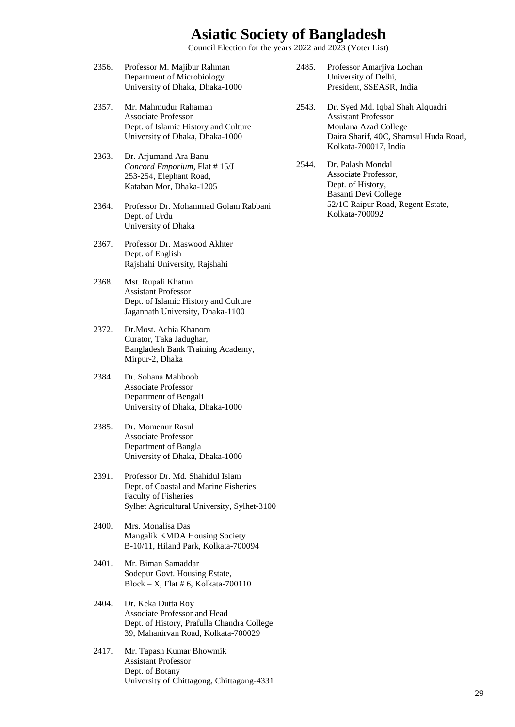# Asiatic Society of Bangladesh

Council Election for the years 2022 and 2023 (Voter List)

2356. Professor M. Majibur Rahman  
Department of Microbiology  
University of Dhaka, Dhaka-1000

2357. Mr. Mahmudur Rahaman  
Associate Professor  
Dept. of Islamic History and Culture  
University of Dhaka, Dhaka-1000

2363. Dr. Arjumand Ara Banu  
*Concord Emporium*, Flat # 15/J  
253-254, Elephant Road,  
Kataban Mor, Dhaka-1205

2364. Professor Dr. Mohammad Golam Rabbani  
Dept. of Urdu  
University of Dhaka

2367. Professor Dr. Maswood Akhter  
Dept. of English  
Rajshahi University, Rajshahi

2368. Mst. Rupali Khatun  
Assistant Professor  
Dept. of Islamic History and Culture  
Jagannath University, Dhaka-1100

2372. Dr.Most. Achia Khanom  
Curator, Taka Jadughar,  
Bangladesh Bank Training Academy,  
Mirpur-2, Dhaka

2384. Dr. Sohana Mahboob  
Associate Professor  
Department of Bengali  
University of Dhaka, Dhaka-1000

2385. Dr. Momenur Rasul  
Associate Professor  
Department of Bangla  
University of Dhaka, Dhaka-1000

2391. Professor Dr. Md. Shahidul Islam  
Dept. of Coastal and Marine Fisheries  
Faculty of Fisheries  
Sylhet Agricultural University, Sylhet-3100

2400. Mrs. Monalisa Das  
Mangalik KMDA Housing Society  
B-10/11, Hiland Park, Kolkata-700094

2401. Mr. Biman Samaddar  
Sodepur Govt. Housing Estate,  
Block – X, Flat # 6, Kolkata-700110

2404. Dr. Keka Dutta Roy  
Associate Professor and Head  
Dept. of History, Prafulla Chandra College  
39, Mahanirvan Road, Kolkata-700029

2417. Mr. Tapash Kumar Bhowmik  
Assistant Professor  
Dept. of Botany  
University of Chittagong, Chittagong-4331

2485. Professor Amarjiva Lochan  
University of Delhi,  
President, SSEASR, India

2543. Dr. Syed Md. Iqbal Shah Alquadri  
Assistant Professor  
Moulana Azad College  
Daira Sharif, 40C, Shamsul Huda Road,  
Kolkata-700017, India

2544. Dr. Palash Mondal  
Associate Professor,  
Dept. of History,  
Basanti Devi College  
52/1C Raipur Road, Regent Estate,  
Kolkata-700092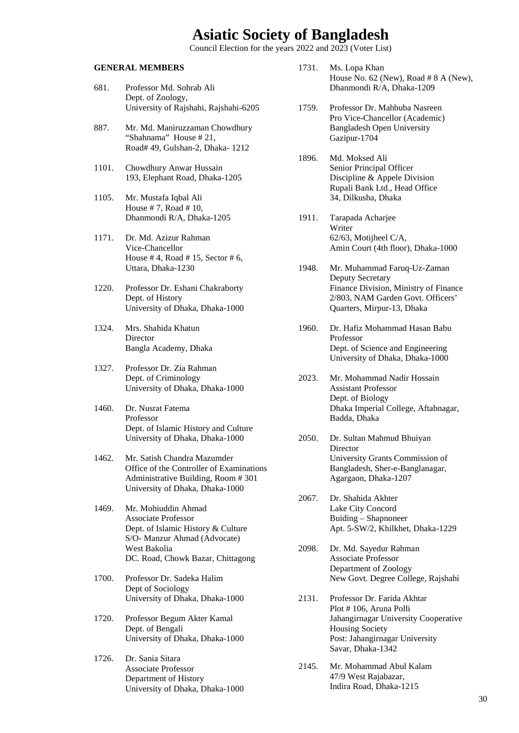# Asiatic Society of Bangladesh

Council Election for the years 2022 and 2023 (Voter List)

**GENERAL MEMBERS**

681. Professor Md. Sohrab Ali
     Dept. of Zoology,
     University of Rajshahi, Rajshahi-6205

887. Mr. Md. Maniruzzaman Chowdhury
     "Shahnama" House # 21,
     Road# 49, Gulshan-2, Dhaka- 1212

1101. Chowdhury Anwar Hussain
      193, Elephant Road, Dhaka-1205

1105. Mr. Mustafa Iqbal Ali
      House # 7, Road # 10,
      Dhanmondi R/A, Dhaka-1205

1171. Dr. Md. Azizur Rahman
      Vice-Chancellor
      House # 4, Road # 15, Sector # 6,
      Uttara, Dhaka-1230

1220. Professor Dr. Eshani Chakraborty
      Dept. of History
      University of Dhaka, Dhaka-1000

1324. Mrs. Shahida Khatun
      Director
      Bangla Academy, Dhaka

1327. Professor Dr. Zia Rahman
      Dept. of Criminology
      University of Dhaka, Dhaka-1000

1460. Dr. Nusrat Fatema
      Professor
      Dept. of Islamic History and Culture
      University of Dhaka, Dhaka-1000

1462. Mr. Satish Chandra Mazumder
      Office of the Controller of Examinations
      Administrative Building, Room # 301
      University of Dhaka, Dhaka-1000

1469. Mr. Mohiuddin Ahmad
      Associate Professor
      Dept. of Islamic History & Culture
      S/O- Manzur Ahmad (Advocate)
      West Bakolia
      DC. Road, Chowk Bazar, Chittagong

1700. Professor Dr. Sadeka Halim
      Dept of Sociology
      University of Dhaka, Dhaka-1000

1720. Professor Begum Akter Kamal
      Dept. of Bengali
      University of Dhaka, Dhaka-1000

1726. Dr. Sania Sitara
      Associate Professor
      Department of History
      University of Dhaka, Dhaka-1000

1731. Ms. Lopa Khan
      House No. 62 (New), Road # 8 A (New),
      Dhanmondi R/A, Dhaka-1209

1759. Professor Dr. Mahbuba Nasreen
      Pro Vice-Chancellor (Academic)
      Bangladesh Open University
      Gazipur-1704

1896. Md. Moksed Ali
      Senior Principal Officer
      Discipline & Appele Division
      Rupali Bank Ltd., Head Office
      34, Dilkusha, Dhaka

1911. Tarapada Acharjee
      Writer
      62/63, Motijheel C/A,
      Amin Court (4th floor), Dhaka-1000

1948. Mr. Muhammad Faruq-Uz-Zaman
      Deputy Secretary
      Finance Division, Ministry of Finance
      2/803, NAM Garden Govt. Officers'
      Quarters, Mirpur-13, Dhaka

1960. Dr. Hafiz Mohammad Hasan Babu
      Professor
      Dept. of Science and Engineering
      University of Dhaka, Dhaka-1000

2023. Mr. Mohammad Nadir Hossain
      Assistant Professor
      Dept. of Biology
      Dhaka Imperial College, Aftabnagar,
      Badda, Dhaka

2050. Dr. Sultan Mahmud Bhuiyan
      Director
      University Grants Commission of
      Bangladesh, Sher-e-Banglanagar,
      Agargaon, Dhaka-1207

2067. Dr. Shahida Akhter
      Lake City Concord
      Buiding – Shapnoneer
      Apt. 5-SW/2, Khilkhet, Dhaka-1229

2098. Dr. Md. Sayedur Rahman
      Associate Professor
      Department of Zoology
      New Govt. Degree College, Rajshahi

2131. Professor Dr. Farida Akhtar
      Plot # 106, Aruna Polli
      Jahangirnagar University Cooperative
      Housing Society
      Post: Jahangirnagar University
      Savar, Dhaka-1342

2145. Mr. Mohammad Abul Kalam
      47/9 West Rajabazar,
      Indira Road, Dhaka-1215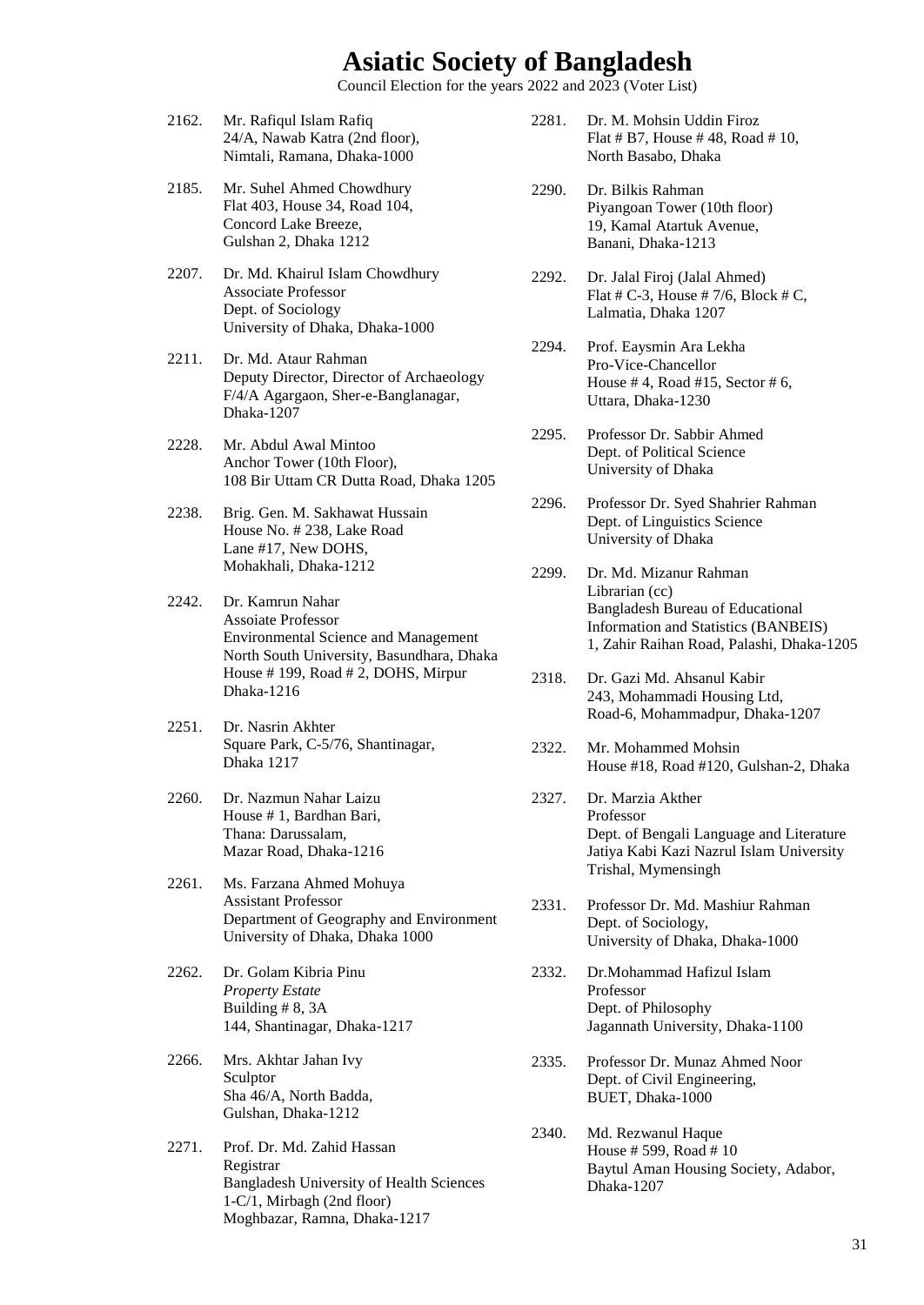# Asiatic Society of Bangladesh

Council Election for the years 2022 and 2023 (Voter List)

2162. Mr. Rafiqul Islam Rafiq
24/A, Nawab Katra (2nd floor),
Nimtali, Ramana, Dhaka-1000

2185. Mr. Suhel Ahmed Chowdhury
Flat 403, House 34, Road 104,
Concord Lake Breeze,
Gulshan 2, Dhaka 1212

2207. Dr. Md. Khairul Islam Chowdhury
Associate Professor
Dept. of Sociology
University of Dhaka, Dhaka-1000

2211. Dr. Md. Ataur Rahman
Deputy Director, Director of Archaeology
F/4/A Agargaon, Sher-e-Banglanagar,
Dhaka-1207

2228. Mr. Abdul Awal Mintoo
Anchor Tower (10th Floor),
108 Bir Uttam CR Dutta Road, Dhaka 1205

2238. Brig. Gen. M. Sakhawat Hussain
House No. # 238, Lake Road
Lane #17, New DOHS,
Mohakhali, Dhaka-1212

2242. Dr. Kamrun Nahar
Assoiate Professor
Environmental Science and Management
North South University, Basundhara, Dhaka
House # 199, Road # 2, DOHS, Mirpur
Dhaka-1216

2251. Dr. Nasrin Akhter
Square Park, C-5/76, Shantinagar,
Dhaka 1217

2260. Dr. Nazmun Nahar Laizu
House # 1, Bardhan Bari,
Thana: Darussalam,
Mazar Road, Dhaka-1216

2261. Ms. Farzana Ahmed Mohuya
Assistant Professor
Department of Geography and Environment
University of Dhaka, Dhaka 1000

2262. Dr. Golam Kibria Pinu
*Property Estate*
Building # 8, 3A
144, Shantinagar, Dhaka-1217

2266. Mrs. Akhtar Jahan Ivy
Sculptor
Sha 46/A, North Badda,
Gulshan, Dhaka-1212

2271. Prof. Dr. Md. Zahid Hassan
Registrar
Bangladesh University of Health Sciences
1-C/1, Mirbagh (2nd floor)
Moghbazar, Ramna, Dhaka-1217

2281. Dr. M. Mohsin Uddin Firoz
Flat # B7, House # 48, Road # 10,
North Basabo, Dhaka

2290. Dr. Bilkis Rahman
Piyangoan Tower (10th floor)
19, Kamal Atartuk Avenue,
Banani, Dhaka-1213

2292. Dr. Jalal Firoj (Jalal Ahmed)
Flat # C-3, House # 7/6, Block # C,
Lalmatia, Dhaka 1207

2294. Prof. Eaysmin Ara Lekha
Pro-Vice-Chancellor
House # 4, Road #15, Sector # 6,
Uttara, Dhaka-1230

2295. Professor Dr. Sabbir Ahmed
Dept. of Political Science
University of Dhaka

2296. Professor Dr. Syed Shahrier Rahman
Dept. of Linguistics Science
University of Dhaka

2299. Dr. Md. Mizanur Rahman
Librarian (cc)
Bangladesh Bureau of Educational
Information and Statistics (BANBEIS)
1, Zahir Raihan Road, Palashi, Dhaka-1205

2318. Dr. Gazi Md. Ahsanul Kabir
243, Mohammadi Housing Ltd,
Road-6, Mohammadpur, Dhaka-1207

2322. Mr. Mohammed Mohsin
House #18, Road #120, Gulshan-2, Dhaka

2327. Dr. Marzia Akther
Professor
Dept. of Bengali Language and Literature
Jatiya Kabi Kazi Nazrul Islam University
Trishal, Mymensingh

2331. Professor Dr. Md. Mashiur Rahman
Dept. of Sociology,
University of Dhaka, Dhaka-1000

2332. Dr.Mohammad Hafizul Islam
Professor
Dept. of Philosophy
Jagannath University, Dhaka-1100

2335. Professor Dr. Munaz Ahmed Noor
Dept. of Civil Engineering,
BUET, Dhaka-1000

2340. Md. Rezwanul Haque
House # 599, Road # 10
Baytul Aman Housing Society, Adabor,
Dhaka-1207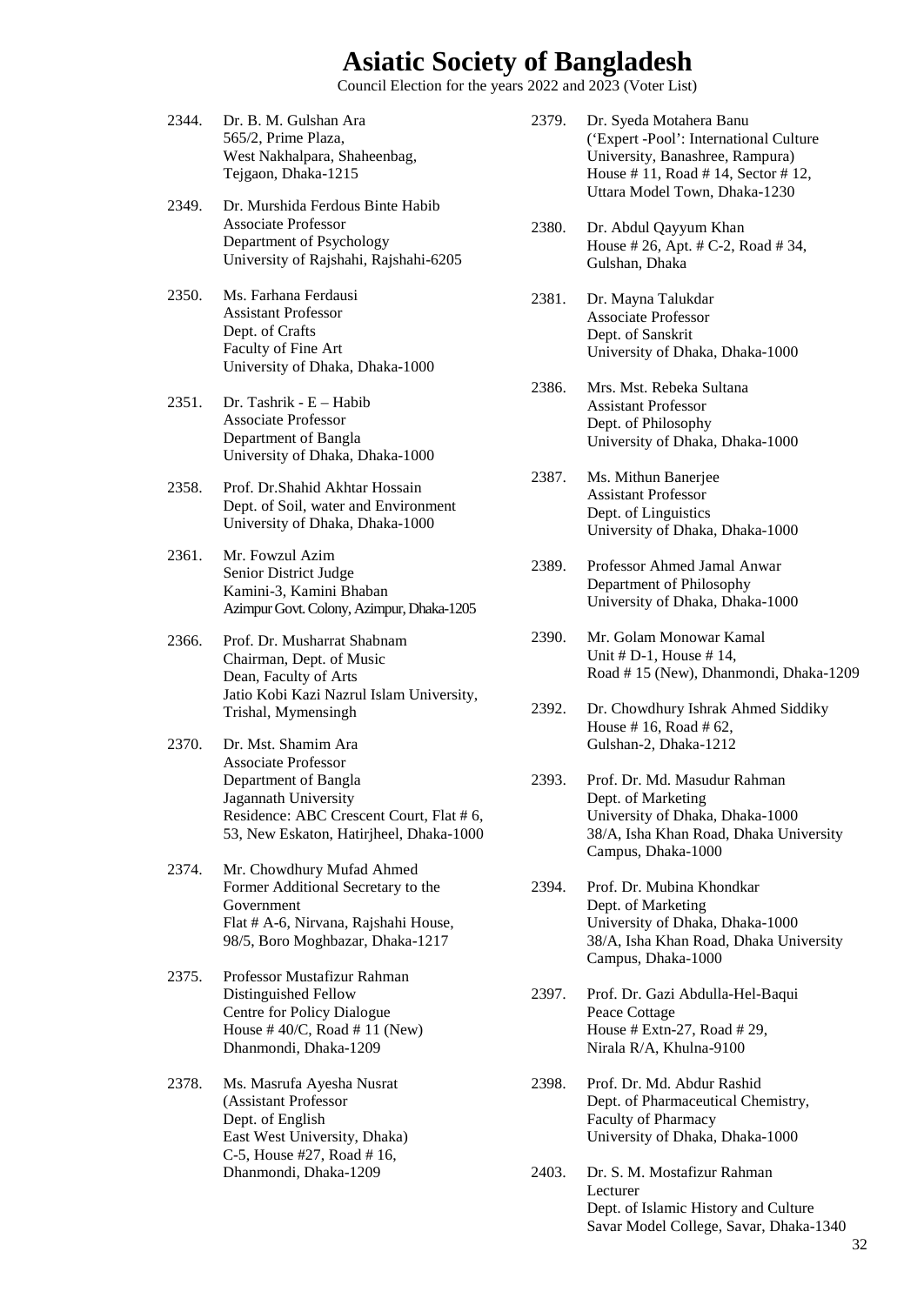# Asiatic Society of Bangladesh

Council Election for the years 2022 and 2023 (Voter List)

2344. Dr. B. M. Gulshan Ara
565/2, Prime Plaza,
West Nakhalpara, Shaheenbag,
Tejgaon, Dhaka-1215

2349. Dr. Murshida Ferdous Binte Habib
Associate Professor
Department of Psychology
University of Rajshahi, Rajshahi-6205

2350. Ms. Farhana Ferdausi
Assistant Professor
Dept. of Crafts
Faculty of Fine Art
University of Dhaka, Dhaka-1000

2351. Dr. Tashrik - E – Habib
Associate Professor
Department of Bangla
University of Dhaka, Dhaka-1000

2358. Prof. Dr.Shahid Akhtar Hossain
Dept. of Soil, water and Environment
University of Dhaka, Dhaka-1000

2361. Mr. Fowzul Azim
Senior District Judge
Kamini-3, Kamini Bhaban
Azimpur Govt. Colony, Azimpur, Dhaka-1205

2366. Prof. Dr. Musharrat Shabnam
Chairman, Dept. of Music
Dean, Faculty of Arts
Jatio Kobi Kazi Nazrul Islam University,
Trishal, Mymensingh

2370. Dr. Mst. Shamim Ara
Associate Professor
Department of Bangla
Jagannath University
Residence: ABC Crescent Court, Flat # 6,
53, New Eskaton, Hatirjheel, Dhaka-1000

2374. Mr. Chowdhury Mufad Ahmed
Former Additional Secretary to the
Government
Flat # A-6, Nirvana, Rajshahi House,
98/5, Boro Moghbazar, Dhaka-1217

2375. Professor Mustafizur Rahman
Distinguished Fellow
Centre for Policy Dialogue
House # 40/C, Road # 11 (New)
Dhanmondi, Dhaka-1209

2378. Ms. Masrufa Ayesha Nusrat
(Assistant Professor
Dept. of English
East West University, Dhaka)
C-5, House #27, Road # 16,
Dhanmondi, Dhaka-1209

2379. Dr. Syeda Motahera Banu
('Expert -Pool': International Culture
University, Banashree, Rampura)
House # 11, Road # 14, Sector # 12,
Uttara Model Town, Dhaka-1230

2380. Dr. Abdul Qayyum Khan
House # 26, Apt. # C-2, Road # 34,
Gulshan, Dhaka

2381. Dr. Mayna Talukdar
Associate Professor
Dept. of Sanskrit
University of Dhaka, Dhaka-1000

2386. Mrs. Mst. Rebeka Sultana
Assistant Professor
Dept. of Philosophy
University of Dhaka, Dhaka-1000

2387. Ms. Mithun Banerjee
Assistant Professor
Dept. of Linguistics
University of Dhaka, Dhaka-1000

2389. Professor Ahmed Jamal Anwar
Department of Philosophy
University of Dhaka, Dhaka-1000

2390. Mr. Golam Monowar Kamal
Unit # D-1, House # 14,
Road # 15 (New), Dhanmondi, Dhaka-1209

2392. Dr. Chowdhury Ishrak Ahmed Siddiky
House # 16, Road # 62,
Gulshan-2, Dhaka-1212

2393. Prof. Dr. Md. Masudur Rahman
Dept. of Marketing
University of Dhaka, Dhaka-1000
38/A, Isha Khan Road, Dhaka University
Campus, Dhaka-1000

2394. Prof. Dr. Mubina Khondkar
Dept. of Marketing
University of Dhaka, Dhaka-1000
38/A, Isha Khan Road, Dhaka University
Campus, Dhaka-1000

2397. Prof. Dr. Gazi Abdulla-Hel-Baqui
Peace Cottage
House # Extn-27, Road # 29,
Nirala R/A, Khulna-9100

2398. Prof. Dr. Md. Abdur Rashid
Dept. of Pharmaceutical Chemistry,
Faculty of Pharmacy
University of Dhaka, Dhaka-1000

2403. Dr. S. M. Mostafizur Rahman
Lecturer
Dept. of Islamic History and Culture
Savar Model College, Savar, Dhaka-1340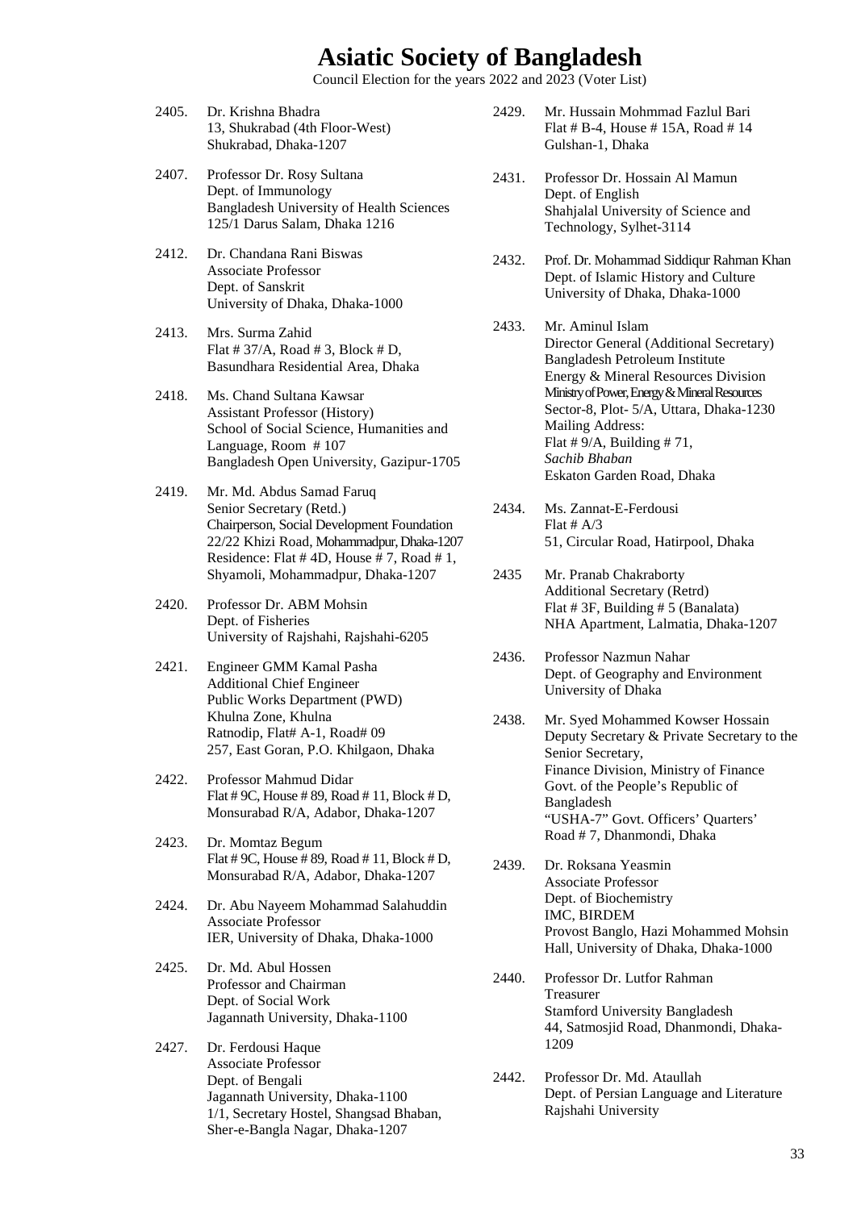# Asiatic Society of Bangladesh

Council Election for the years 2022 and 2023 (Voter List)

2405. Dr. Krishna Bhadra
13, Shukrabad (4th Floor-West)
Shukrabad, Dhaka-1207

2407. Professor Dr. Rosy Sultana
Dept. of Immunology
Bangladesh University of Health Sciences
125/1 Darus Salam, Dhaka 1216

2412. Dr. Chandana Rani Biswas
Associate Professor
Dept. of Sanskrit
University of Dhaka, Dhaka-1000

2413. Mrs. Surma Zahid
Flat # 37/A, Road # 3, Block # D,
Basundhara Residential Area, Dhaka

2418. Ms. Chand Sultana Kawsar
Assistant Professor (History)
School of Social Science, Humanities and Language, Room # 107
Bangladesh Open University, Gazipur-1705

2419. Mr. Md. Abdus Samad Faruq
Senior Secretary (Retd.)
Chairperson, Social Development Foundation
22/22 Khizi Road, Mohammadpur, Dhaka-1207
Residence: Flat # 4D, House # 7, Road # 1,
Shyamoli, Mohammadpur, Dhaka-1207

2420. Professor Dr. ABM Mohsin
Dept. of Fisheries
University of Rajshahi, Rajshahi-6205

2421. Engineer GMM Kamal Pasha
Additional Chief Engineer
Public Works Department (PWD)
Khulna Zone, Khulna
Ratnodip, Flat# A-1, Road# 09
257, East Goran, P.O. Khilgaon, Dhaka

2422. Professor Mahmud Didar
Flat # 9C, House # 89, Road # 11, Block # D,
Monsurabad R/A, Adabor, Dhaka-1207

2423. Dr. Momtaz Begum
Flat # 9C, House # 89, Road # 11, Block # D,
Monsurabad R/A, Adabor, Dhaka-1207

2424. Dr. Abu Nayeem Mohammad Salahuddin
Associate Professor
IER, University of Dhaka, Dhaka-1000

2425. Dr. Md. Abul Hossen
Professor and Chairman
Dept. of Social Work
Jagannath University, Dhaka-1100

2427. Dr. Ferdousi Haque
Associate Professor
Dept. of Bengali
Jagannath University, Dhaka-1100
1/1, Secretary Hostel, Shangsad Bhaban,
Sher-e-Bangla Nagar, Dhaka-1207

2429. Mr. Hussain Mohmmad Fazlul Bari
Flat # B-4, House # 15A, Road # 14
Gulshan-1, Dhaka

2431. Professor Dr. Hossain Al Mamun
Dept. of English
Shahjalal University of Science and Technology, Sylhet-3114

2432. Prof. Dr. Mohammad Siddiqur Rahman Khan
Dept. of Islamic History and Culture
University of Dhaka, Dhaka-1000

2433. Mr. Aminul Islam
Director General (Additional Secretary)
Bangladesh Petroleum Institute
Energy & Mineral Resources Division
Ministry of Power, Energy & Mineral Resources
Sector-8, Plot- 5/A, Uttara, Dhaka-1230
Mailing Address:
Flat # 9/A, Building # 71,
*Sachib Bhaban*
Eskaton Garden Road, Dhaka

2434. Ms. Zannat-E-Ferdousi
Flat # A/3
51, Circular Road, Hatirpool, Dhaka

2435 Mr. Pranab Chakraborty
Additional Secretary (Retrd)
Flat # 3F, Building # 5 (Banalata)
NHA Apartment, Lalmatia, Dhaka-1207

2436. Professor Nazmun Nahar
Dept. of Geography and Environment
University of Dhaka

2438. Mr. Syed Mohammed Kowser Hossain
Deputy Secretary & Private Secretary to the Senior Secretary,
Finance Division, Ministry of Finance
Govt. of the People's Republic of Bangladesh
"USHA-7" Govt. Officers' Quarters'
Road # 7, Dhanmondi, Dhaka

2439. Dr. Roksana Yeasmin
Associate Professor
Dept. of Biochemistry
IMC, BIRDEM
Provost Banglo, Hazi Mohammed Mohsin Hall, University of Dhaka, Dhaka-1000

2440. Professor Dr. Lutfor Rahman
Treasurer
Stamford University Bangladesh
44, Satmosjid Road, Dhanmondi, Dhaka-1209

2442. Professor Dr. Md. Ataullah
Dept. of Persian Language and Literature
Rajshahi University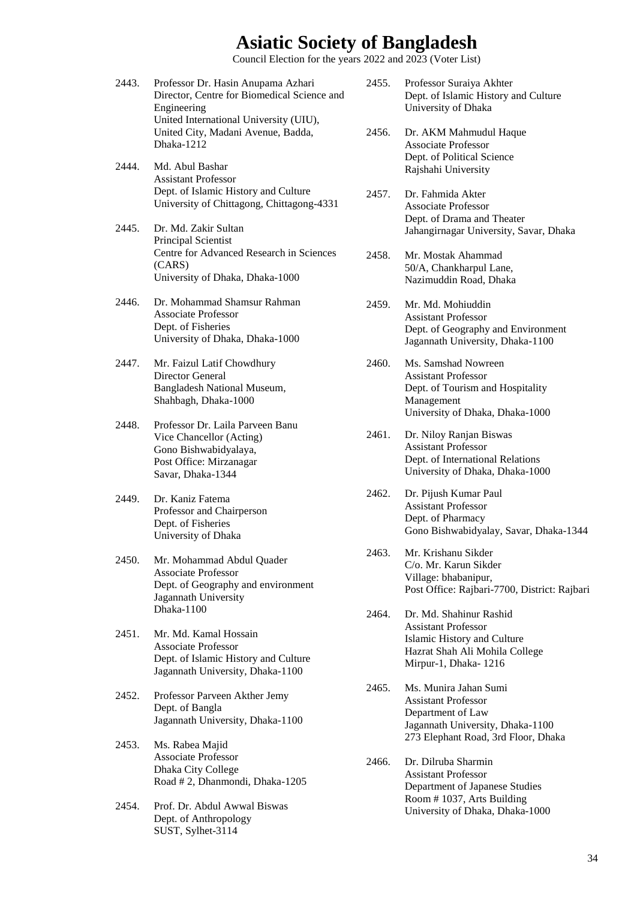# Asiatic Society of Bangladesh

Council Election for the years 2022 and 2023 (Voter List)

2443. Professor Dr. Hasin Anupama Azhari
Director, Centre for Biomedical Science and Engineering
United International University (UIU),
United City, Madani Avenue, Badda,
Dhaka-1212

2444. Md. Abul Bashar
Assistant Professor
Dept. of Islamic History and Culture
University of Chittagong, Chittagong-4331

2445. Dr. Md. Zakir Sultan
Principal Scientist
Centre for Advanced Research in Sciences (CARS)
University of Dhaka, Dhaka-1000

2446. Dr. Mohammad Shamsur Rahman
Associate Professor
Dept. of Fisheries
University of Dhaka, Dhaka-1000

2447. Mr. Faizul Latif Chowdhury
Director General
Bangladesh National Museum,
Shahbagh, Dhaka-1000

2448. Professor Dr. Laila Parveen Banu
Vice Chancellor (Acting)
Gono Bishwabidyalaya,
Post Office: Mirzanagar
Savar, Dhaka-1344

2449. Dr. Kaniz Fatema
Professor and Chairperson
Dept. of Fisheries
University of Dhaka

2450. Mr. Mohammad Abdul Quader
Associate Professor
Dept. of Geography and environment
Jagannath University
Dhaka-1100

2451. Mr. Md. Kamal Hossain
Associate Professor
Dept. of Islamic History and Culture
Jagannath University, Dhaka-1100

2452. Professor Parveen Akther Jemy
Dept. of Bangla
Jagannath University, Dhaka-1100

2453. Ms. Rabea Majid
Associate Professor
Dhaka City College
Road # 2, Dhanmondi, Dhaka-1205

2454. Prof. Dr. Abdul Awwal Biswas
Dept. of Anthropology
SUST, Sylhet-3114

2455. Professor Suraiya Akhter
Dept. of Islamic History and Culture
University of Dhaka

2456. Dr. AKM Mahmudul Haque
Associate Professor
Dept. of Political Science
Rajshahi University

2457. Dr. Fahmida Akter
Associate Professor
Dept. of Drama and Theater
Jahangirnagar University, Savar, Dhaka

2458. Mr. Mostak Ahammad
50/A, Chankharpul Lane,
Nazimuddin Road, Dhaka

2459. Mr. Md. Mohiuddin
Assistant Professor
Dept. of Geography and Environment
Jagannath University, Dhaka-1100

2460. Ms. Samshad Nowreen
Assistant Professor
Dept. of Tourism and Hospitality Management
University of Dhaka, Dhaka-1000

2461. Dr. Niloy Ranjan Biswas
Assistant Professor
Dept. of International Relations
University of Dhaka, Dhaka-1000

2462. Dr. Pijush Kumar Paul
Assistant Professor
Dept. of Pharmacy
Gono Bishwabidyalay, Savar, Dhaka-1344

2463. Mr. Krishanu Sikder
C/o. Mr. Karun Sikder
Village: bhabanipur,
Post Office: Rajbari-7700, District: Rajbari

2464. Dr. Md. Shahinur Rashid
Assistant Professor
Islamic History and Culture
Hazrat Shah Ali Mohila College
Mirpur-1, Dhaka- 1216

2465. Ms. Munira Jahan Sumi
Assistant Professor
Department of Law
Jagannath University, Dhaka-1100
273 Elephant Road, 3rd Floor, Dhaka

2466. Dr. Dilruba Sharmin
Assistant Professor
Department of Japanese Studies
Room # 1037, Arts Building
University of Dhaka, Dhaka-1000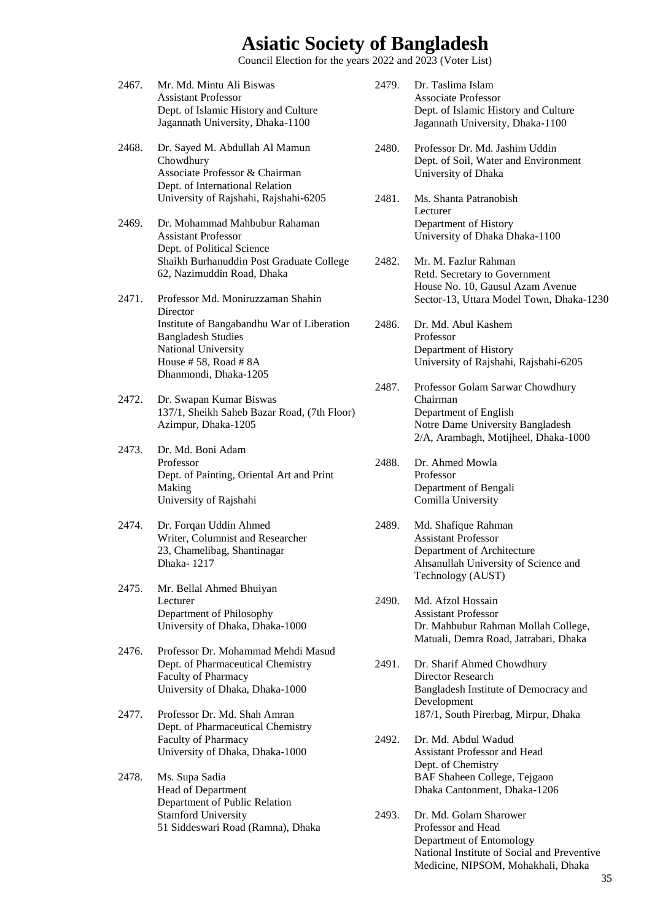# Asiatic Society of Bangladesh

Council Election for the years 2022 and 2023 (Voter List)

2467. Mr. Md. Mintu Ali Biswas
Assistant Professor
Dept. of Islamic History and Culture
Jagannath University, Dhaka-1100

2468. Dr. Sayed M. Abdullah Al Mamun Chowdhury
Associate Professor & Chairman
Dept. of International Relation
University of Rajshahi, Rajshahi-6205

2469. Dr. Mohammad Mahbubur Rahaman
Assistant Professor
Dept. of Political Science
Shaikh Burhanuddin Post Graduate College
62, Nazimuddin Road, Dhaka

2471. Professor Md. Moniruzzaman Shahin
Director
Institute of Bangabandhu War of Liberation Bangladesh Studies
National University
House # 58, Road # 8A
Dhanmondi, Dhaka-1205

2472. Dr. Swapan Kumar Biswas
137/1, Sheikh Saheb Bazar Road, (7th Floor)
Azimpur, Dhaka-1205

2473. Dr. Md. Boni Adam
Professor
Dept. of Painting, Oriental Art and Print Making
University of Rajshahi

2474. Dr. Forqan Uddin Ahmed
Writer, Columnist and Researcher
23, Chamelibag, Shantinagar
Dhaka- 1217

2475. Mr. Bellal Ahmed Bhuiyan
Lecturer
Department of Philosophy
University of Dhaka, Dhaka-1000

2476. Professor Dr. Mohammad Mehdi Masud
Dept. of Pharmaceutical Chemistry
Faculty of Pharmacy
University of Dhaka, Dhaka-1000

2477. Professor Dr. Md. Shah Amran
Dept. of Pharmaceutical Chemistry
Faculty of Pharmacy
University of Dhaka, Dhaka-1000

2478. Ms. Supa Sadia
Head of Department
Department of Public Relation
Stamford University
51 Siddeswari Road (Ramna), Dhaka

2479. Dr. Taslima Islam
Associate Professor
Dept. of Islamic History and Culture
Jagannath University, Dhaka-1100

2480. Professor Dr. Md. Jashim Uddin
Dept. of Soil, Water and Environment
University of Dhaka

2481. Ms. Shanta Patranobish
Lecturer
Department of History
University of Dhaka Dhaka-1100

2482. Mr. M. Fazlur Rahman
Retd. Secretary to Government
House No. 10, Gausul Azam Avenue
Sector-13, Uttara Model Town, Dhaka-1230

2486. Dr. Md. Abul Kashem
Professor
Department of History
University of Rajshahi, Rajshahi-6205

2487. Professor Golam Sarwar Chowdhury
Chairman
Department of English
Notre Dame University Bangladesh
2/A, Arambagh, Motijheel, Dhaka-1000

2488. Dr. Ahmed Mowla
Professor
Department of Bengali
Comilla University

2489. Md. Shafique Rahman
Assistant Professor
Department of Architecture
Ahsanullah University of Science and Technology (AUST)

2490. Md. Afzol Hossain
Assistant Professor
Dr. Mahbubur Rahman Mollah College,
Matuali, Demra Road, Jatrabari, Dhaka

2491. Dr. Sharif Ahmed Chowdhury
Director Research
Bangladesh Institute of Democracy and Development
187/1, South Pirerbag, Mirpur, Dhaka

2492. Dr. Md. Abdul Wadud
Assistant Professor and Head
Dept. of Chemistry
BAF Shaheen College, Tejgaon
Dhaka Cantonment, Dhaka-1206

2493. Dr. Md. Golam Sharower
Professor and Head
Department of Entomology
National Institute of Social and Preventive Medicine, NIPSOM, Mohakhali, Dhaka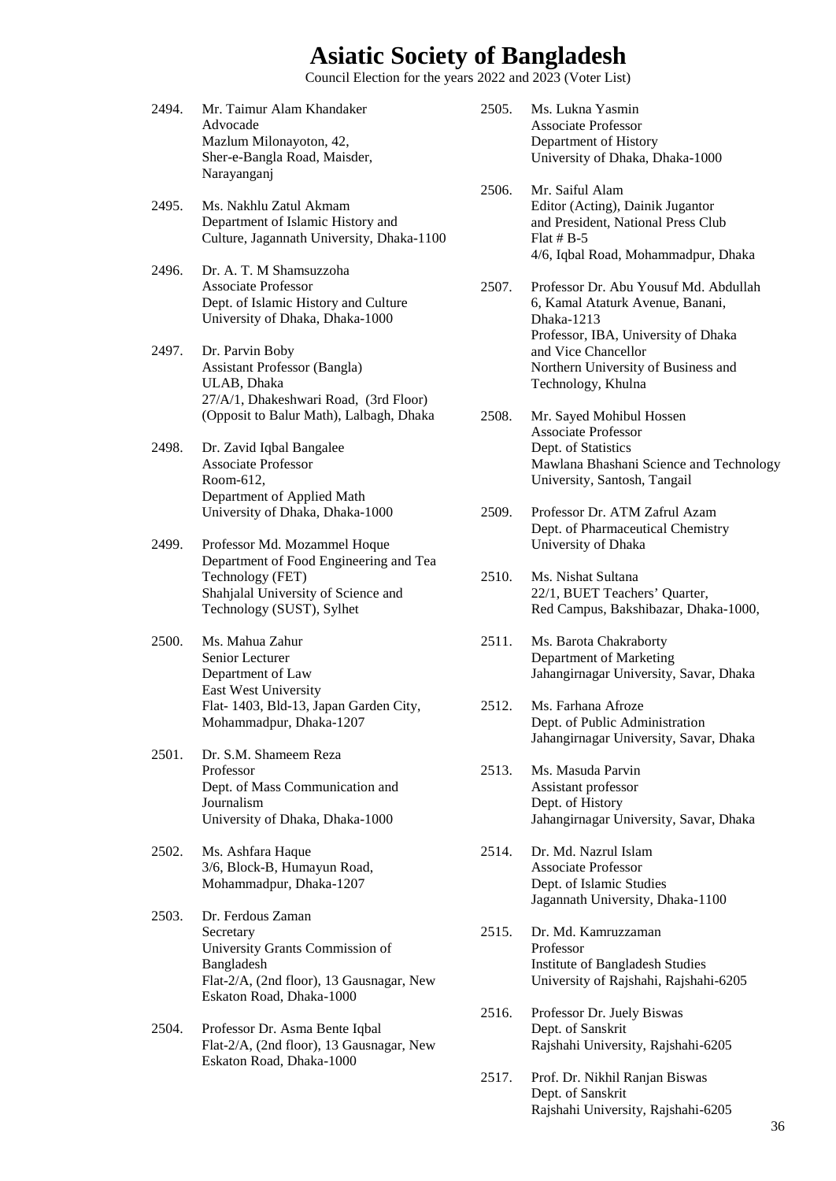# Asiatic Society of Bangladesh

Council Election for the years 2022 and 2023 (Voter List)

2494. Mr. Taimur Alam Khandaker
Advocade
Mazlum Milonayoton, 42,
Sher-e-Bangla Road, Maisder,
Narayanganj

2495. Ms. Nakhlu Zatul Akmam
Department of Islamic History and
Culture, Jagannath University, Dhaka-1100

2496. Dr. A. T. M Shamsuzzoha
Associate Professor
Dept. of Islamic History and Culture
University of Dhaka, Dhaka-1000

2497. Dr. Parvin Boby
Assistant Professor (Bangla)
ULAB, Dhaka
27/A/1, Dhakeshwari Road, (3rd Floor)
(Opposit to Balur Math), Lalbagh, Dhaka

2498. Dr. Zavid Iqbal Bangalee
Associate Professor
Room-612,
Department of Applied Math
University of Dhaka, Dhaka-1000

2499. Professor Md. Mozammel Hoque
Department of Food Engineering and Tea
Technology (FET)
Shahjalal University of Science and
Technology (SUST), Sylhet

2500. Ms. Mahua Zahur
Senior Lecturer
Department of Law
East West University
Flat- 1403, Bld-13, Japan Garden City,
Mohammadpur, Dhaka-1207

2501. Dr. S.M. Shameem Reza
Professor
Dept. of Mass Communication and
Journalism
University of Dhaka, Dhaka-1000

2502. Ms. Ashfara Haque
3/6, Block-B, Humayun Road,
Mohammadpur, Dhaka-1207

2503. Dr. Ferdous Zaman
Secretary
University Grants Commission of
Bangladesh
Flat-2/A, (2nd floor), 13 Gausnagar, New
Eskaton Road, Dhaka-1000

2504. Professor Dr. Asma Bente Iqbal
Flat-2/A, (2nd floor), 13 Gausnagar, New
Eskaton Road, Dhaka-1000

2505. Ms. Lukna Yasmin
Associate Professor
Department of History
University of Dhaka, Dhaka-1000

2506. Mr. Saiful Alam
Editor (Acting), Dainik Jugantor
and President, National Press Club
Flat # B-5
4/6, Iqbal Road, Mohammadpur, Dhaka

2507. Professor Dr. Abu Yousuf Md. Abdullah
6, Kamal Ataturk Avenue, Banani,
Dhaka-1213
Professor, IBA, University of Dhaka
and Vice Chancellor
Northern University of Business and
Technology, Khulna

2508. Mr. Sayed Mohibul Hossen
Associate Professor
Dept. of Statistics
Mawlana Bhashani Science and Technology
University, Santosh, Tangail

2509. Professor Dr. ATM Zafrul Azam
Dept. of Pharmaceutical Chemistry
University of Dhaka

2510. Ms. Nishat Sultana
22/1, BUET Teachers' Quarter,
Red Campus, Bakshibazar, Dhaka-1000,

2511. Ms. Barota Chakraborty
Department of Marketing
Jahangirnagar University, Savar, Dhaka

2512. Ms. Farhana Afroze
Dept. of Public Administration
Jahangirnagar University, Savar, Dhaka

2513. Ms. Masuda Parvin
Assistant professor
Dept. of History
Jahangirnagar University, Savar, Dhaka

2514. Dr. Md. Nazrul Islam
Associate Professor
Dept. of Islamic Studies
Jagannath University, Dhaka-1100

2515. Dr. Md. Kamruzzaman
Professor
Institute of Bangladesh Studies
University of Rajshahi, Rajshahi-6205

2516. Professor Dr. Juely Biswas
Dept. of Sanskrit
Rajshahi University, Rajshahi-6205

2517. Prof. Dr. Nikhil Ranjan Biswas
Dept. of Sanskrit
Rajshahi University, Rajshahi-6205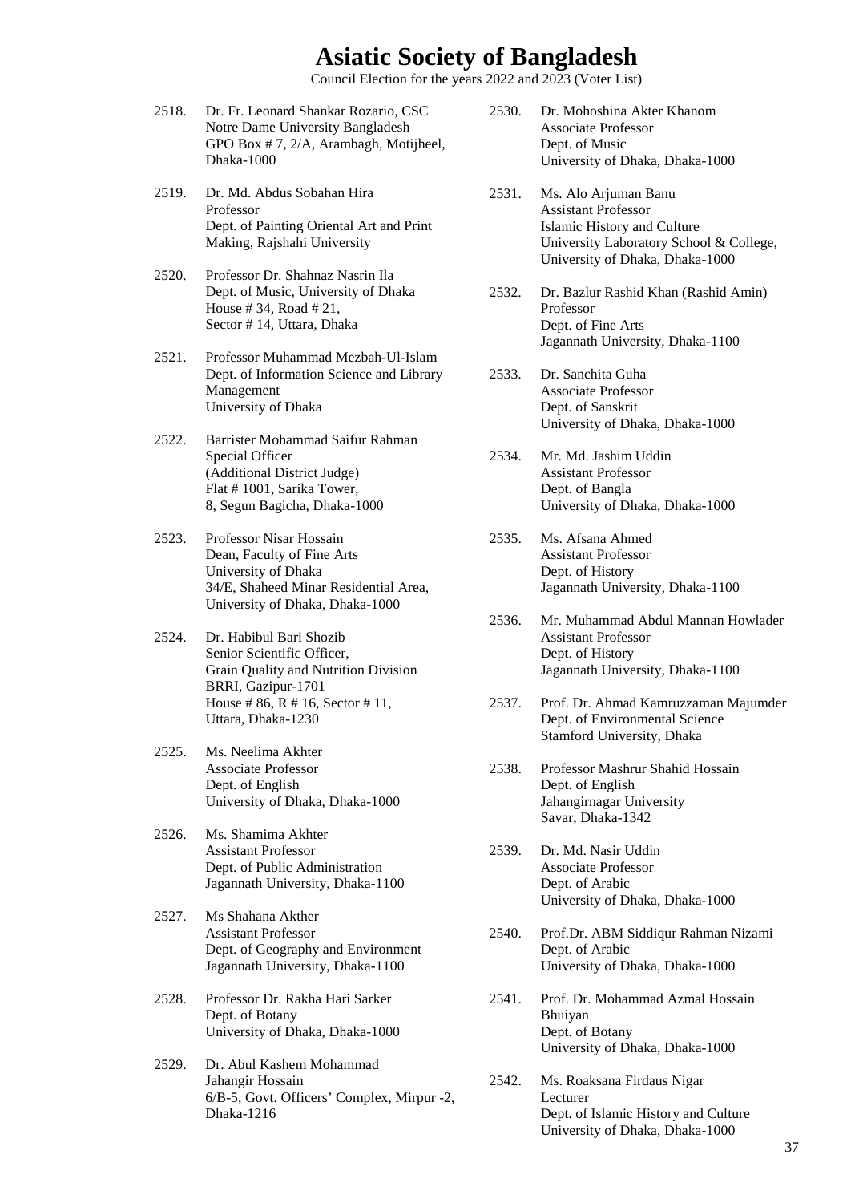# Asiatic Society of Bangladesh

Council Election for the years 2022 and 2023 (Voter List)

2518. Dr. Fr. Leonard Shankar Rozario, CSC
Notre Dame University Bangladesh
GPO Box # 7, 2/A, Arambagh, Motijheel,
Dhaka-1000

2519. Dr. Md. Abdus Sobahan Hira
Professor
Dept. of Painting Oriental Art and Print Making, Rajshahi University

2520. Professor Dr. Shahnaz Nasrin Ila
Dept. of Music, University of Dhaka
House # 34, Road # 21,
Sector # 14, Uttara, Dhaka

2521. Professor Muhammad Mezbah-Ul-Islam
Dept. of Information Science and Library Management
University of Dhaka

2522. Barrister Mohammad Saifur Rahman
Special Officer
(Additional District Judge)
Flat # 1001, Sarika Tower,
8, Segun Bagicha, Dhaka-1000

2523. Professor Nisar Hossain
Dean, Faculty of Fine Arts
University of Dhaka
34/E, Shaheed Minar Residential Area,
University of Dhaka, Dhaka-1000

2524. Dr. Habibul Bari Shozib
Senior Scientific Officer,
Grain Quality and Nutrition Division
BRRI, Gazipur-1701
House # 86, R # 16, Sector # 11,
Uttara, Dhaka-1230

2525. Ms. Neelima Akhter
Associate Professor
Dept. of English
University of Dhaka, Dhaka-1000

2526. Ms. Shamima Akhter
Assistant Professor
Dept. of Public Administration
Jagannath University, Dhaka-1100

2527. Ms Shahana Akther
Assistant Professor
Dept. of Geography and Environment
Jagannath University, Dhaka-1100

2528. Professor Dr. Rakha Hari Sarker
Dept. of Botany
University of Dhaka, Dhaka-1000

2529. Dr. Abul Kashem Mohammad Jahangir Hossain
6/B-5, Govt. Officers' Complex, Mirpur -2,
Dhaka-1216

2530. Dr. Mohoshina Akter Khanom
Associate Professor
Dept. of Music
University of Dhaka, Dhaka-1000

2531. Ms. Alo Arjuman Banu
Assistant Professor
Islamic History and Culture
University Laboratory School & College,
University of Dhaka, Dhaka-1000

2532. Dr. Bazlur Rashid Khan (Rashid Amin)
Professor
Dept. of Fine Arts
Jagannath University, Dhaka-1100

2533. Dr. Sanchita Guha
Associate Professor
Dept. of Sanskrit
University of Dhaka, Dhaka-1000

2534. Mr. Md. Jashim Uddin
Assistant Professor
Dept. of Bangla
University of Dhaka, Dhaka-1000

2535. Ms. Afsana Ahmed
Assistant Professor
Dept. of History
Jagannath University, Dhaka-1100

2536. Mr. Muhammad Abdul Mannan Howlader
Assistant Professor
Dept. of History
Jagannath University, Dhaka-1100

2537. Prof. Dr. Ahmad Kamruzzaman Majumder
Dept. of Environmental Science
Stamford University, Dhaka

2538. Professor Mashrur Shahid Hossain
Dept. of English
Jahangirnagar University
Savar, Dhaka-1342

2539. Dr. Md. Nasir Uddin
Associate Professor
Dept. of Arabic
University of Dhaka, Dhaka-1000

2540. Prof.Dr. ABM Siddiqur Rahman Nizami
Dept. of Arabic
University of Dhaka, Dhaka-1000

2541. Prof. Dr. Mohammad Azmal Hossain Bhuiyan
Dept. of Botany
University of Dhaka, Dhaka-1000

2542. Ms. Roaksana Firdaus Nigar
Lecturer
Dept. of Islamic History and Culture
University of Dhaka, Dhaka-1000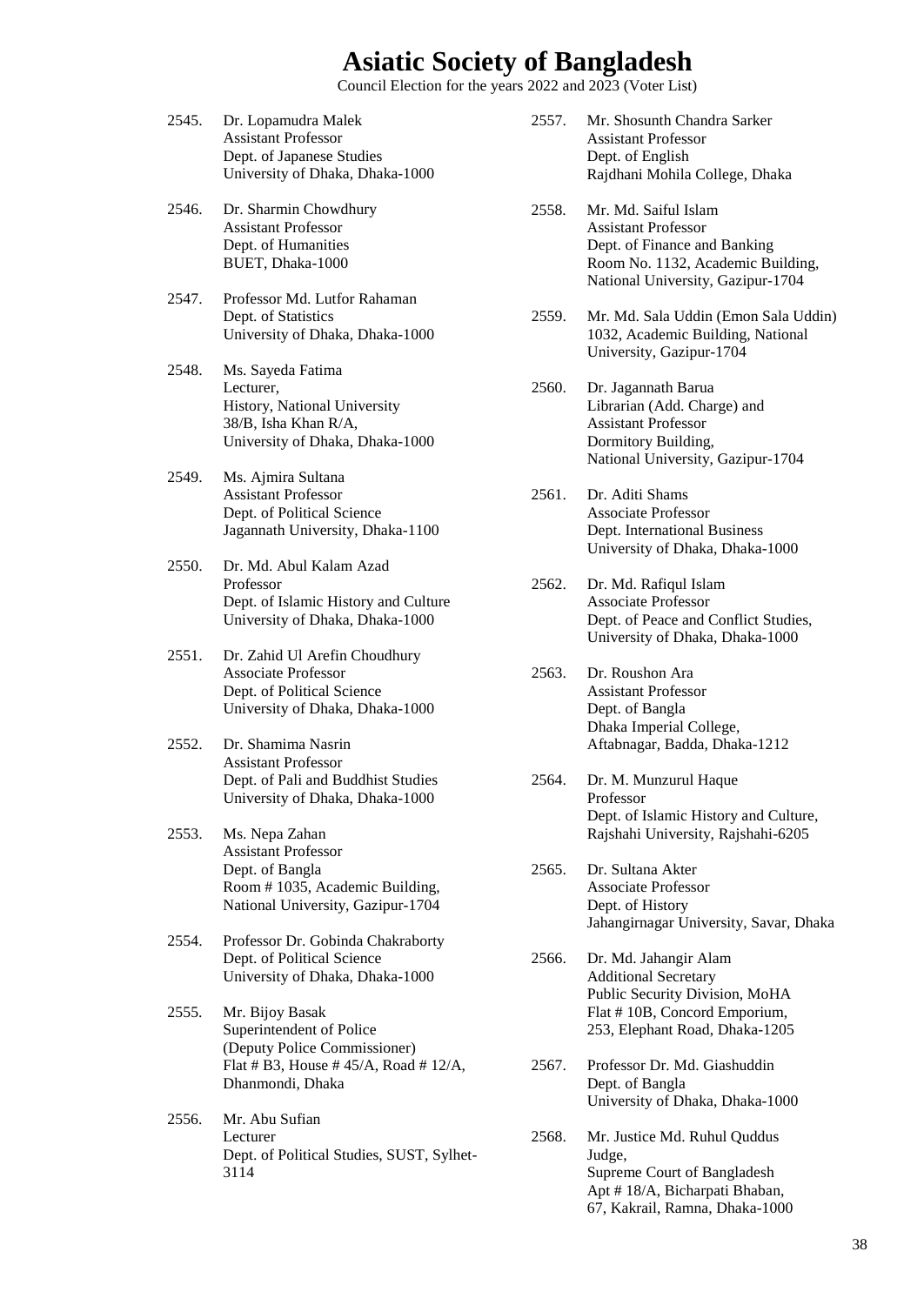# Asiatic Society of Bangladesh

Council Election for the years 2022 and 2023 (Voter List)

2545. Dr. Lopamudra Malek
Assistant Professor
Dept. of Japanese Studies
University of Dhaka, Dhaka-1000

2546. Dr. Sharmin Chowdhury
Assistant Professor
Dept. of Humanities
BUET, Dhaka-1000

2547. Professor Md. Lutfor Rahaman
Dept. of Statistics
University of Dhaka, Dhaka-1000

2548. Ms. Sayeda Fatima
Lecturer,
History, National University
38/B, Isha Khan R/A,
University of Dhaka, Dhaka-1000

2549. Ms. Ajmira Sultana
Assistant Professor
Dept. of Political Science
Jagannath University, Dhaka-1100

2550. Dr. Md. Abul Kalam Azad
Professor
Dept. of Islamic History and Culture
University of Dhaka, Dhaka-1000

2551. Dr. Zahid Ul Arefin Choudhury
Associate Professor
Dept. of Political Science
University of Dhaka, Dhaka-1000

2552. Dr. Shamima Nasrin
Assistant Professor
Dept. of Pali and Buddhist Studies
University of Dhaka, Dhaka-1000

2553. Ms. Nepa Zahan
Assistant Professor
Dept. of Bangla
Room # 1035, Academic Building,
National University, Gazipur-1704

2554. Professor Dr. Gobinda Chakraborty
Dept. of Political Science
University of Dhaka, Dhaka-1000

2555. Mr. Bijoy Basak
Superintendent of Police
(Deputy Police Commissioner)
Flat # B3, House # 45/A, Road # 12/A,
Dhanmondi, Dhaka

2556. Mr. Abu Sufian
Lecturer
Dept. of Political Studies, SUST, Sylhet-3114

2557. Mr. Shosunth Chandra Sarker
Assistant Professor
Dept. of English
Rajdhani Mohila College, Dhaka

2558. Mr. Md. Saiful Islam
Assistant Professor
Dept. of Finance and Banking
Room No. 1132, Academic Building,
National University, Gazipur-1704

2559. Mr. Md. Sala Uddin (Emon Sala Uddin)
1032, Academic Building, National
University, Gazipur-1704

2560. Dr. Jagannath Barua
Librarian (Add. Charge) and
Assistant Professor
Dormitory Building,
National University, Gazipur-1704

2561. Dr. Aditi Shams
Associate Professor
Dept. International Business
University of Dhaka, Dhaka-1000

2562. Dr. Md. Rafiqul Islam
Associate Professor
Dept. of Peace and Conflict Studies,
University of Dhaka, Dhaka-1000

2563. Dr. Roushon Ara
Assistant Professor
Dept. of Bangla
Dhaka Imperial College,
Aftabnagar, Badda, Dhaka-1212

2564. Dr. M. Munzurul Haque
Professor
Dept. of Islamic History and Culture,
Rajshahi University, Rajshahi-6205

2565. Dr. Sultana Akter
Associate Professor
Dept. of History
Jahangirnagar University, Savar, Dhaka

2566. Dr. Md. Jahangir Alam
Additional Secretary
Public Security Division, MoHA
Flat # 10B, Concord Emporium,
253, Elephant Road, Dhaka-1205

2567. Professor Dr. Md. Giashuddin
Dept. of Bangla
University of Dhaka, Dhaka-1000

2568. Mr. Justice Md. Ruhul Quddus
Judge,
Supreme Court of Bangladesh
Apt # 18/A, Bicharpati Bhaban,
67, Kakrail, Ramna, Dhaka-1000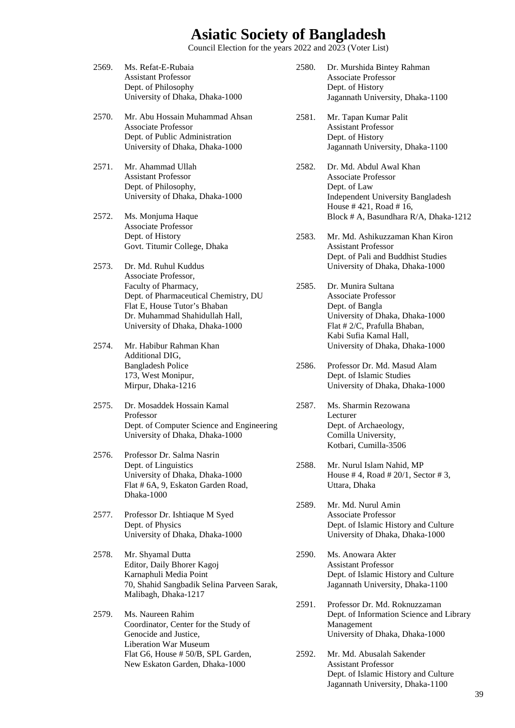# Asiatic Society of Bangladesh

Council Election for the years 2022 and 2023 (Voter List)

2569. Ms. Refat-E-Rubaia
Assistant Professor
Dept. of Philosophy
University of Dhaka, Dhaka-1000

2570. Mr. Abu Hossain Muhammad Ahsan
Associate Professor
Dept. of Public Administration
University of Dhaka, Dhaka-1000

2571. Mr. Ahammad Ullah
Assistant Professor
Dept. of Philosophy,
University of Dhaka, Dhaka-1000

2572. Ms. Monjuma Haque
Associate Professor
Dept. of History
Govt. Titumir College, Dhaka

2573. Dr. Md. Ruhul Kuddus
Associate Professor,
Faculty of Pharmacy,
Dept. of Pharmaceutical Chemistry, DU
Flat E, House Tutor's Bhaban
Dr. Muhammad Shahidullah Hall,
University of Dhaka, Dhaka-1000

2574. Mr. Habibur Rahman Khan
Additional DIG,
Bangladesh Police
173, West Monipur,
Mirpur, Dhaka-1216

2575. Dr. Mosaddek Hossain Kamal
Professor
Dept. of Computer Science and Engineering
University of Dhaka, Dhaka-1000

2576. Professor Dr. Salma Nasrin
Dept. of Linguistics
University of Dhaka, Dhaka-1000
Flat # 6A, 9, Eskaton Garden Road,
Dhaka-1000

2577. Professor Dr. Ishtiaque M Syed
Dept. of Physics
University of Dhaka, Dhaka-1000

2578. Mr. Shyamal Dutta
Editor, Daily Bhorer Kagoj
Karnaphuli Media Point
70, Shahid Sangbadik Selina Parveen Sarak,
Malibagh, Dhaka-1217

2579. Ms. Naureen Rahim
Coordinator, Center for the Study of
Genocide and Justice,
Liberation War Museum
Flat G6, House # 50/B, SPL Garden,
New Eskaton Garden, Dhaka-1000

2580. Dr. Murshida Bintey Rahman
Associate Professor
Dept. of History
Jagannath University, Dhaka-1100

2581. Mr. Tapan Kumar Palit
Assistant Professor
Dept. of History
Jagannath University, Dhaka-1100

2582. Dr. Md. Abdul Awal Khan
Associate Professor
Dept. of Law
Independent University Bangladesh
House # 421, Road # 16,
Block # A, Basundhara R/A, Dhaka-1212

2583. Mr. Md. Ashikuzzaman Khan Kiron
Assistant Professor
Dept. of Pali and Buddhist Studies
University of Dhaka, Dhaka-1000

2585. Dr. Munira Sultana
Associate Professor
Dept. of Bangla
University of Dhaka, Dhaka-1000
Flat # 2/C, Prafulla Bhaban,
Kabi Sufia Kamal Hall,
University of Dhaka, Dhaka-1000

2586. Professor Dr. Md. Masud Alam
Dept. of Islamic Studies
University of Dhaka, Dhaka-1000

2587. Ms. Sharmin Rezowana
Lecturer
Dept. of Archaeology,
Comilla University,
Kotbari, Cumilla-3506

2588. Mr. Nurul Islam Nahid, MP
House # 4, Road # 20/1, Sector # 3,
Uttara, Dhaka

2589. Mr. Md. Nurul Amin
Associate Professor
Dept. of Islamic History and Culture
University of Dhaka, Dhaka-1000

2590. Ms. Anowara Akter
Assistant Professor
Dept. of Islamic History and Culture
Jagannath University, Dhaka-1100

2591. Professor Dr. Md. Roknuzzaman
Dept. of Information Science and Library
Management
University of Dhaka, Dhaka-1000

2592. Mr. Md. Abusalah Sakender
Assistant Professor
Dept. of Islamic History and Culture
Jagannath University, Dhaka-1100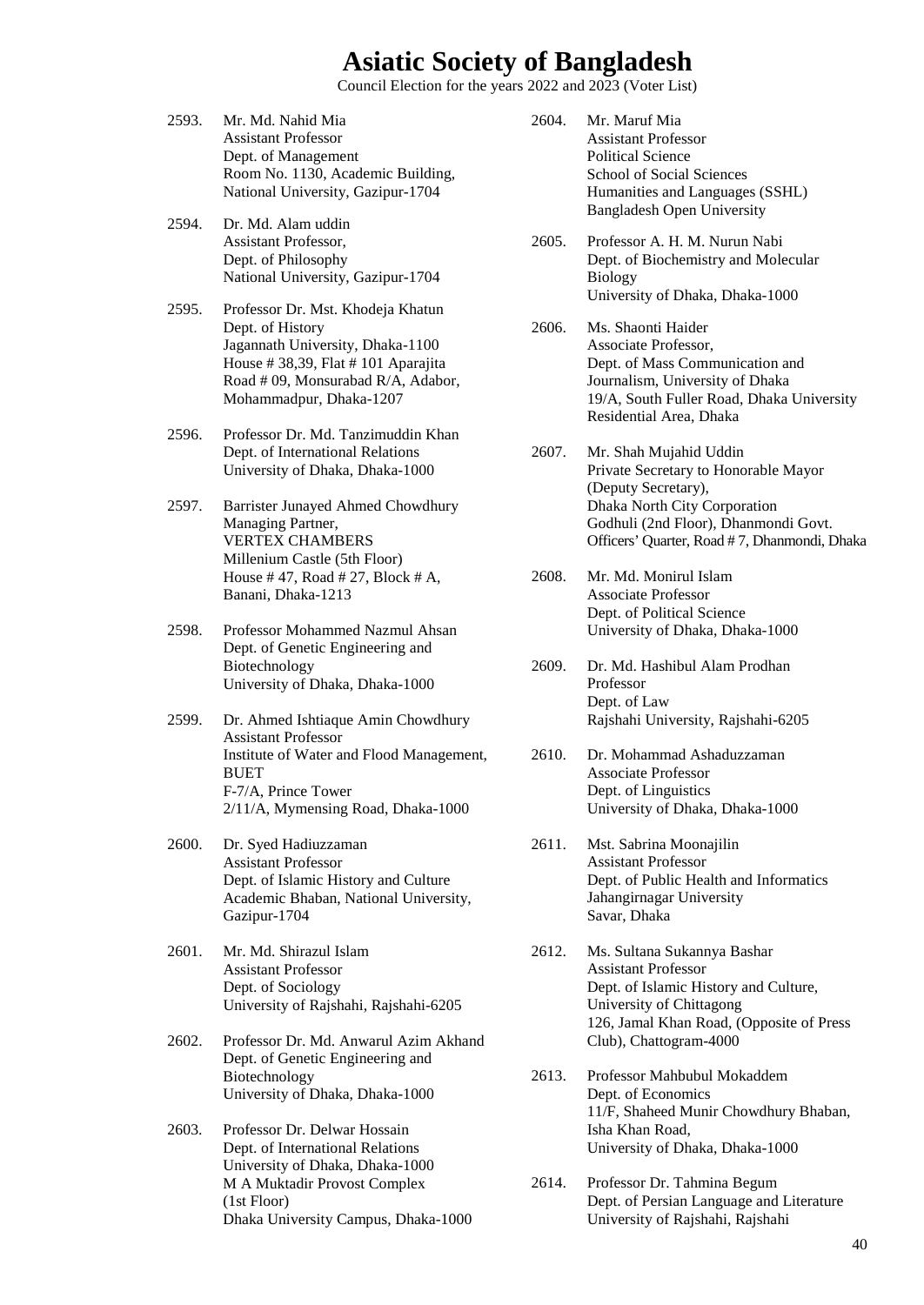# Asiatic Society of Bangladesh

Council Election for the years 2022 and 2023 (Voter List)

2593. Mr. Md. Nahid Mia
Assistant Professor
Dept. of Management
Room No. 1130, Academic Building,
National University, Gazipur-1704

2594. Dr. Md. Alam uddin
Assistant Professor,
Dept. of Philosophy
National University, Gazipur-1704

2595. Professor Dr. Mst. Khodeja Khatun
Dept. of History
Jagannath University, Dhaka-1100
House # 38,39, Flat # 101 Aparajita
Road # 09, Monsurabad R/A, Adabor,
Mohammadpur, Dhaka-1207

2596. Professor Dr. Md. Tanzimuddin Khan
Dept. of International Relations
University of Dhaka, Dhaka-1000

2597. Barrister Junayed Ahmed Chowdhury
Managing Partner,
VERTEX CHAMBERS
Millenium Castle (5th Floor)
House # 47, Road # 27, Block # A,
Banani, Dhaka-1213

2598. Professor Mohammed Nazmul Ahsan
Dept. of Genetic Engineering and
Biotechnology
University of Dhaka, Dhaka-1000

2599. Dr. Ahmed Ishtiaque Amin Chowdhury
Assistant Professor
Institute of Water and Flood Management,
BUET
F-7/A, Prince Tower
2/11/A, Mymensing Road, Dhaka-1000

2600. Dr. Syed Hadiuzzaman
Assistant Professor
Dept. of Islamic History and Culture
Academic Bhaban, National University,
Gazipur-1704

2601. Mr. Md. Shirazul Islam
Assistant Professor
Dept. of Sociology
University of Rajshahi, Rajshahi-6205

2602. Professor Dr. Md. Anwarul Azim Akhand
Dept. of Genetic Engineering and
Biotechnology
University of Dhaka, Dhaka-1000

2603. Professor Dr. Delwar Hossain
Dept. of International Relations
University of Dhaka, Dhaka-1000
M A Muktadir Provost Complex
(1st Floor)
Dhaka University Campus, Dhaka-1000

2604. Mr. Maruf Mia
Assistant Professor
Political Science
School of Social Sciences
Humanities and Languages (SSHL)
Bangladesh Open University

2605. Professor A. H. M. Nurun Nabi
Dept. of Biochemistry and Molecular
Biology
University of Dhaka, Dhaka-1000

2606. Ms. Shaonti Haider
Associate Professor,
Dept. of Mass Communication and
Journalism, University of Dhaka
19/A, South Fuller Road, Dhaka University
Residential Area, Dhaka

2607. Mr. Shah Mujahid Uddin
Private Secretary to Honorable Mayor
(Deputy Secretary),
Dhaka North City Corporation
Godhuli (2nd Floor), Dhanmondi Govt.
Officers' Quarter, Road # 7, Dhanmondi, Dhaka

2608. Mr. Md. Monirul Islam
Associate Professor
Dept. of Political Science
University of Dhaka, Dhaka-1000

2609. Dr. Md. Hashibul Alam Prodhan
Professor
Dept. of Law
Rajshahi University, Rajshahi-6205

2610. Dr. Mohammad Ashaduzzaman
Associate Professor
Dept. of Linguistics
University of Dhaka, Dhaka-1000

2611. Mst. Sabrina Moonajilin
Assistant Professor
Dept. of Public Health and Informatics
Jahangirnagar University
Savar, Dhaka

2612. Ms. Sultana Sukannya Bashar
Assistant Professor
Dept. of Islamic History and Culture,
University of Chittagong
126, Jamal Khan Road, (Opposite of Press
Club), Chattogram-4000

2613. Professor Mahbubul Mokaddem
Dept. of Economics
11/F, Shaheed Munir Chowdhury Bhaban,
Isha Khan Road,
University of Dhaka, Dhaka-1000

2614. Professor Dr. Tahmina Begum
Dept. of Persian Language and Literature
University of Rajshahi, Rajshahi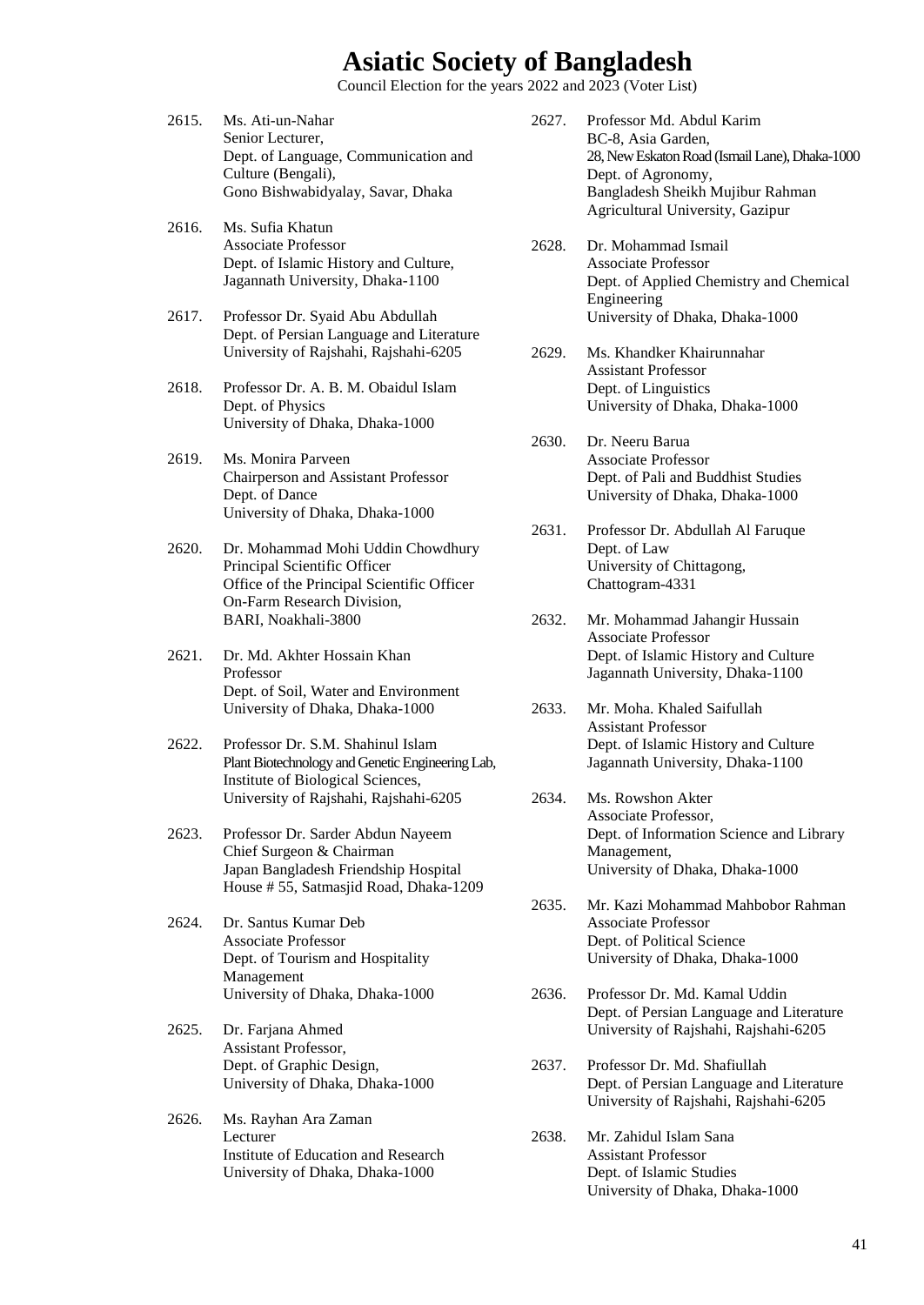# Asiatic Society of Bangladesh

Council Election for the years 2022 and 2023 (Voter List)

2615. Ms. Ati-un-Nahar
Senior Lecturer,
Dept. of Language, Communication and Culture (Bengali),
Gono Bishwabidyalay, Savar, Dhaka

2616. Ms. Sufia Khatun
Associate Professor
Dept. of Islamic History and Culture,
Jagannath University, Dhaka-1100

2617. Professor Dr. Syaid Abu Abdullah
Dept. of Persian Language and Literature
University of Rajshahi, Rajshahi-6205

2618. Professor Dr. A. B. M. Obaidul Islam
Dept. of Physics
University of Dhaka, Dhaka-1000

2619. Ms. Monira Parveen
Chairperson and Assistant Professor
Dept. of Dance
University of Dhaka, Dhaka-1000

2620. Dr. Mohammad Mohi Uddin Chowdhury
Principal Scientific Officer
Office of the Principal Scientific Officer
On-Farm Research Division,
BARI, Noakhali-3800

2621. Dr. Md. Akhter Hossain Khan
Professor
Dept. of Soil, Water and Environment
University of Dhaka, Dhaka-1000

2622. Professor Dr. S.M. Shahinul Islam
Plant Biotechnology and Genetic Engineering Lab,
Institute of Biological Sciences,
University of Rajshahi, Rajshahi-6205

2623. Professor Dr. Sarder Abdun Nayeem
Chief Surgeon & Chairman
Japan Bangladesh Friendship Hospital
House # 55, Satmasjid Road, Dhaka-1209

2624. Dr. Santus Kumar Deb
Associate Professor
Dept. of Tourism and Hospitality Management
University of Dhaka, Dhaka-1000

2625. Dr. Farjana Ahmed
Assistant Professor,
Dept. of Graphic Design,
University of Dhaka, Dhaka-1000

2626. Ms. Rayhan Ara Zaman
Lecturer
Institute of Education and Research
University of Dhaka, Dhaka-1000

2627. Professor Md. Abdul Karim
BC-8, Asia Garden,
28, New Eskaton Road (Ismail Lane), Dhaka-1000
Dept. of Agronomy,
Bangladesh Sheikh Mujibur Rahman Agricultural University, Gazipur

2628. Dr. Mohammad Ismail
Associate Professor
Dept. of Applied Chemistry and Chemical Engineering
University of Dhaka, Dhaka-1000

2629. Ms. Khandker Khairunnahar
Assistant Professor
Dept. of Linguistics
University of Dhaka, Dhaka-1000

2630. Dr. Neeru Barua
Associate Professor
Dept. of Pali and Buddhist Studies
University of Dhaka, Dhaka-1000

2631. Professor Dr. Abdullah Al Faruque
Dept. of Law
University of Chittagong,
Chattogram-4331

2632. Mr. Mohammad Jahangir Hussain
Associate Professor
Dept. of Islamic History and Culture
Jagannath University, Dhaka-1100

2633. Mr. Moha. Khaled Saifullah
Assistant Professor
Dept. of Islamic History and Culture
Jagannath University, Dhaka-1100

2634. Ms. Rowshon Akter
Associate Professor,
Dept. of Information Science and Library Management,
University of Dhaka, Dhaka-1000

2635. Mr. Kazi Mohammad Mahbobor Rahman
Associate Professor
Dept. of Political Science
University of Dhaka, Dhaka-1000

2636. Professor Dr. Md. Kamal Uddin
Dept. of Persian Language and Literature
University of Rajshahi, Rajshahi-6205

2637. Professor Dr. Md. Shafiullah
Dept. of Persian Language and Literature
University of Rajshahi, Rajshahi-6205

2638. Mr. Zahidul Islam Sana
Assistant Professor
Dept. of Islamic Studies
University of Dhaka, Dhaka-1000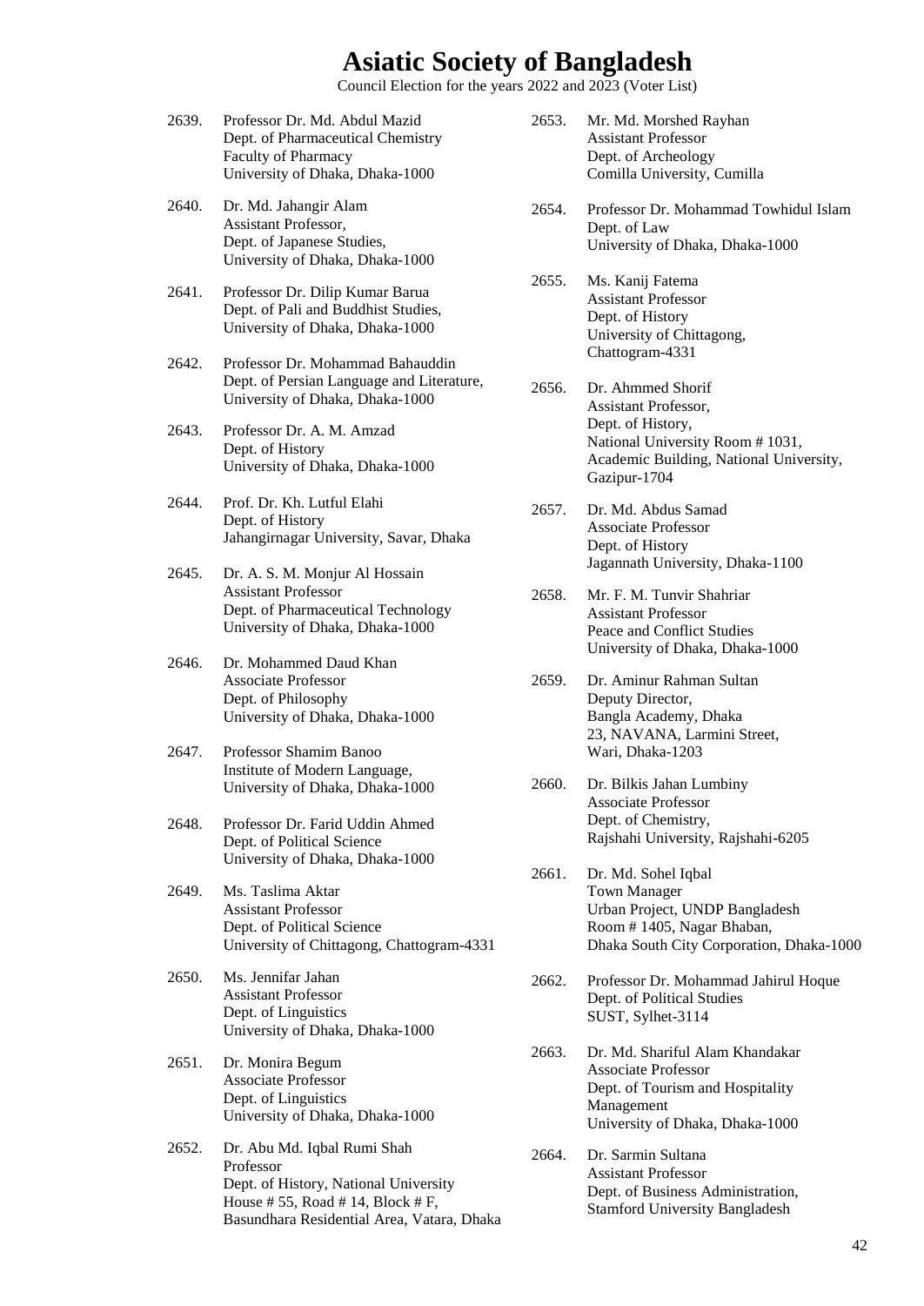# Asiatic Society of Bangladesh

Council Election for the years 2022 and 2023 (Voter List)

2639. Professor Dr. Md. Abdul Mazid
Dept. of Pharmaceutical Chemistry
Faculty of Pharmacy
University of Dhaka, Dhaka-1000

2640. Dr. Md. Jahangir Alam
Assistant Professor,
Dept. of Japanese Studies,
University of Dhaka, Dhaka-1000

2641. Professor Dr. Dilip Kumar Barua
Dept. of Pali and Buddhist Studies,
University of Dhaka, Dhaka-1000

2642. Professor Dr. Mohammad Bahauddin
Dept. of Persian Language and Literature,
University of Dhaka, Dhaka-1000

2643. Professor Dr. A. M. Amzad
Dept. of History
University of Dhaka, Dhaka-1000

2644. Prof. Dr. Kh. Lutful Elahi
Dept. of History
Jahangirnagar University, Savar, Dhaka

2645. Dr. A. S. M. Monjur Al Hossain
Assistant Professor
Dept. of Pharmaceutical Technology
University of Dhaka, Dhaka-1000

2646. Dr. Mohammed Daud Khan
Associate Professor
Dept. of Philosophy
University of Dhaka, Dhaka-1000

2647. Professor Shamim Banoo
Institute of Modern Language,
University of Dhaka, Dhaka-1000

2648. Professor Dr. Farid Uddin Ahmed
Dept. of Political Science
University of Dhaka, Dhaka-1000

2649. Ms. Taslima Aktar
Assistant Professor
Dept. of Political Science
University of Chittagong, Chattogram-4331

2650. Ms. Jennifar Jahan
Assistant Professor
Dept. of Linguistics
University of Dhaka, Dhaka-1000

2651. Dr. Monira Begum
Associate Professor
Dept. of Linguistics
University of Dhaka, Dhaka-1000

2652. Dr. Abu Md. Iqbal Rumi Shah
Professor
Dept. of History, National University
House # 55, Road # 14, Block # F,
Basundhara Residential Area, Vatara, Dhaka

2653. Mr. Md. Morshed Rayhan
Assistant Professor
Dept. of Archeology
Comilla University, Cumilla

2654. Professor Dr. Mohammad Towhidul Islam
Dept. of Law
University of Dhaka, Dhaka-1000

2655. Ms. Kanij Fatema
Assistant Professor
Dept. of History
University of Chittagong,
Chattogram-4331

2656. Dr. Ahmmed Shorif
Assistant Professor,
Dept. of History,
National University Room # 1031,
Academic Building, National University,
Gazipur-1704

2657. Dr. Md. Abdus Samad
Associate Professor
Dept. of History
Jagannath University, Dhaka-1100

2658. Mr. F. M. Tunvir Shahriar
Assistant Professor
Peace and Conflict Studies
University of Dhaka, Dhaka-1000

2659. Dr. Aminur Rahman Sultan
Deputy Director,
Bangla Academy, Dhaka
23, NAVANA, Larmini Street,
Wari, Dhaka-1203

2660. Dr. Bilkis Jahan Lumbiny
Associate Professor
Dept. of Chemistry,
Rajshahi University, Rajshahi-6205

2661. Dr. Md. Sohel Iqbal
Town Manager
Urban Project, UNDP Bangladesh
Room # 1405, Nagar Bhaban,
Dhaka South City Corporation, Dhaka-1000

2662. Professor Dr. Mohammad Jahirul Hoque
Dept. of Political Studies
SUST, Sylhet-3114

2663. Dr. Md. Shariful Alam Khandakar
Associate Professor
Dept. of Tourism and Hospitality
Management
University of Dhaka, Dhaka-1000

2664. Dr. Sarmin Sultana
Assistant Professor
Dept. of Business Administration,
Stamford University Bangladesh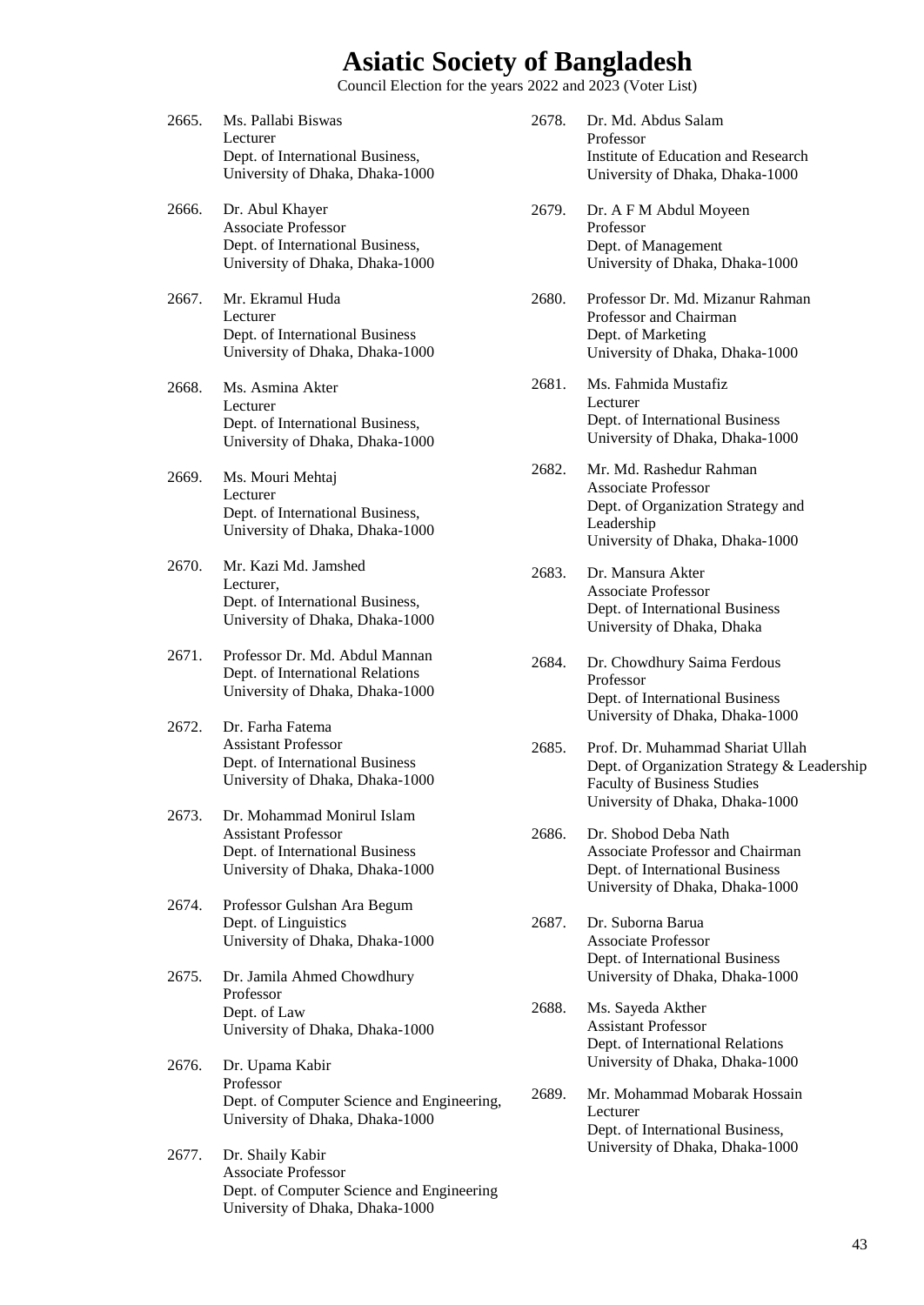# Asiatic Society of Bangladesh

Council Election for the years 2022 and 2023 (Voter List)

2665. Ms. Pallabi Biswas
Lecturer
Dept. of International Business,
University of Dhaka, Dhaka-1000

2666. Dr. Abul Khayer
Associate Professor
Dept. of International Business,
University of Dhaka, Dhaka-1000

2667. Mr. Ekramul Huda
Lecturer
Dept. of International Business
University of Dhaka, Dhaka-1000

2668. Ms. Asmina Akter
Lecturer
Dept. of International Business,
University of Dhaka, Dhaka-1000

2669. Ms. Mouri Mehtaj
Lecturer
Dept. of International Business,
University of Dhaka, Dhaka-1000

2670. Mr. Kazi Md. Jamshed
Lecturer,
Dept. of International Business,
University of Dhaka, Dhaka-1000

2671. Professor Dr. Md. Abdul Mannan
Dept. of International Relations
University of Dhaka, Dhaka-1000

2672. Dr. Farha Fatema
Assistant Professor
Dept. of International Business
University of Dhaka, Dhaka-1000

2673. Dr. Mohammad Monirul Islam
Assistant Professor
Dept. of International Business
University of Dhaka, Dhaka-1000

2674. Professor Gulshan Ara Begum
Dept. of Linguistics
University of Dhaka, Dhaka-1000

2675. Dr. Jamila Ahmed Chowdhury
Professor
Dept. of Law
University of Dhaka, Dhaka-1000

2676. Dr. Upama Kabir
Professor
Dept. of Computer Science and Engineering,
University of Dhaka, Dhaka-1000

2677. Dr. Shaily Kabir
Associate Professor
Dept. of Computer Science and Engineering
University of Dhaka, Dhaka-1000

2678. Dr. Md. Abdus Salam
Professor
Institute of Education and Research
University of Dhaka, Dhaka-1000

2679. Dr. A F M Abdul Moyeen
Professor
Dept. of Management
University of Dhaka, Dhaka-1000

2680. Professor Dr. Md. Mizanur Rahman
Professor and Chairman
Dept. of Marketing
University of Dhaka, Dhaka-1000

2681. Ms. Fahmida Mustafiz
Lecturer
Dept. of International Business
University of Dhaka, Dhaka-1000

2682. Mr. Md. Rashedur Rahman
Associate Professor
Dept. of Organization Strategy and Leadership
University of Dhaka, Dhaka-1000

2683. Dr. Mansura Akter
Associate Professor
Dept. of International Business
University of Dhaka, Dhaka

2684. Dr. Chowdhury Saima Ferdous
Professor
Dept. of International Business
University of Dhaka, Dhaka-1000

2685. Prof. Dr. Muhammad Shariat Ullah
Dept. of Organization Strategy & Leadership
Faculty of Business Studies
University of Dhaka, Dhaka-1000

2686. Dr. Shobod Deba Nath
Associate Professor and Chairman
Dept. of International Business
University of Dhaka, Dhaka-1000

2687. Dr. Suborna Barua
Associate Professor
Dept. of International Business
University of Dhaka, Dhaka-1000

2688. Ms. Sayeda Akther
Assistant Professor
Dept. of International Relations
University of Dhaka, Dhaka-1000

2689. Mr. Mohammad Mobarak Hossain
Lecturer
Dept. of International Business,
University of Dhaka, Dhaka-1000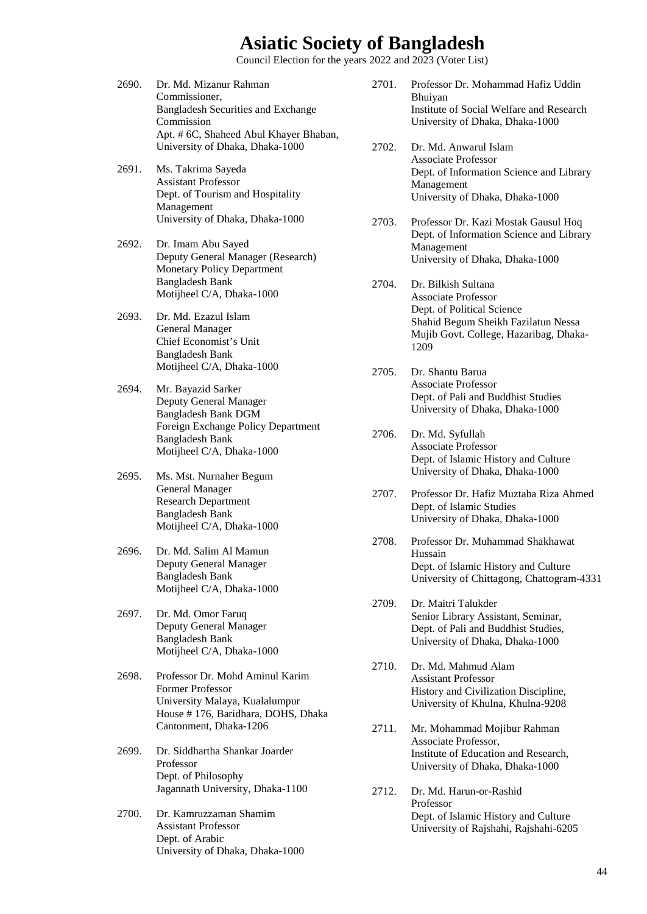# Asiatic Society of Bangladesh

Council Election for the years 2022 and 2023 (Voter List)

2690. Dr. Md. Mizanur Rahman
Commissioner,
Bangladesh Securities and Exchange Commission
Apt. # 6C, Shaheed Abul Khayer Bhaban,
University of Dhaka, Dhaka-1000

2691. Ms. Takrima Sayeda
Assistant Professor
Dept. of Tourism and Hospitality Management
University of Dhaka, Dhaka-1000

2692. Dr. Imam Abu Sayed
Deputy General Manager (Research)
Monetary Policy Department
Bangladesh Bank
Motijheel C/A, Dhaka-1000

2693. Dr. Md. Ezazul Islam
General Manager
Chief Economist's Unit
Bangladesh Bank
Motijheel C/A, Dhaka-1000

2694. Mr. Bayazid Sarker
Deputy General Manager
Bangladesh Bank DGM
Foreign Exchange Policy Department
Bangladesh Bank
Motijheel C/A, Dhaka-1000

2695. Ms. Mst. Nurnaher Begum
General Manager
Research Department
Bangladesh Bank
Motijheel C/A, Dhaka-1000

2696. Dr. Md. Salim Al Mamun
Deputy General Manager
Bangladesh Bank
Motijheel C/A, Dhaka-1000

2697. Dr. Md. Omor Faruq
Deputy General Manager
Bangladesh Bank
Motijheel C/A, Dhaka-1000

2698. Professor Dr. Mohd Aminul Karim
Former Professor
University Malaya, Kualalumpur
House # 176, Baridhara, DOHS, Dhaka Cantonment, Dhaka-1206

2699. Dr. Siddhartha Shankar Joarder
Professor
Dept. of Philosophy
Jagannath University, Dhaka-1100

2700. Dr. Kamruzzaman Shamim
Assistant Professor
Dept. of Arabic
University of Dhaka, Dhaka-1000

2701. Professor Dr. Mohammad Hafiz Uddin Bhuiyan
Institute of Social Welfare and Research
University of Dhaka, Dhaka-1000

2702. Dr. Md. Anwarul Islam
Associate Professor
Dept. of Information Science and Library Management
University of Dhaka, Dhaka-1000

2703. Professor Dr. Kazi Mostak Gausul Hoq
Dept. of Information Science and Library Management
University of Dhaka, Dhaka-1000

2704. Dr. Bilkish Sultana
Associate Professor
Dept. of Political Science
Shahid Begum Sheikh Fazilatun Nessa Mujib Govt. College, Hazaribag, Dhaka-1209

2705. Dr. Shantu Barua
Associate Professor
Dept. of Pali and Buddhist Studies
University of Dhaka, Dhaka-1000

2706. Dr. Md. Syfullah
Associate Professor
Dept. of Islamic History and Culture
University of Dhaka, Dhaka-1000

2707. Professor Dr. Hafiz Muztaba Riza Ahmed
Dept. of Islamic Studies
University of Dhaka, Dhaka-1000

2708. Professor Dr. Muhammad Shakhawat Hussain
Dept. of Islamic History and Culture
University of Chittagong, Chattogram-4331

2709. Dr. Maitri Talukder
Senior Library Assistant, Seminar,
Dept. of Pali and Buddhist Studies,
University of Dhaka, Dhaka-1000

2710. Dr. Md. Mahmud Alam
Assistant Professor
History and Civilization Discipline,
University of Khulna, Khulna-9208

2711. Mr. Mohammad Mojibur Rahman
Associate Professor,
Institute of Education and Research,
University of Dhaka, Dhaka-1000

2712. Dr. Md. Harun-or-Rashid
Professor
Dept. of Islamic History and Culture
University of Rajshahi, Rajshahi-6205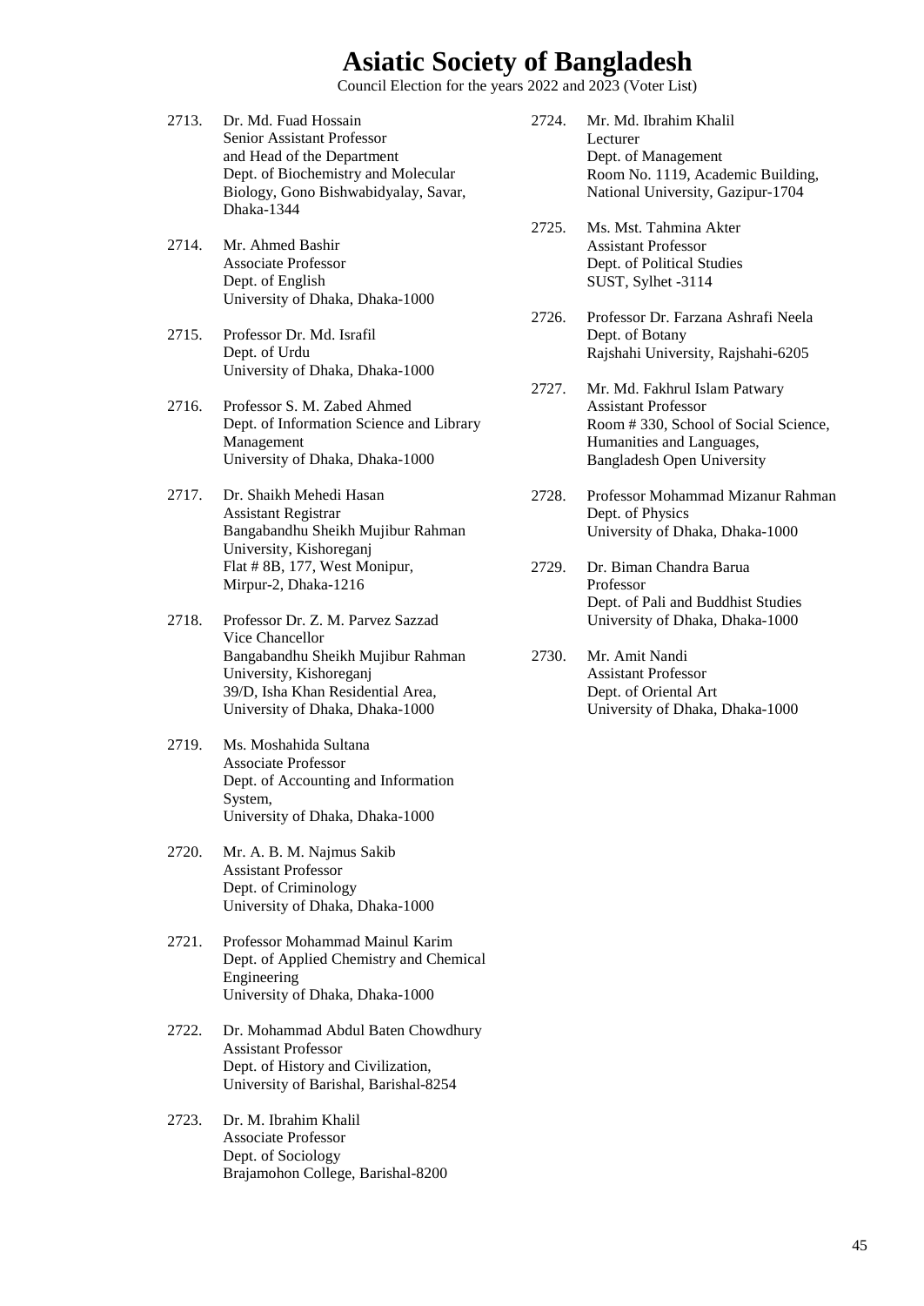# Asiatic Society of Bangladesh

Council Election for the years 2022 and 2023 (Voter List)

2713. Dr. Md. Fuad Hossain
Senior Assistant Professor
and Head of the Department
Dept. of Biochemistry and Molecular Biology, Gono Bishwabidyalay, Savar, Dhaka-1344

2714. Mr. Ahmed Bashir
Associate Professor
Dept. of English
University of Dhaka, Dhaka-1000

2715. Professor Dr. Md. Israfil
Dept. of Urdu
University of Dhaka, Dhaka-1000

2716. Professor S. M. Zabed Ahmed
Dept. of Information Science and Library Management
University of Dhaka, Dhaka-1000

2717. Dr. Shaikh Mehedi Hasan
Assistant Registrar
Bangabandhu Sheikh Mujibur Rahman University, Kishoreganj
Flat # 8B, 177, West Monipur, Mirpur-2, Dhaka-1216

2718. Professor Dr. Z. M. Parvez Sazzad
Vice Chancellor
Bangabandhu Sheikh Mujibur Rahman University, Kishoreganj
39/D, Isha Khan Residential Area, University of Dhaka, Dhaka-1000

2719. Ms. Moshahida Sultana
Associate Professor
Dept. of Accounting and Information System,
University of Dhaka, Dhaka-1000

2720. Mr. A. B. M. Najmus Sakib
Assistant Professor
Dept. of Criminology
University of Dhaka, Dhaka-1000

2721. Professor Mohammad Mainul Karim
Dept. of Applied Chemistry and Chemical Engineering
University of Dhaka, Dhaka-1000

2722. Dr. Mohammad Abdul Baten Chowdhury
Assistant Professor
Dept. of History and Civilization,
University of Barishal, Barishal-8254

2723. Dr. M. Ibrahim Khalil
Associate Professor
Dept. of Sociology
Brajamohon College, Barishal-8200

2724. Mr. Md. Ibrahim Khalil
Lecturer
Dept. of Management
Room No. 1119, Academic Building,
National University, Gazipur-1704

2725. Ms. Mst. Tahmina Akter
Assistant Professor
Dept. of Political Studies
SUST, Sylhet -3114

2726. Professor Dr. Farzana Ashrafi Neela
Dept. of Botany
Rajshahi University, Rajshahi-6205

2727. Mr. Md. Fakhrul Islam Patwary
Assistant Professor
Room # 330, School of Social Science, Humanities and Languages,
Bangladesh Open University

2728. Professor Mohammad Mizanur Rahman
Dept. of Physics
University of Dhaka, Dhaka-1000

2729. Dr. Biman Chandra Barua
Professor
Dept. of Pali and Buddhist Studies
University of Dhaka, Dhaka-1000

2730. Mr. Amit Nandi
Assistant Professor
Dept. of Oriental Art
University of Dhaka, Dhaka-1000